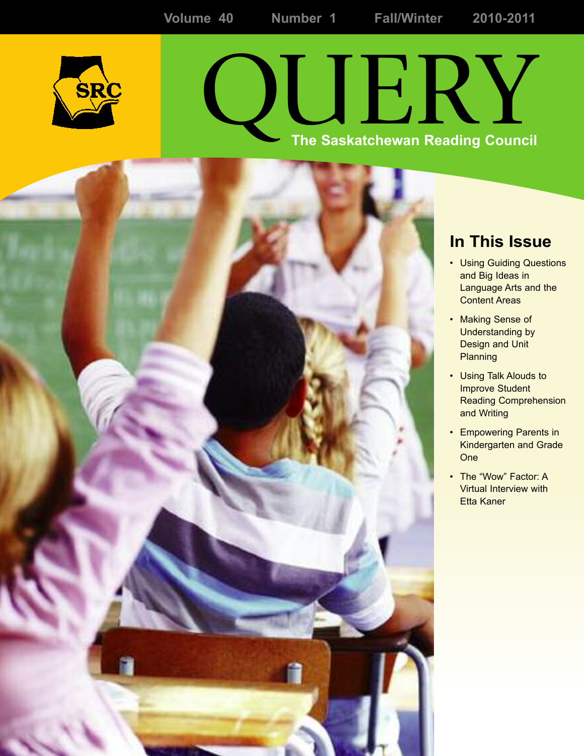Volume 40 Number 1 Fall/Winter 2010-2011

SRC

# QUERY

The Saskatchewan Reading Council

## In This Issue

- Using Guiding Questions and Big Ideas in Language Arts and the Content Areas
- Making Sense of Understanding by Design and Unit Planning
- Using Talk Alouds to Improve Student Reading Comprehension and Writing
- Empowering Parents in Kindergarten and Grade One
- The "Wow" Factor: A Virtual Interview with Etta Kaner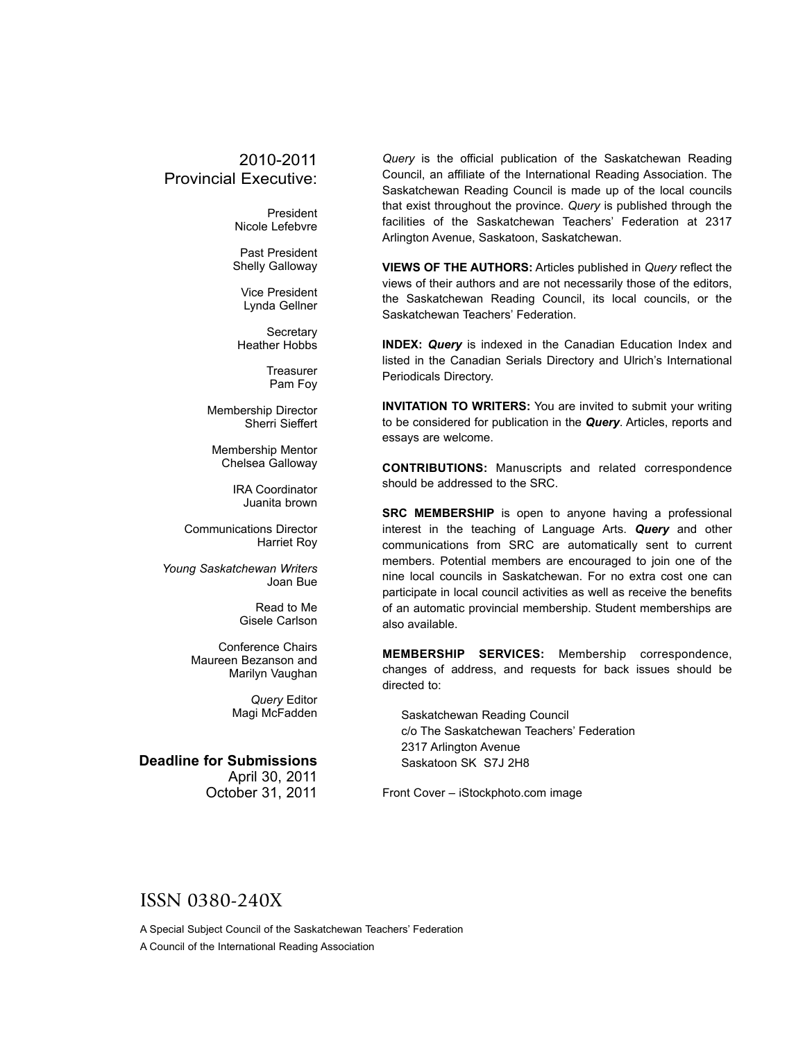## 2010-2011 Provincial Executive:

President
Nicole Lefebvre

Past President
Shelly Galloway

Vice President
Lynda Gellner

Secretary
Heather Hobbs

Treasurer
Pam Foy

Membership Director
Sherri Sieffert

Membership Mentor
Chelsea Galloway

IRA Coordinator
Juanita brown

Communications Director
Harriet Roy

*Young Saskatchewan Writers*
Joan Bue

Read to Me
Gisele Carlson

Conference Chairs
Maureen Bezanson and
Marilyn Vaughan

*Query* Editor
Magi McFadden

**Deadline for Submissions**
April 30, 2011
October 31, 2011

*Query* is the official publication of the Saskatchewan Reading Council, an affiliate of the International Reading Association. The Saskatchewan Reading Council is made up of the local councils that exist throughout the province. *Query* is published through the facilities of the Saskatchewan Teachers' Federation at 2317 Arlington Avenue, Saskatoon, Saskatchewan.

**VIEWS OF THE AUTHORS:** Articles published in *Query* reflect the views of their authors and are not necessarily those of the editors, the Saskatchewan Reading Council, its local councils, or the Saskatchewan Teachers' Federation.

**INDEX:** ***Query*** is indexed in the Canadian Education Index and listed in the Canadian Serials Directory and Ulrich's International Periodicals Directory.

**INVITATION TO WRITERS:** You are invited to submit your writing to be considered for publication in the ***Query***. Articles, reports and essays are welcome.

**CONTRIBUTIONS:** Manuscripts and related correspondence should be addressed to the SRC.

**SRC MEMBERSHIP** is open to anyone having a professional interest in the teaching of Language Arts. ***Query*** and other communications from SRC are automatically sent to current members. Potential members are encouraged to join one of the nine local councils in Saskatchewan. For no extra cost one can participate in local council activities as well as receive the benefits of an automatic provincial membership. Student memberships are also available.

**MEMBERSHIP SERVICES:** Membership correspondence, changes of address, and requests for back issues should be directed to:

Saskatchewan Reading Council
c/o The Saskatchewan Teachers' Federation
2317 Arlington Avenue
Saskatoon SK S7J 2H8

Front Cover – iStockphoto.com image

ISSN 0380-240X

A Special Subject Council of the Saskatchewan Teachers' Federation
A Council of the International Reading Association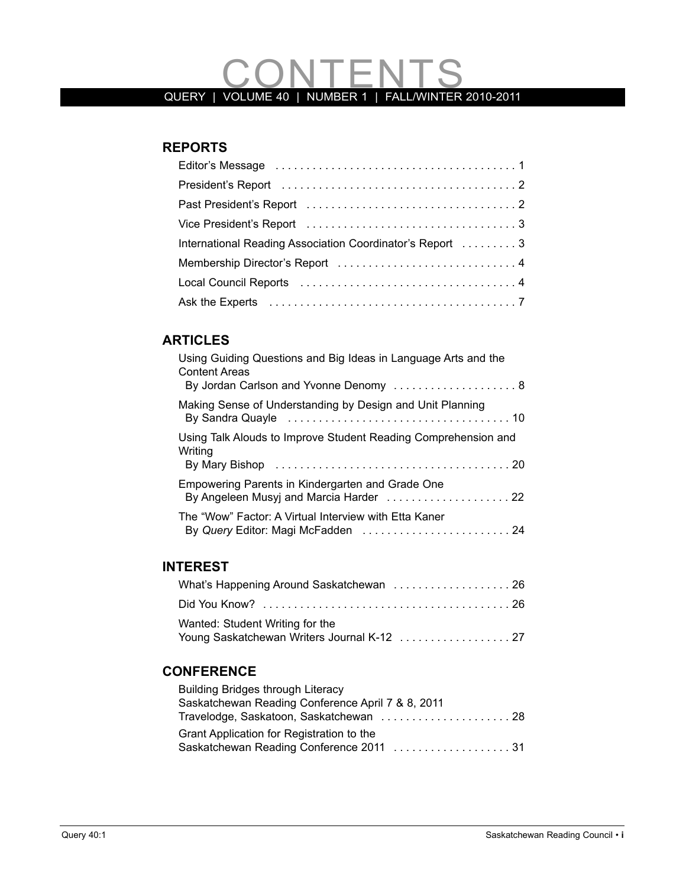# CONTENTS

QUERY | VOLUME 40 | NUMBER 1 | FALL/WINTER 2010-2011

## REPORTS

- Editor's Message . . . . . 1
- President's Report . . . . . 2
- Past President's Report . . . . . 2
- Vice President's Report . . . . . 3
- International Reading Association Coordinator's Report . . . . . 3
- Membership Director's Report . . . . . 4
- Local Council Reports . . . . . 4
- Ask the Experts . . . . . 7

## ARTICLES

- Using Guiding Questions and Big Ideas in Language Arts and the Content Areas
  By Jordan Carlson and Yvonne Denomy . . . . . 8
- Making Sense of Understanding by Design and Unit Planning
  By Sandra Quayle . . . . . 10
- Using Talk Alouds to Improve Student Reading Comprehension and Writing
  By Mary Bishop . . . . . 20
- Empowering Parents in Kindergarten and Grade One
  By Angeleen Musyj and Marcia Harder . . . . . 22
- The "Wow" Factor: A Virtual Interview with Etta Kaner
  By *Query* Editor: Magi McFadden . . . . . 24

## INTEREST

- What's Happening Around Saskatchewan . . . . . 26
- Did You Know? . . . . . 26
- Wanted: Student Writing for the Young Saskatchewan Writers Journal K-12 . . . . . 27

## CONFERENCE

- Building Bridges through Literacy
  Saskatchewan Reading Conference April 7 & 8, 2011
  Travelodge, Saskatoon, Saskatchewan . . . . . 28
- Grant Application for Registration to the Saskatchewan Reading Conference 2011 . . . . . 31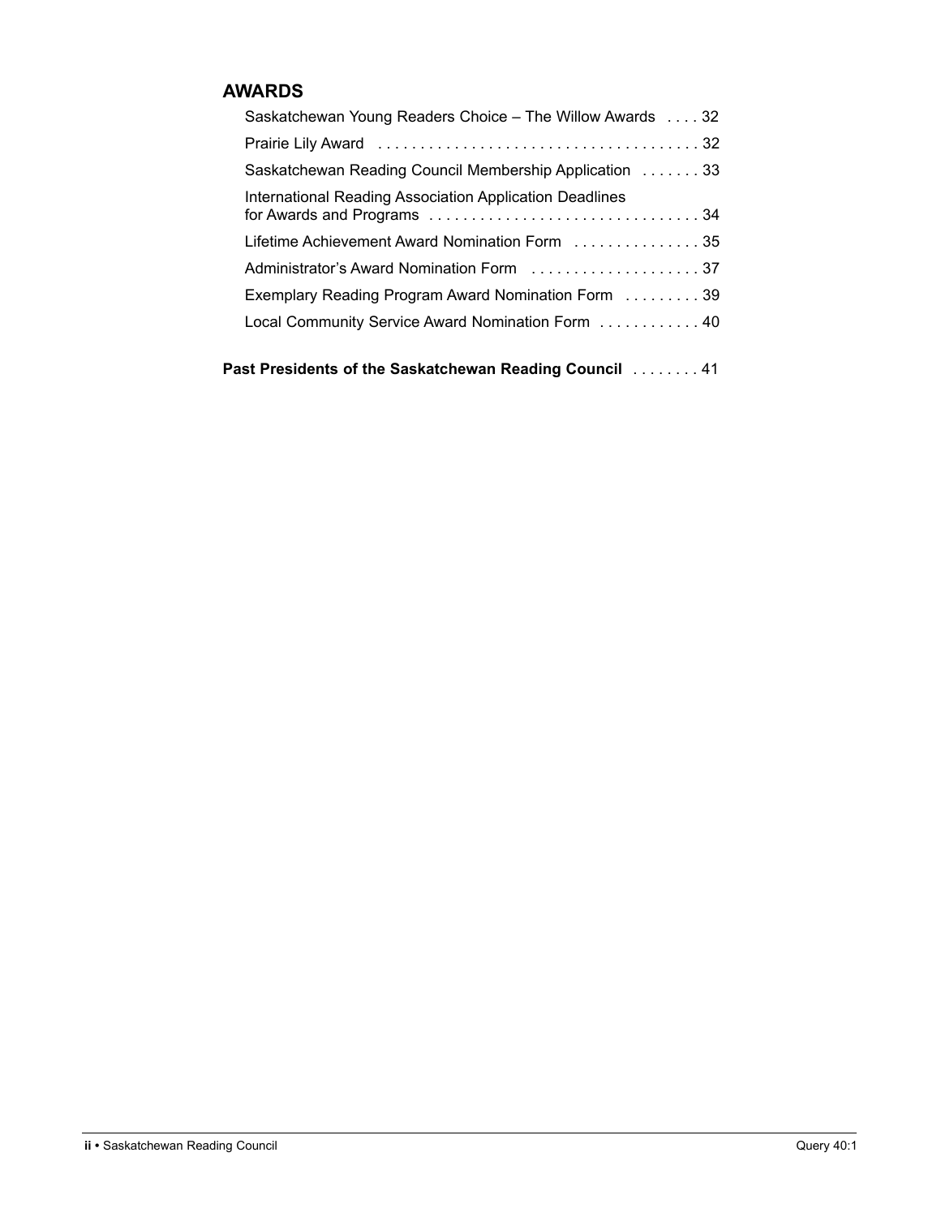## AWARDS

- Saskatchewan Young Readers Choice – The Willow Awards . . . . 32
- Prairie Lily Award . . . . . . . . . . . . . . . . . . . . . . . . . . . . . . . . . . . . . . 32
- Saskatchewan Reading Council Membership Application . . . . . . . 33
- International Reading Association Application Deadlines for Awards and Programs . . . . . . . . . . . . . . . . . . . . . . . . . . . . . . . . 34
- Lifetime Achievement Award Nomination Form . . . . . . . . . . . . . . . 35
- Administrator's Award Nomination Form . . . . . . . . . . . . . . . . . . . . 37
- Exemplary Reading Program Award Nomination Form . . . . . . . . . 39
- Local Community Service Award Nomination Form . . . . . . . . . . . . 40

**Past Presidents of the Saskatchewan Reading Council** . . . . . . . . 41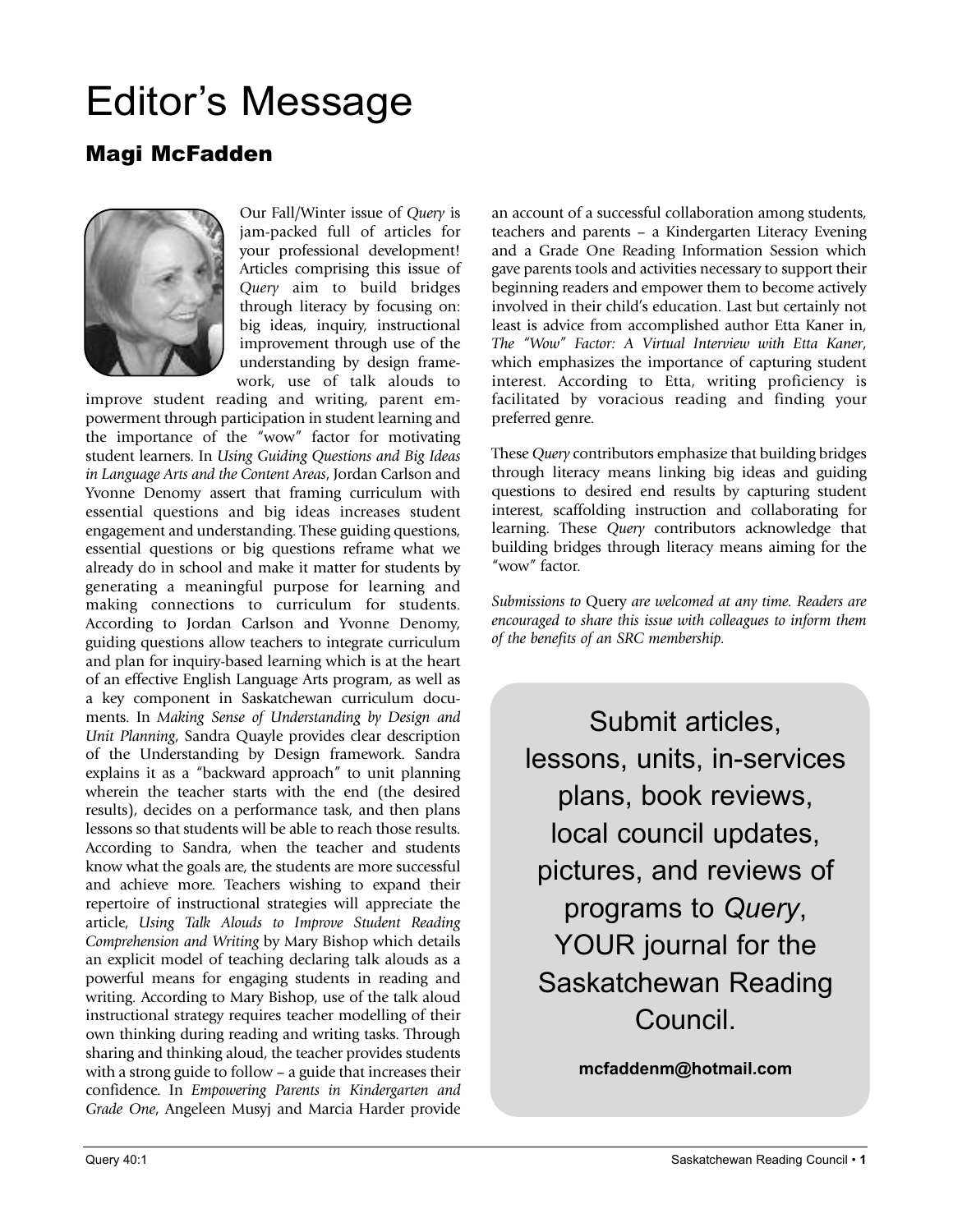# Editor's Message

## Magi McFadden

Our Fall/Winter issue of *Query* is jam-packed full of articles for your professional development! Articles comprising this issue of *Query* aim to build bridges through literacy by focusing on: big ideas, inquiry, instructional improvement through use of the understanding by design framework, use of talk alouds to improve student reading and writing, parent empowerment through participation in student learning and the importance of the "wow" factor for motivating student learners. In *Using Guiding Questions and Big Ideas in Language Arts and the Content Areas*, Jordan Carlson and Yvonne Denomy assert that framing curriculum with essential questions and big ideas increases student engagement and understanding. These guiding questions, essential questions or big questions reframe what we already do in school and make it matter for students by generating a meaningful purpose for learning and making connections to curriculum for students. According to Jordan Carlson and Yvonne Denomy, guiding questions allow teachers to integrate curriculum and plan for inquiry-based learning which is at the heart of an effective English Language Arts program, as well as a key component in Saskatchewan curriculum documents. In *Making Sense of Understanding by Design and Unit Planning*, Sandra Quayle provides clear description of the Understanding by Design framework. Sandra explains it as a "backward approach" to unit planning wherein the teacher starts with the end (the desired results), decides on a performance task, and then plans lessons so that students will be able to reach those results. According to Sandra, when the teacher and students know what the goals are, the students are more successful and achieve more. Teachers wishing to expand their repertoire of instructional strategies will appreciate the article, *Using Talk Alouds to Improve Student Reading Comprehension and Writing* by Mary Bishop which details an explicit model of teaching declaring talk alouds as a powerful means for engaging students in reading and writing. According to Mary Bishop, use of the talk aloud instructional strategy requires teacher modelling of their own thinking during reading and writing tasks. Through sharing and thinking aloud, the teacher provides students with a strong guide to follow – a guide that increases their confidence. In *Empowering Parents in Kindergarten and Grade One*, Angeleen Musyj and Marcia Harder provide an account of a successful collaboration among students, teachers and parents – a Kindergarten Literacy Evening and a Grade One Reading Information Session which gave parents tools and activities necessary to support their beginning readers and empower them to become actively involved in their child's education. Last but certainly not least is advice from accomplished author Etta Kaner in, *The "Wow" Factor: A Virtual Interview with Etta Kaner*, which emphasizes the importance of capturing student interest. According to Etta, writing proficiency is facilitated by voracious reading and finding your preferred genre.

These *Query* contributors emphasize that building bridges through literacy means linking big ideas and guiding questions to desired end results by capturing student interest, scaffolding instruction and collaborating for learning. These *Query* contributors acknowledge that building bridges through literacy means aiming for the "wow" factor.

*Submissions to* Query *are welcomed at any time. Readers are encouraged to share this issue with colleagues to inform them of the benefits of an SRC membership.*

Submit articles, lessons, units, in-services plans, book reviews, local council updates, pictures, and reviews of programs to *Query*, YOUR journal for the Saskatchewan Reading Council.

**mcfaddenm@hotmail.com**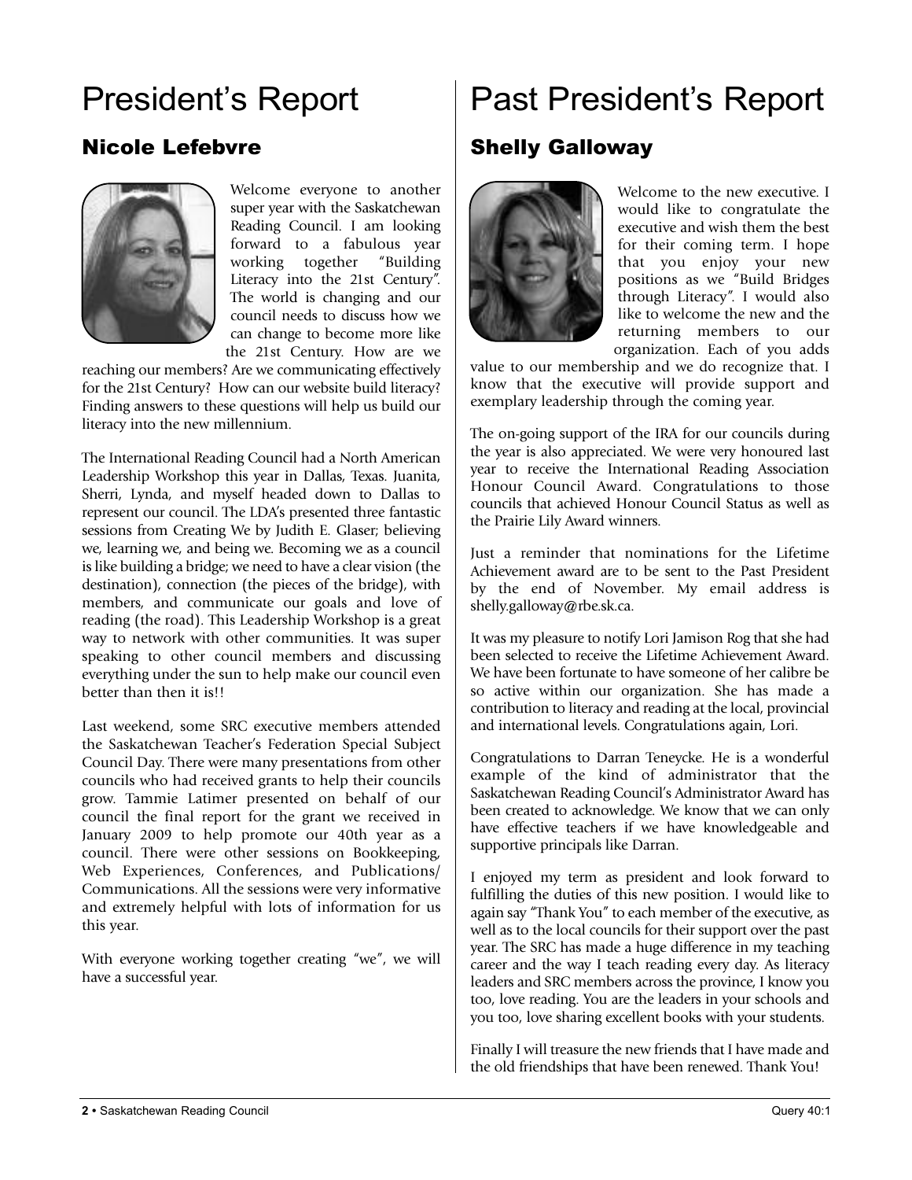# President's Report

## Nicole Lefebvre

Welcome everyone to another super year with the Saskatchewan Reading Council. I am looking forward to a fabulous year working together "Building Literacy into the 21st Century". The world is changing and our council needs to discuss how we can change to become more like the 21st Century. How are we reaching our members? Are we communicating effectively for the 21st Century? How can our website build literacy? Finding answers to these questions will help us build our literacy into the new millennium.

The International Reading Council had a North American Leadership Workshop this year in Dallas, Texas. Juanita, Sherri, Lynda, and myself headed down to Dallas to represent our council. The LDA's presented three fantastic sessions from Creating We by Judith E. Glaser; believing we, learning we, and being we. Becoming we as a council is like building a bridge; we need to have a clear vision (the destination), connection (the pieces of the bridge), with members, and communicate our goals and love of reading (the road). This Leadership Workshop is a great way to network with other communities. It was super speaking to other council members and discussing everything under the sun to help make our council even better than then it is!!

Last weekend, some SRC executive members attended the Saskatchewan Teacher's Federation Special Subject Council Day. There were many presentations from other councils who had received grants to help their councils grow. Tammie Latimer presented on behalf of our council the final report for the grant we received in January 2009 to help promote our 40th year as a council. There were other sessions on Bookkeeping, Web Experiences, Conferences, and Publications/ Communications. All the sessions were very informative and extremely helpful with lots of information for us this year.

With everyone working together creating "we", we will have a successful year.

# Past President's Report

## Shelly Galloway

Welcome to the new executive. I would like to congratulate the executive and wish them the best for their coming term. I hope that you enjoy your new positions as we "Build Bridges through Literacy". I would also like to welcome the new and the returning members to our organization. Each of you adds value to our membership and we do recognize that. I know that the executive will provide support and exemplary leadership through the coming year.

The on-going support of the IRA for our councils during the year is also appreciated. We were very honoured last year to receive the International Reading Association Honour Council Award. Congratulations to those councils that achieved Honour Council Status as well as the Prairie Lily Award winners.

Just a reminder that nominations for the Lifetime Achievement award are to be sent to the Past President by the end of November. My email address is shelly.galloway@rbe.sk.ca.

It was my pleasure to notify Lori Jamison Rog that she had been selected to receive the Lifetime Achievement Award. We have been fortunate to have someone of her calibre be so active within our organization. She has made a contribution to literacy and reading at the local, provincial and international levels. Congratulations again, Lori.

Congratulations to Darran Teneycke. He is a wonderful example of the kind of administrator that the Saskatchewan Reading Council's Administrator Award has been created to acknowledge. We know that we can only have effective teachers if we have knowledgeable and supportive principals like Darran.

I enjoyed my term as president and look forward to fulfilling the duties of this new position. I would like to again say "Thank You" to each member of the executive, as well as to the local councils for their support over the past year. The SRC has made a huge difference in my teaching career and the way I teach reading every day. As literacy leaders and SRC members across the province, I know you too, love reading. You are the leaders in your schools and you too, love sharing excellent books with your students.

Finally I will treasure the new friends that I have made and the old friendships that have been renewed. Thank You!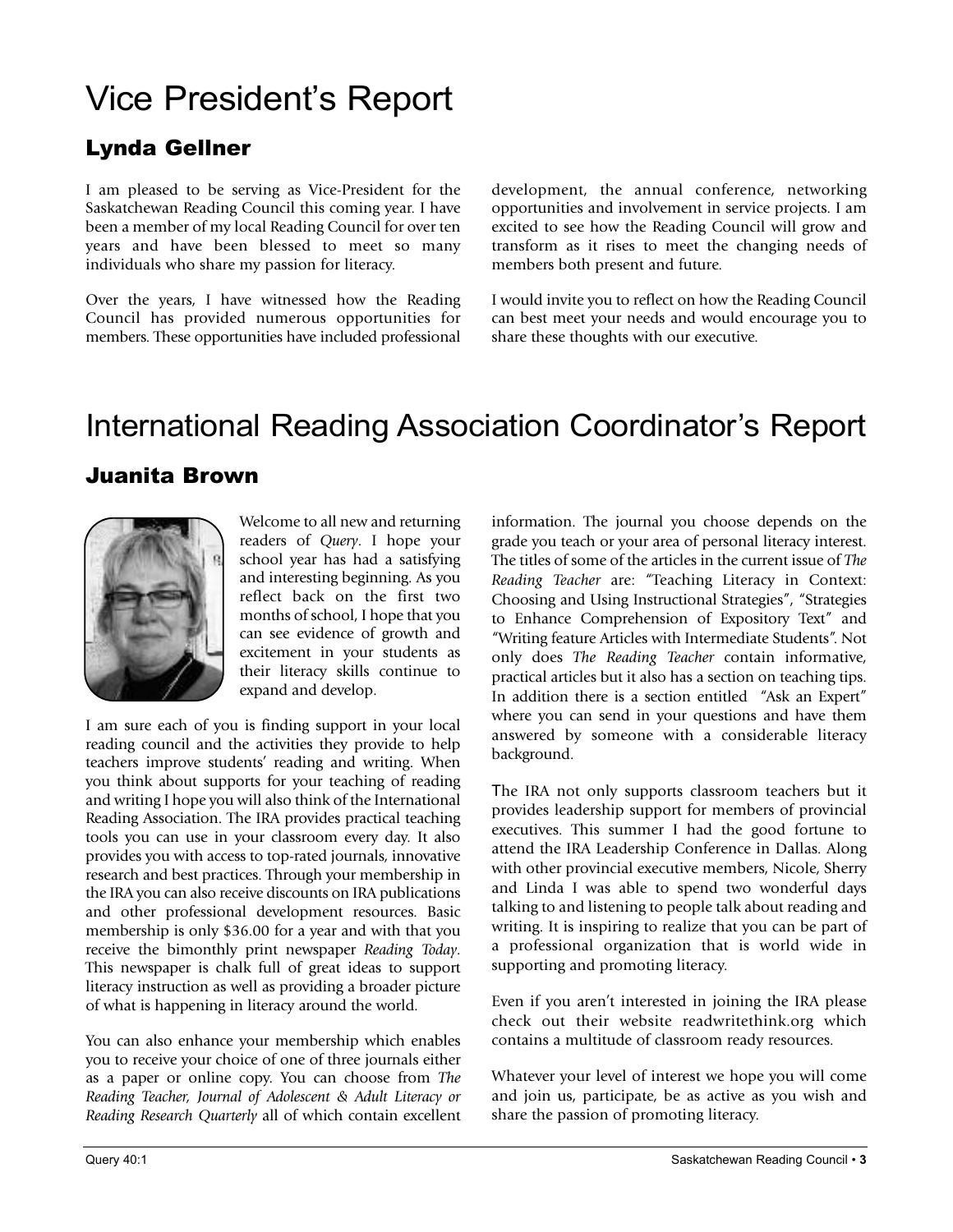# Vice President's Report

## Lynda Gellner

I am pleased to be serving as Vice-President for the Saskatchewan Reading Council this coming year. I have been a member of my local Reading Council for over ten years and have been blessed to meet so many individuals who share my passion for literacy.

Over the years, I have witnessed how the Reading Council has provided numerous opportunities for members. These opportunities have included professional development, the annual conference, networking opportunities and involvement in service projects. I am excited to see how the Reading Council will grow and transform as it rises to meet the changing needs of members both present and future.

I would invite you to reflect on how the Reading Council can best meet your needs and would encourage you to share these thoughts with our executive.

# International Reading Association Coordinator's Report

## Juanita Brown

Welcome to all new and returning readers of *Query*. I hope your school year has had a satisfying and interesting beginning. As you reflect back on the first two months of school, I hope that you can see evidence of growth and excitement in your students as their literacy skills continue to expand and develop.

I am sure each of you is finding support in your local reading council and the activities they provide to help teachers improve students' reading and writing. When you think about supports for your teaching of reading and writing I hope you will also think of the International Reading Association. The IRA provides practical teaching tools you can use in your classroom every day. It also provides you with access to top-rated journals, innovative research and best practices. Through your membership in the IRA you can also receive discounts on IRA publications and other professional development resources. Basic membership is only $36.00 for a year and with that you receive the bimonthly print newspaper *Reading Today*. This newspaper is chalk full of great ideas to support literacy instruction as well as providing a broader picture of what is happening in literacy around the world.

You can also enhance your membership which enables you to receive your choice of one of three journals either as a paper or online copy. You can choose from *The Reading Teacher, Journal of Adolescent & Adult Literacy or Reading Research Quarterly* all of which contain excellent information. The journal you choose depends on the grade you teach or your area of personal literacy interest. The titles of some of the articles in the current issue of *The Reading Teacher* are: "Teaching Literacy in Context: Choosing and Using Instructional Strategies", "Strategies to Enhance Comprehension of Expository Text" and "Writing feature Articles with Intermediate Students". Not only does *The Reading Teacher* contain informative, practical articles but it also has a section on teaching tips. In addition there is a section entitled "Ask an Expert" where you can send in your questions and have them answered by someone with a considerable literacy background.

The IRA not only supports classroom teachers but it provides leadership support for members of provincial executives. This summer I had the good fortune to attend the IRA Leadership Conference in Dallas. Along with other provincial executive members, Nicole, Sherry and Linda I was able to spend two wonderful days talking to and listening to people talk about reading and writing. It is inspiring to realize that you can be part of a professional organization that is world wide in supporting and promoting literacy.

Even if you aren't interested in joining the IRA please check out their website readwritethink.org which contains a multitude of classroom ready resources.

Whatever your level of interest we hope you will come and join us, participate, be as active as you wish and share the passion of promoting literacy.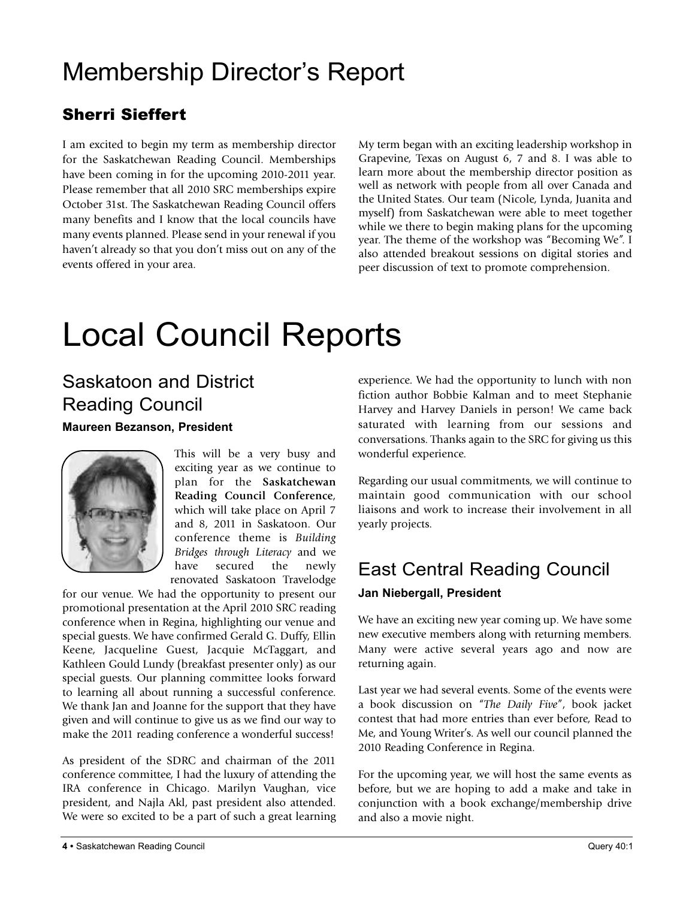# Membership Director's Report

## Sherri Sieffert

I am excited to begin my term as membership director for the Saskatchewan Reading Council. Memberships have been coming in for the upcoming 2010-2011 year. Please remember that all 2010 SRC memberships expire October 31st. The Saskatchewan Reading Council offers many benefits and I know that the local councils have many events planned. Please send in your renewal if you haven't already so that you don't miss out on any of the events offered in your area.

My term began with an exciting leadership workshop in Grapevine, Texas on August 6, 7 and 8. I was able to learn more about the membership director position as well as network with people from all over Canada and the United States. Our team (Nicole, Lynda, Juanita and myself) from Saskatchewan were able to meet together while we there to begin making plans for the upcoming year. The theme of the workshop was "Becoming We". I also attended breakout sessions on digital stories and peer discussion of text to promote comprehension.

# Local Council Reports

## Saskatoon and District Reading Council

**Maureen Bezanson, President**

This will be a very busy and exciting year as we continue to plan for the **Saskatchewan Reading Council Conference**, which will take place on April 7 and 8, 2011 in Saskatoon. Our conference theme is *Building Bridges through Literacy* and we have secured the newly renovated Saskatoon Travelodge for our venue. We had the opportunity to present our promotional presentation at the April 2010 SRC reading conference when in Regina, highlighting our venue and special guests. We have confirmed Gerald G. Duffy, Ellin Keene, Jacqueline Guest, Jacquie McTaggart, and Kathleen Gould Lundy (breakfast presenter only) as our special guests. Our planning committee looks forward to learning all about running a successful conference. We thank Jan and Joanne for the support that they have given and will continue to give us as we find our way to make the 2011 reading conference a wonderful success!

As president of the SDRC and chairman of the 2011 conference committee, I had the luxury of attending the IRA conference in Chicago. Marilyn Vaughan, vice president, and Najla Akl, past president also attended. We were so excited to be a part of such a great learning experience. We had the opportunity to lunch with non fiction author Bobbie Kalman and to meet Stephanie Harvey and Harvey Daniels in person! We came back saturated with learning from our sessions and conversations. Thanks again to the SRC for giving us this wonderful experience.

Regarding our usual commitments, we will continue to maintain good communication with our school liaisons and work to increase their involvement in all yearly projects.

## East Central Reading Council

**Jan Niebergall, President**

We have an exciting new year coming up. We have some new executive members along with returning members. Many were active several years ago and now are returning again.

Last year we had several events. Some of the events were a book discussion on "*The Daily Five*", book jacket contest that had more entries than ever before, Read to Me, and Young Writer's. As well our council planned the 2010 Reading Conference in Regina.

For the upcoming year, we will host the same events as before, but we are hoping to add a make and take in conjunction with a book exchange/membership drive and also a movie night.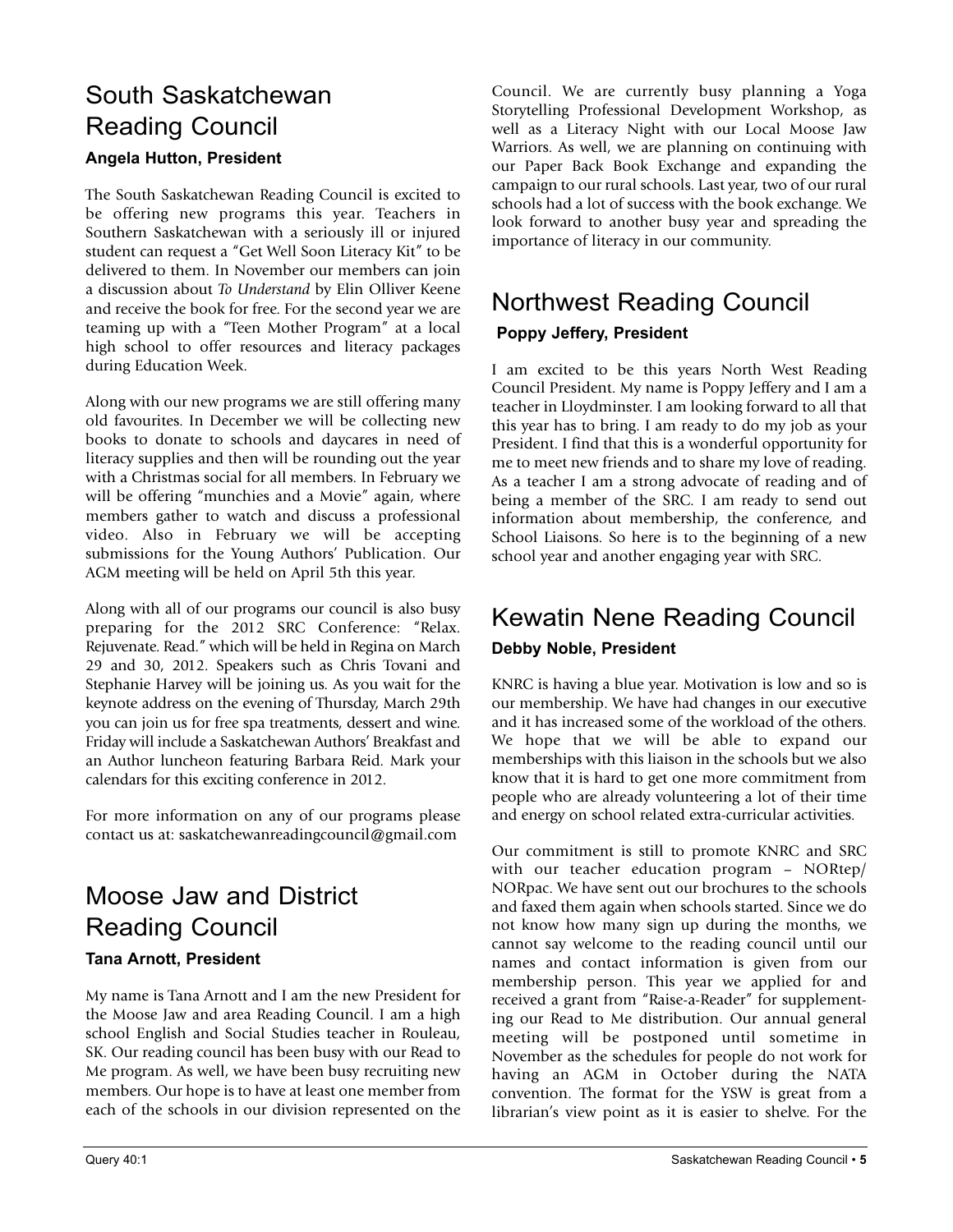## South Saskatchewan Reading Council

**Angela Hutton, President**

The South Saskatchewan Reading Council is excited to be offering new programs this year. Teachers in Southern Saskatchewan with a seriously ill or injured student can request a "Get Well Soon Literacy Kit" to be delivered to them. In November our members can join a discussion about *To Understand* by Elin Olliver Keene and receive the book for free. For the second year we are teaming up with a "Teen Mother Program" at a local high school to offer resources and literacy packages during Education Week.

Along with our new programs we are still offering many old favourites. In December we will be collecting new books to donate to schools and daycares in need of literacy supplies and then will be rounding out the year with a Christmas social for all members. In February we will be offering "munchies and a Movie" again, where members gather to watch and discuss a professional video. Also in February we will be accepting submissions for the Young Authors' Publication. Our AGM meeting will be held on April 5th this year.

Along with all of our programs our council is also busy preparing for the 2012 SRC Conference: "Relax. Rejuvenate. Read." which will be held in Regina on March 29 and 30, 2012. Speakers such as Chris Tovani and Stephanie Harvey will be joining us. As you wait for the keynote address on the evening of Thursday, March 29th you can join us for free spa treatments, dessert and wine. Friday will include a Saskatchewan Authors' Breakfast and an Author luncheon featuring Barbara Reid. Mark your calendars for this exciting conference in 2012.

For more information on any of our programs please contact us at: saskatchewanreadingcouncil@gmail.com

## Moose Jaw and District Reading Council

**Tana Arnott, President**

My name is Tana Arnott and I am the new President for the Moose Jaw and area Reading Council. I am a high school English and Social Studies teacher in Rouleau, SK. Our reading council has been busy with our Read to Me program. As well, we have been busy recruiting new members. Our hope is to have at least one member from each of the schools in our division represented on the Council. We are currently busy planning a Yoga Storytelling Professional Development Workshop, as well as a Literacy Night with our Local Moose Jaw Warriors. As well, we are planning on continuing with our Paper Back Book Exchange and expanding the campaign to our rural schools. Last year, two of our rural schools had a lot of success with the book exchange. We look forward to another busy year and spreading the importance of literacy in our community.

## Northwest Reading Council

**Poppy Jeffery, President**

I am excited to be this years North West Reading Council President. My name is Poppy Jeffery and I am a teacher in Lloydminster. I am looking forward to all that this year has to bring. I am ready to do my job as your President. I find that this is a wonderful opportunity for me to meet new friends and to share my love of reading. As a teacher I am a strong advocate of reading and of being a member of the SRC. I am ready to send out information about membership, the conference, and School Liaisons. So here is to the beginning of a new school year and another engaging year with SRC.

## Kewatin Nene Reading Council

**Debby Noble, President**

KNRC is having a blue year. Motivation is low and so is our membership. We have had changes in our executive and it has increased some of the workload of the others. We hope that we will be able to expand our memberships with this liaison in the schools but we also know that it is hard to get one more commitment from people who are already volunteering a lot of their time and energy on school related extra-curricular activities.

Our commitment is still to promote KNRC and SRC with our teacher education program – NORtep/NORpac. We have sent out our brochures to the schools and faxed them again when schools started. Since we do not know how many sign up during the months, we cannot say welcome to the reading council until our names and contact information is given from our membership person. This year we applied for and received a grant from "Raise-a-Reader" for supplementing our Read to Me distribution. Our annual general meeting will be postponed until sometime in November as the schedules for people do not work for having an AGM in October during the NATA convention. The format for the YSW is great from a librarian's view point as it is easier to shelve. For the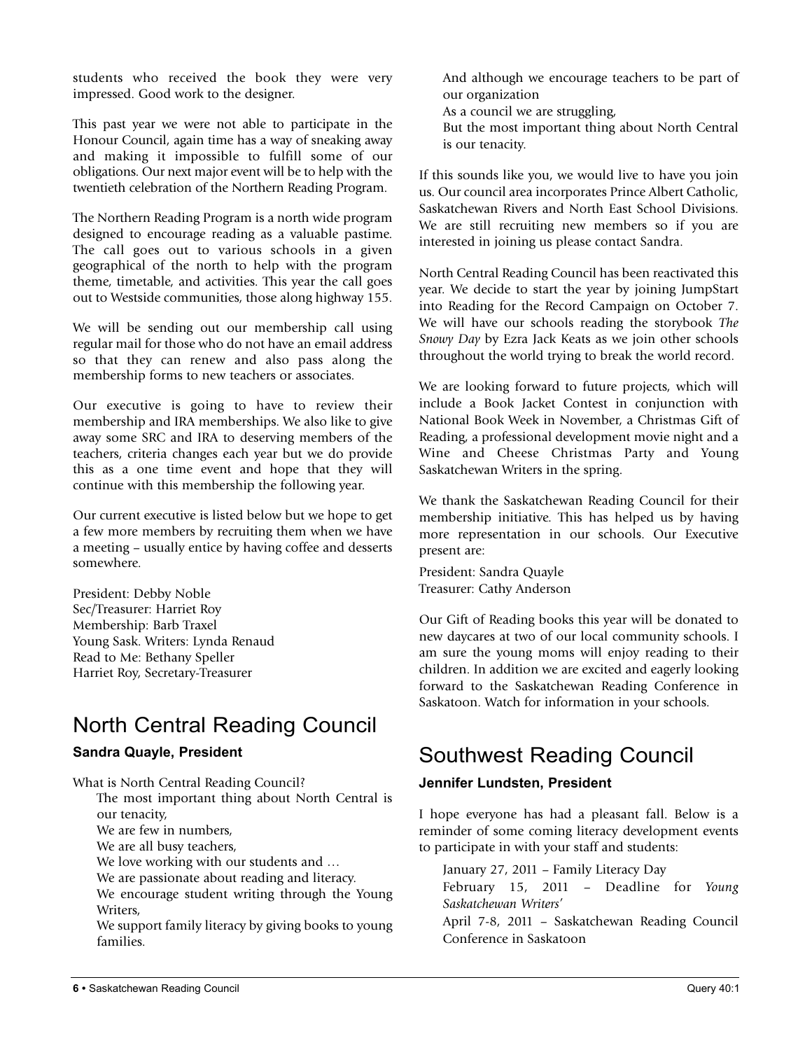students who received the book they were very impressed. Good work to the designer.

This past year we were not able to participate in the Honour Council, again time has a way of sneaking away and making it impossible to fulfill some of our obligations. Our next major event will be to help with the twentieth celebration of the Northern Reading Program.

The Northern Reading Program is a north wide program designed to encourage reading as a valuable pastime. The call goes out to various schools in a given geographical of the north to help with the program theme, timetable, and activities. This year the call goes out to Westside communities, those along highway 155.

We will be sending out our membership call using regular mail for those who do not have an email address so that they can renew and also pass along the membership forms to new teachers or associates.

Our executive is going to have to review their membership and IRA memberships. We also like to give away some SRC and IRA to deserving members of the teachers, criteria changes each year but we do provide this as a one time event and hope that they will continue with this membership the following year.

Our current executive is listed below but we hope to get a few more members by recruiting them when we have a meeting – usually entice by having coffee and desserts somewhere.

President: Debby Noble
Sec/Treasurer: Harriet Roy
Membership: Barb Traxel
Young Sask. Writers: Lynda Renaud
Read to Me: Bethany Speller
Harriet Roy, Secretary-Treasurer

## North Central Reading Council

**Sandra Quayle, President**

What is North Central Reading Council?

> The most important thing about North Central is our tenacity,
> We are few in numbers,
> We are all busy teachers,
> We love working with our students and …
> We are passionate about reading and literacy.
> We encourage student writing through the Young Writers,
> We support family literacy by giving books to young families.
> And although we encourage teachers to be part of our organization
> As a council we are struggling,
> But the most important thing about North Central is our tenacity.

If this sounds like you, we would live to have you join us. Our council area incorporates Prince Albert Catholic, Saskatchewan Rivers and North East School Divisions. We are still recruiting new members so if you are interested in joining us please contact Sandra.

North Central Reading Council has been reactivated this year. We decide to start the year by joining JumpStart into Reading for the Record Campaign on October 7. We will have our schools reading the storybook *The Snowy Day* by Ezra Jack Keats as we join other schools throughout the world trying to break the world record.

We are looking forward to future projects, which will include a Book Jacket Contest in conjunction with National Book Week in November, a Christmas Gift of Reading, a professional development movie night and a Wine and Cheese Christmas Party and Young Saskatchewan Writers in the spring.

We thank the Saskatchewan Reading Council for their membership initiative. This has helped us by having more representation in our schools. Our Executive present are:

President: Sandra Quayle
Treasurer: Cathy Anderson

Our Gift of Reading books this year will be donated to new daycares at two of our local community schools. I am sure the young moms will enjoy reading to their children. In addition we are excited and eagerly looking forward to the Saskatchewan Reading Conference in Saskatoon. Watch for information in your schools.

## Southwest Reading Council

**Jennifer Lundsten, President**

I hope everyone has had a pleasant fall. Below is a reminder of some coming literacy development events to participate in with your staff and students:

> January 27, 2011 – Family Literacy Day
> February 15, 2011 – Deadline for *Young Saskatchewan Writers'*
> April 7-8, 2011 – Saskatchewan Reading Council Conference in Saskatoon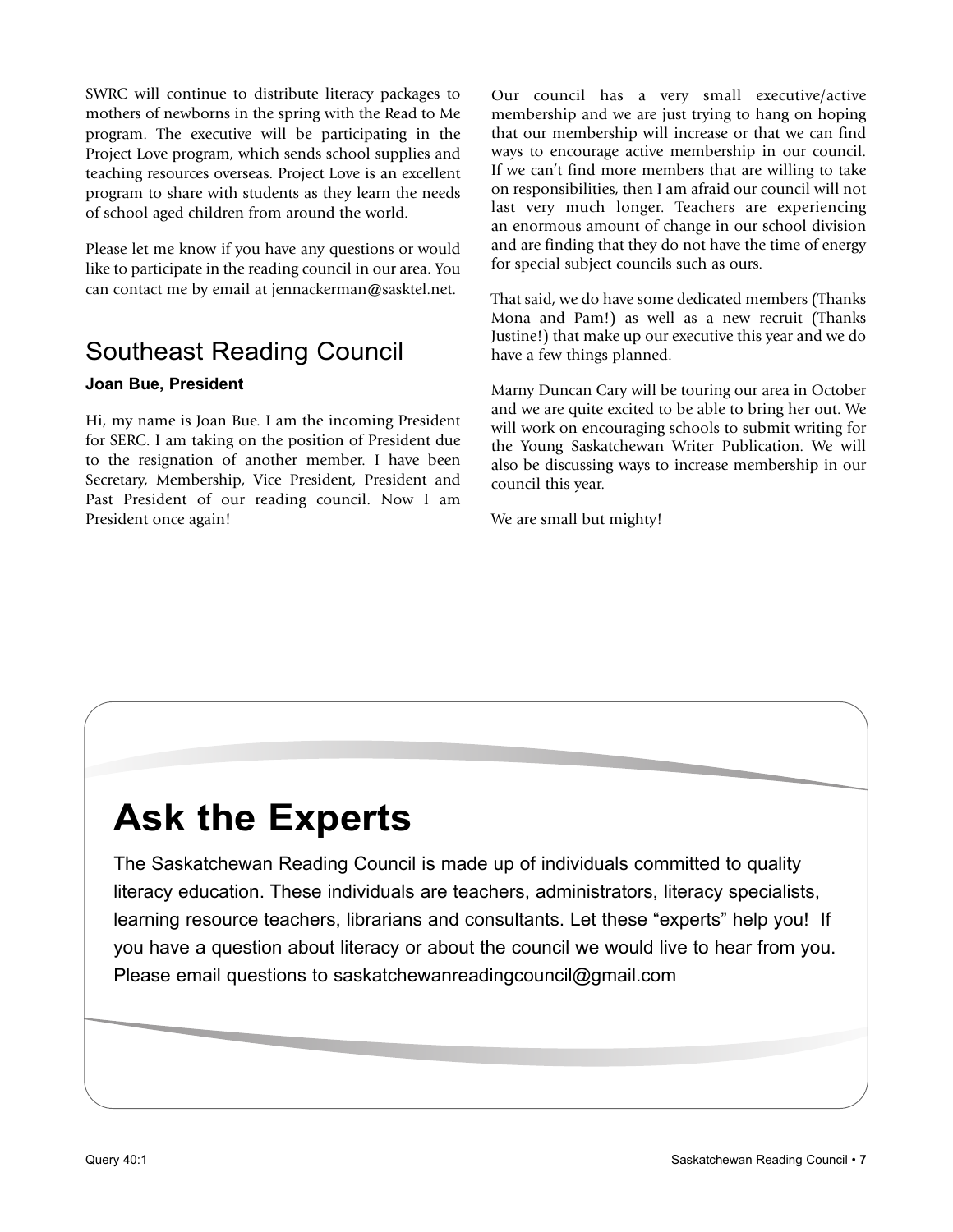SWRC will continue to distribute literacy packages to mothers of newborns in the spring with the Read to Me program. The executive will be participating in the Project Love program, which sends school supplies and teaching resources overseas. Project Love is an excellent program to share with students as they learn the needs of school aged children from around the world.

Please let me know if you have any questions or would like to participate in the reading council in our area. You can contact me by email at jennackerman@sasktel.net.

## Southeast Reading Council

**Joan Bue, President**

Hi, my name is Joan Bue. I am the incoming President for SERC. I am taking on the position of President due to the resignation of another member. I have been Secretary, Membership, Vice President, President and Past President of our reading council. Now I am President once again!

Our council has a very small executive/active membership and we are just trying to hang on hoping that our membership will increase or that we can find ways to encourage active membership in our council. If we can't find more members that are willing to take on responsibilities, then I am afraid our council will not last very much longer. Teachers are experiencing an enormous amount of change in our school division and are finding that they do not have the time of energy for special subject councils such as ours.

That said, we do have some dedicated members (Thanks Mona and Pam!) as well as a new recruit (Thanks Justine!) that make up our executive this year and we do have a few things planned.

Marny Duncan Cary will be touring our area in October and we are quite excited to be able to bring her out. We will work on encouraging schools to submit writing for the Young Saskatchewan Writer Publication. We will also be discussing ways to increase membership in our council this year.

We are small but mighty!

# Ask the Experts

The Saskatchewan Reading Council is made up of individuals committed to quality literacy education. These individuals are teachers, administrators, literacy specialists, learning resource teachers, librarians and consultants. Let these "experts" help you! If you have a question about literacy or about the council we would live to hear from you. Please email questions to saskatchewanreadingcouncil@gmail.com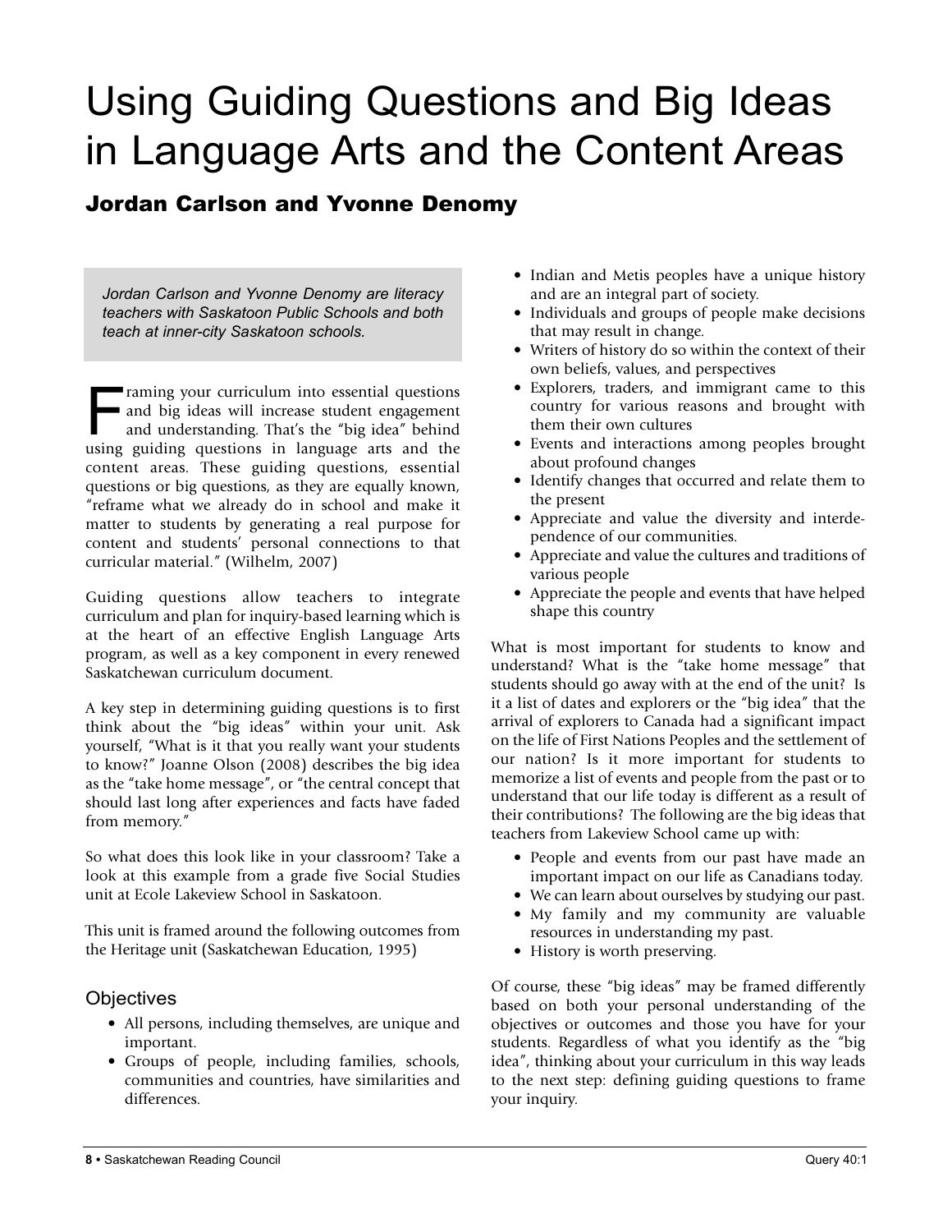# Using Guiding Questions and Big Ideas in Language Arts and the Content Areas

## Jordan Carlson and Yvonne Denomy

*Jordan Carlson and Yvonne Denomy are literacy teachers with Saskatoon Public Schools and both teach at inner-city Saskatoon schools.*

Framing your curriculum into essential questions and big ideas will increase student engagement and understanding. That's the "big idea" behind using guiding questions in language arts and the content areas. These guiding questions, essential questions or big questions, as they are equally known, "reframe what we already do in school and make it matter to students by generating a real purpose for content and students' personal connections to that curricular material." (Wilhelm, 2007)

Guiding questions allow teachers to integrate curriculum and plan for inquiry-based learning which is at the heart of an effective English Language Arts program, as well as a key component in every renewed Saskatchewan curriculum document.

A key step in determining guiding questions is to first think about the "big ideas" within your unit. Ask yourself, "What is it that you really want your students to know?" Joanne Olson (2008) describes the big idea as the "take home message", or "the central concept that should last long after experiences and facts have faded from memory."

So what does this look like in your classroom? Take a look at this example from a grade five Social Studies unit at Ecole Lakeview School in Saskatoon.

This unit is framed around the following outcomes from the Heritage unit (Saskatchewan Education, 1995)

### Objectives

- All persons, including themselves, are unique and important.
- Groups of people, including families, schools, communities and countries, have similarities and differences.
- Indian and Metis peoples have a unique history and are an integral part of society.
- Individuals and groups of people make decisions that may result in change.
- Writers of history do so within the context of their own beliefs, values, and perspectives
- Explorers, traders, and immigrant came to this country for various reasons and brought with them their own cultures
- Events and interactions among peoples brought about profound changes
- Identify changes that occurred and relate them to the present
- Appreciate and value the diversity and interdependence of our communities.
- Appreciate and value the cultures and traditions of various people
- Appreciate the people and events that have helped shape this country

What is most important for students to know and understand? What is the "take home message" that students should go away with at the end of the unit? Is it a list of dates and explorers or the "big idea" that the arrival of explorers to Canada had a significant impact on the life of First Nations Peoples and the settlement of our nation? Is it more important for students to memorize a list of events and people from the past or to understand that our life today is different as a result of their contributions? The following are the big ideas that teachers from Lakeview School came up with:

- People and events from our past have made an important impact on our life as Canadians today.
- We can learn about ourselves by studying our past.
- My family and my community are valuable resources in understanding my past.
- History is worth preserving.

Of course, these "big ideas" may be framed differently based on both your personal understanding of the objectives or outcomes and those you have for your students. Regardless of what you identify as the "big idea", thinking about your curriculum in this way leads to the next step: defining guiding questions to frame your inquiry.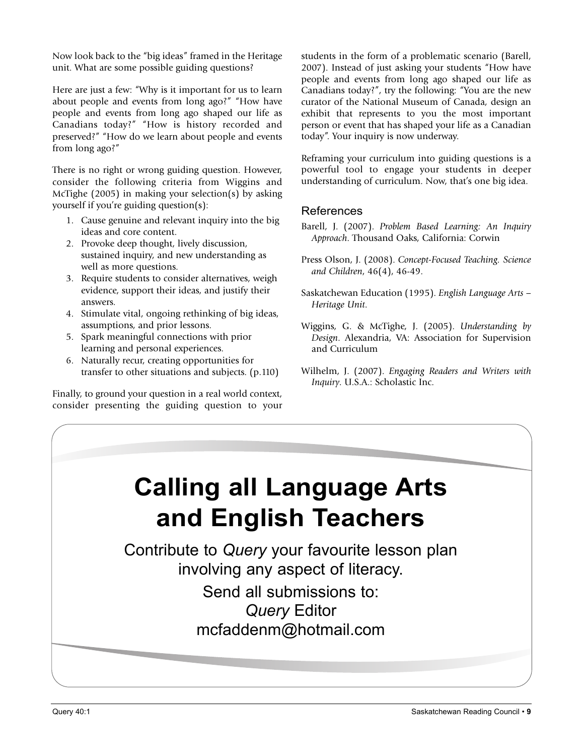Now look back to the "big ideas" framed in the Heritage unit. What are some possible guiding questions?

Here are just a few: "Why is it important for us to learn about people and events from long ago?" "How have people and events from long ago shaped our life as Canadians today?" "How is history recorded and preserved?" "How do we learn about people and events from long ago?"

There is no right or wrong guiding question. However, consider the following criteria from Wiggins and McTighe (2005) in making your selection(s) by asking yourself if you're guiding question(s):

1. Cause genuine and relevant inquiry into the big ideas and core content.
2. Provoke deep thought, lively discussion, sustained inquiry, and new understanding as well as more questions.
3. Require students to consider alternatives, weigh evidence, support their ideas, and justify their answers.
4. Stimulate vital, ongoing rethinking of big ideas, assumptions, and prior lessons.
5. Spark meaningful connections with prior learning and personal experiences.
6. Naturally recur, creating opportunities for transfer to other situations and subjects. (p.110)

Finally, to ground your question in a real world context, consider presenting the guiding question to your students in the form of a problematic scenario (Barell, 2007). Instead of just asking your students "How have people and events from long ago shaped our life as Canadians today?", try the following: "You are the new curator of the National Museum of Canada, design an exhibit that represents to you the most important person or event that has shaped your life as a Canadian today". Your inquiry is now underway.

Reframing your curriculum into guiding questions is a powerful tool to engage your students in deeper understanding of curriculum. Now, that's one big idea.

## References

Barell, J. (2007). *Problem Based Learning: An Inquiry Approach*. Thousand Oaks, California: Corwin

Press Olson, J. (2008). *Concept-Focused Teaching. Science and Children*, 46(4), 46-49.

Saskatchewan Education (1995). *English Language Arts – Heritage Unit.*

Wiggins, G. & McTighe, J. (2005). *Understanding by Design*. Alexandria, VA: Association for Supervision and Curriculum

Wilhelm, J. (2007). *Engaging Readers and Writers with Inquiry*. U.S.A.: Scholastic Inc.

# Calling all Language Arts and English Teachers

Contribute to *Query* your favourite lesson plan involving any aspect of literacy.

Send all submissions to:
*Query* Editor
mcfaddenm@hotmail.com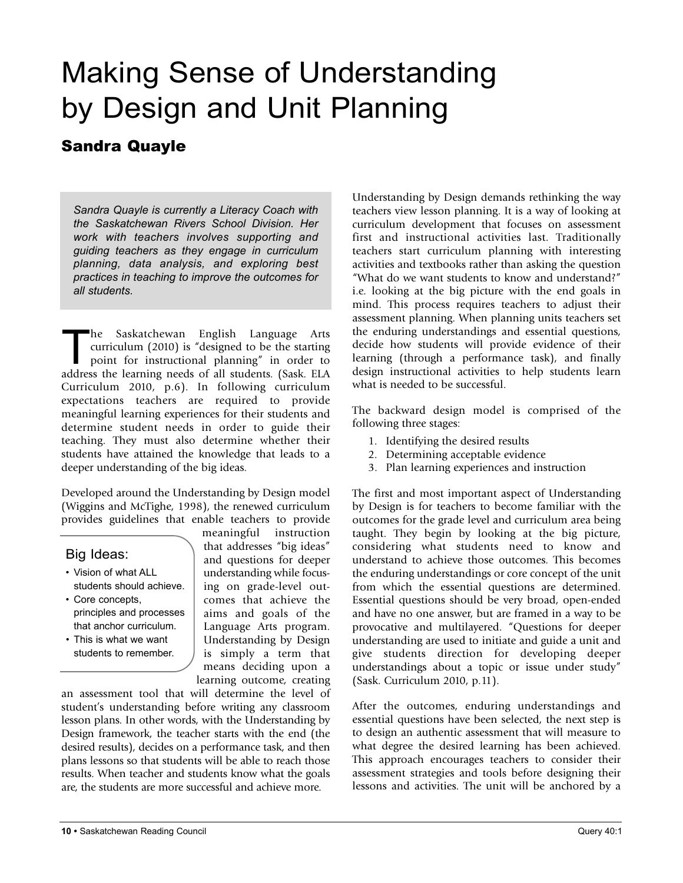# Making Sense of Understanding by Design and Unit Planning

## Sandra Quayle

*Sandra Quayle is currently a Literacy Coach with the Saskatchewan Rivers School Division. Her work with teachers involves supporting and guiding teachers as they engage in curriculum planning, data analysis, and exploring best practices in teaching to improve the outcomes for all students.*

The Saskatchewan English Language Arts curriculum (2010) is "designed to be the starting point for instructional planning" in order to address the learning needs of all students. (Sask. ELA Curriculum 2010, p.6). In following curriculum expectations teachers are required to provide meaningful learning experiences for their students and determine student needs in order to guide their teaching. They must also determine whether their students have attained the knowledge that leads to a deeper understanding of the big ideas.

Developed around the Understanding by Design model (Wiggins and McTighe, 1998), the renewed curriculum provides guidelines that enable teachers to provide meaningful instruction that addresses "big ideas" and questions for deeper understanding while focusing on grade-level outcomes that achieve the aims and goals of the Language Arts program. Understanding by Design is simply a term that means deciding upon a learning outcome, creating an assessment tool that will determine the level of student's understanding before writing any classroom lesson plans. In other words, with the Understanding by Design framework, the teacher starts with the end (the desired results), decides on a performance task, and then plans lessons so that students will be able to reach those results. When teacher and students know what the goals are, the students are more successful and achieve more.

> **Big Ideas:**
>
> - Vision of what ALL students should achieve.
> - Core concepts, principles and processes that anchor curriculum.
> - This is what we want students to remember.

Understanding by Design demands rethinking the way teachers view lesson planning. It is a way of looking at curriculum development that focuses on assessment first and instructional activities last. Traditionally teachers start curriculum planning with interesting activities and textbooks rather than asking the question "What do we want students to know and understand?" i.e. looking at the big picture with the end goals in mind. This process requires teachers to adjust their assessment planning. When planning units teachers set the enduring understandings and essential questions, decide how students will provide evidence of their learning (through a performance task), and finally design instructional activities to help students learn what is needed to be successful.

The backward design model is comprised of the following three stages:

1. Identifying the desired results
2. Determining acceptable evidence
3. Plan learning experiences and instruction

The first and most important aspect of Understanding by Design is for teachers to become familiar with the outcomes for the grade level and curriculum area being taught. They begin by looking at the big picture, considering what students need to know and understand to achieve those outcomes. This becomes the enduring understandings or core concept of the unit from which the essential questions are determined. Essential questions should be very broad, open-ended and have no one answer, but are framed in a way to be provocative and multilayered. "Questions for deeper understanding are used to initiate and guide a unit and give students direction for developing deeper understandings about a topic or issue under study" (Sask. Curriculum 2010, p.11).

After the outcomes, enduring understandings and essential questions have been selected, the next step is to design an authentic assessment that will measure to what degree the desired learning has been achieved. This approach encourages teachers to consider their assessment strategies and tools before designing their lessons and activities. The unit will be anchored by a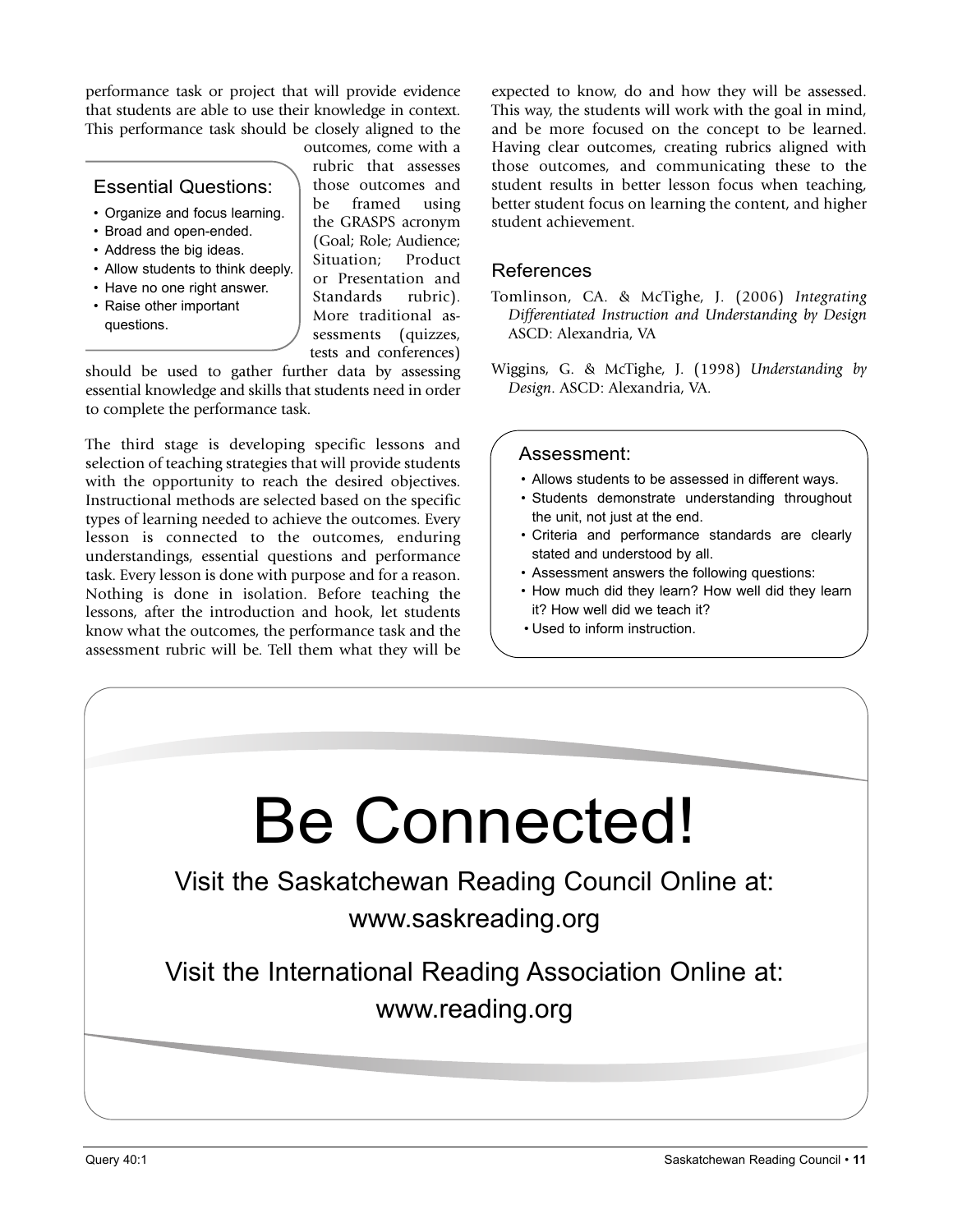performance task or project that will provide evidence that students are able to use their knowledge in context. This performance task should be closely aligned to the outcomes, come with a rubric that assesses those outcomes and be framed using the GRASPS acronym (Goal; Role; Audience; Situation; Product or Presentation and Standards rubric). More traditional assessments (quizzes, tests and conferences) should be used to gather further data by assessing essential knowledge and skills that students need in order to complete the performance task.

### Essential Questions:

- Organize and focus learning.
- Broad and open-ended.
- Address the big ideas.
- Allow students to think deeply.
- Have no one right answer.
- Raise other important questions.

The third stage is developing specific lessons and selection of teaching strategies that will provide students with the opportunity to reach the desired objectives. Instructional methods are selected based on the specific types of learning needed to achieve the outcomes. Every lesson is connected to the outcomes, enduring understandings, essential questions and performance task. Every lesson is done with purpose and for a reason. Nothing is done in isolation. Before teaching the lessons, after the introduction and hook, let students know what the outcomes, the performance task and the assessment rubric will be. Tell them what they will be expected to know, do and how they will be assessed. This way, the students will work with the goal in mind, and be more focused on the concept to be learned. Having clear outcomes, creating rubrics aligned with those outcomes, and communicating these to the student results in better lesson focus when teaching, better student focus on learning the content, and higher student achievement.

## References

Tomlinson, CA. & McTighe, J. (2006) *Integrating Differentiated Instruction and Understanding by Design* ASCD: Alexandria, VA

Wiggins, G. & McTighe, J. (1998) *Understanding by Design*. ASCD: Alexandria, VA.

### Assessment:

- Allows students to be assessed in different ways.
- Students demonstrate understanding throughout the unit, not just at the end.
- Criteria and performance standards are clearly stated and understood by all.
- Assessment answers the following questions:
- How much did they learn? How well did they learn it? How well did we teach it?
- Used to inform instruction.

# Be Connected!

Visit the Saskatchewan Reading Council Online at:
www.saskreading.org

Visit the International Reading Association Online at:
www.reading.org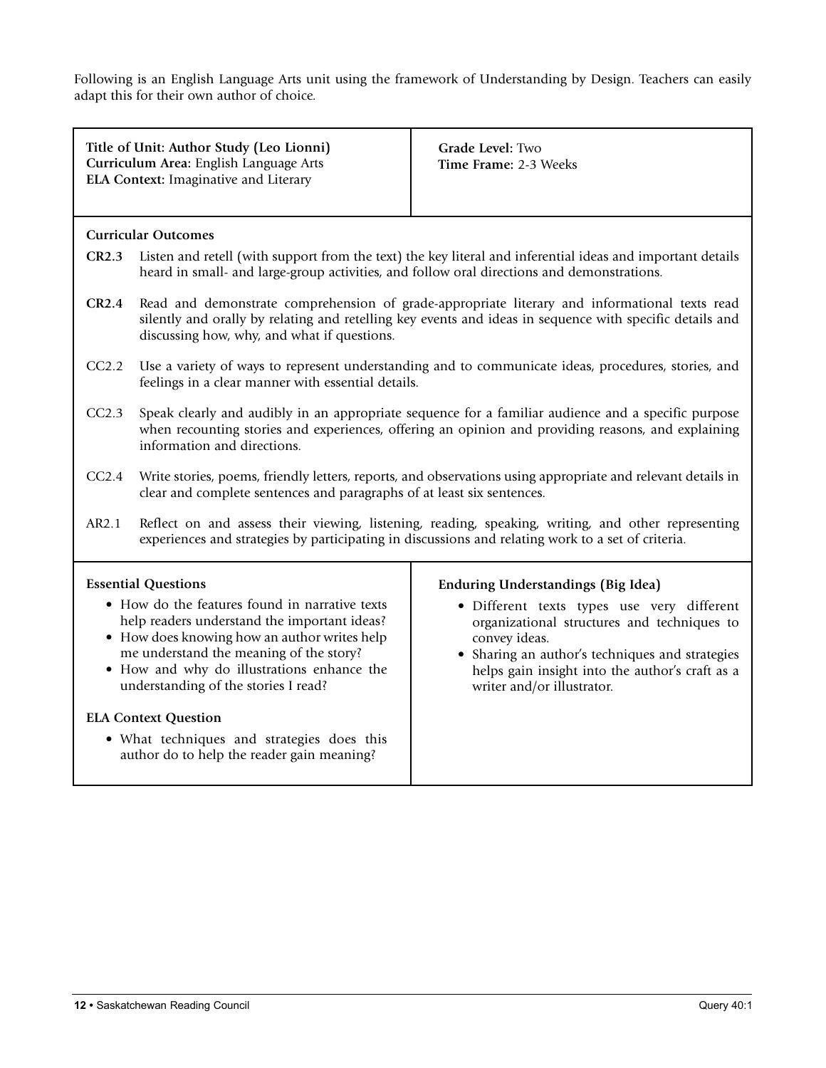Following is an English Language Arts unit using the framework of Understanding by Design. Teachers can easily adapt this for their own author of choice.

**Title of Unit: Author Study (Leo Lionni)**
**Curriculum Area:** English Language Arts
**ELA Context:** Imaginative and Literary

**Grade Level:** Two
**Time Frame:** 2-3 Weeks

**Curricular Outcomes**

- **CR2.3** Listen and retell (with support from the text) the key literal and inferential ideas and important details heard in small- and large-group activities, and follow oral directions and demonstrations.
- **CR2.4** Read and demonstrate comprehension of grade-appropriate literary and informational texts read silently and orally by relating and retelling key events and ideas in sequence with specific details and discussing how, why, and what if questions.
- CC2.2 Use a variety of ways to represent understanding and to communicate ideas, procedures, stories, and feelings in a clear manner with essential details.
- CC2.3 Speak clearly and audibly in an appropriate sequence for a familiar audience and a specific purpose when recounting stories and experiences, offering an opinion and providing reasons, and explaining information and directions.
- CC2.4 Write stories, poems, friendly letters, reports, and observations using appropriate and relevant details in clear and complete sentences and paragraphs of at least six sentences.
- AR2.1 Reflect on and assess their viewing, listening, reading, speaking, writing, and other representing experiences and strategies by participating in discussions and relating work to a set of criteria.

**Essential Questions**

- How do the features found in narrative texts help readers understand the important ideas?
- How does knowing how an author writes help me understand the meaning of the story?
- How and why do illustrations enhance the understanding of the stories I read?

**ELA Context Question**

- What techniques and strategies does this author do to help the reader gain meaning?

**Enduring Understandings (Big Idea)**

- Different texts types use very different organizational structures and techniques to convey ideas.
- Sharing an author's techniques and strategies helps gain insight into the author's craft as a writer and/or illustrator.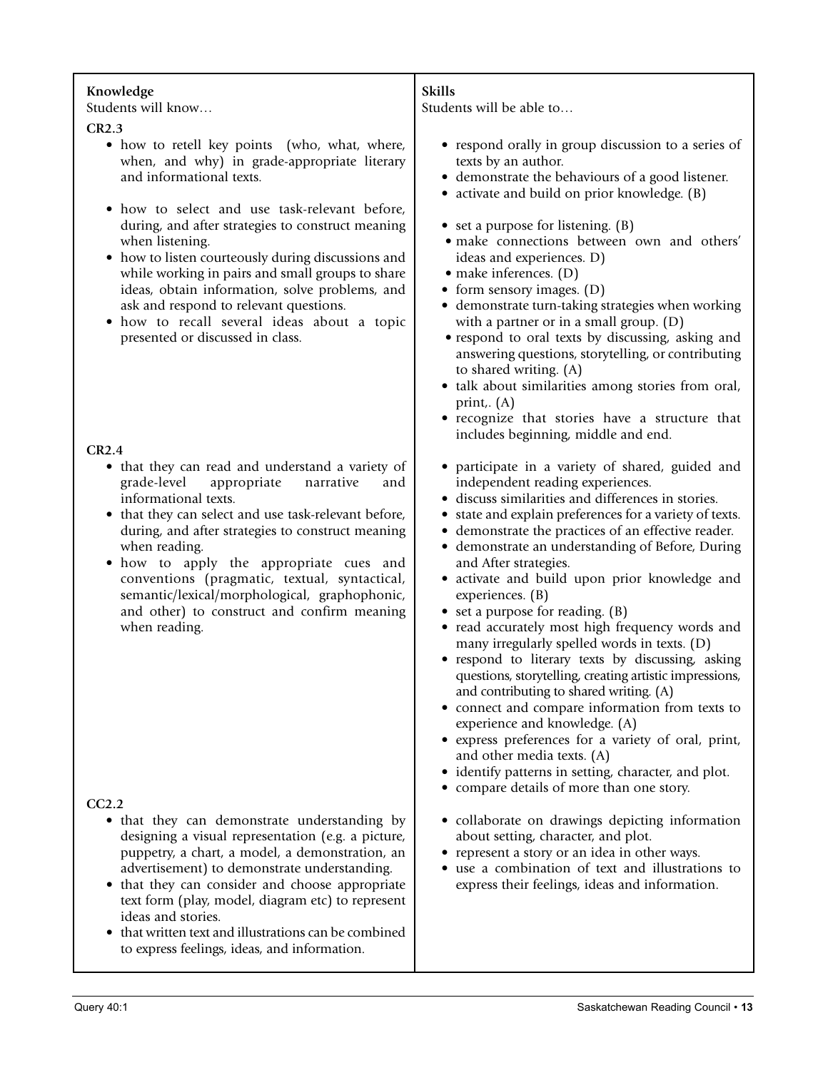| **Knowledge**<br>Students will know… | **Skills**<br>Students will be able to… |
|---|---|
| **CR2.3**<br>• how to retell key points (who, what, where, when, and why) in grade-appropriate literary and informational texts.<br>• how to select and use task-relevant before, during, and after strategies to construct meaning when listening.<br>• how to listen courteously during discussions and while working in pairs and small groups to share ideas, obtain information, solve problems, and ask and respond to relevant questions.<br>• how to recall several ideas about a topic presented or discussed in class. | • respond orally in group discussion to a series of texts by an author.<br>• demonstrate the behaviours of a good listener.<br>• activate and build on prior knowledge. (B)<br>• set a purpose for listening. (B)<br>• make connections between own and others' ideas and experiences. D)<br>• make inferences. (D)<br>• form sensory images. (D)<br>• demonstrate turn-taking strategies when working with a partner or in a small group. (D)<br>• respond to oral texts by discussing, asking and answering questions, storytelling, or contributing to shared writing. (A)<br>• talk about similarities among stories from oral, print,. (A)<br>• recognize that stories have a structure that includes beginning, middle and end. |
| **CR2.4**<br>• that they can read and understand a variety of grade-level appropriate narrative and informational texts.<br>• that they can select and use task-relevant before, during, and after strategies to construct meaning when reading.<br>• how to apply the appropriate cues and conventions (pragmatic, textual, syntactical, semantic/lexical/morphological, graphophonic, and other) to construct and confirm meaning when reading. | • participate in a variety of shared, guided and independent reading experiences.<br>• discuss similarities and differences in stories.<br>• state and explain preferences for a variety of texts.<br>• demonstrate the practices of an effective reader.<br>• demonstrate an understanding of Before, During and After strategies.<br>• activate and build upon prior knowledge and experiences. (B)<br>• set a purpose for reading. (B)<br>• read accurately most high frequency words and many irregularly spelled words in texts. (D)<br>• respond to literary texts by discussing, asking questions, storytelling, creating artistic impressions, and contributing to shared writing. (A)<br>• connect and compare information from texts to experience and knowledge. (A)<br>• express preferences for a variety of oral, print, and other media texts. (A)<br>• identify patterns in setting, character, and plot.<br>• compare details of more than one story. |
| **CC2.2**<br>• that they can demonstrate understanding by designing a visual representation (e.g. a picture, puppetry, a chart, a model, a demonstration, an advertisement) to demonstrate understanding.<br>• that they can consider and choose appropriate text form (play, model, diagram etc) to represent ideas and stories.<br>• that written text and illustrations can be combined to express feelings, ideas, and information. | • collaborate on drawings depicting information about setting, character, and plot.<br>• represent a story or an idea in other ways.<br>• use a combination of text and illustrations to express their feelings, ideas and information. |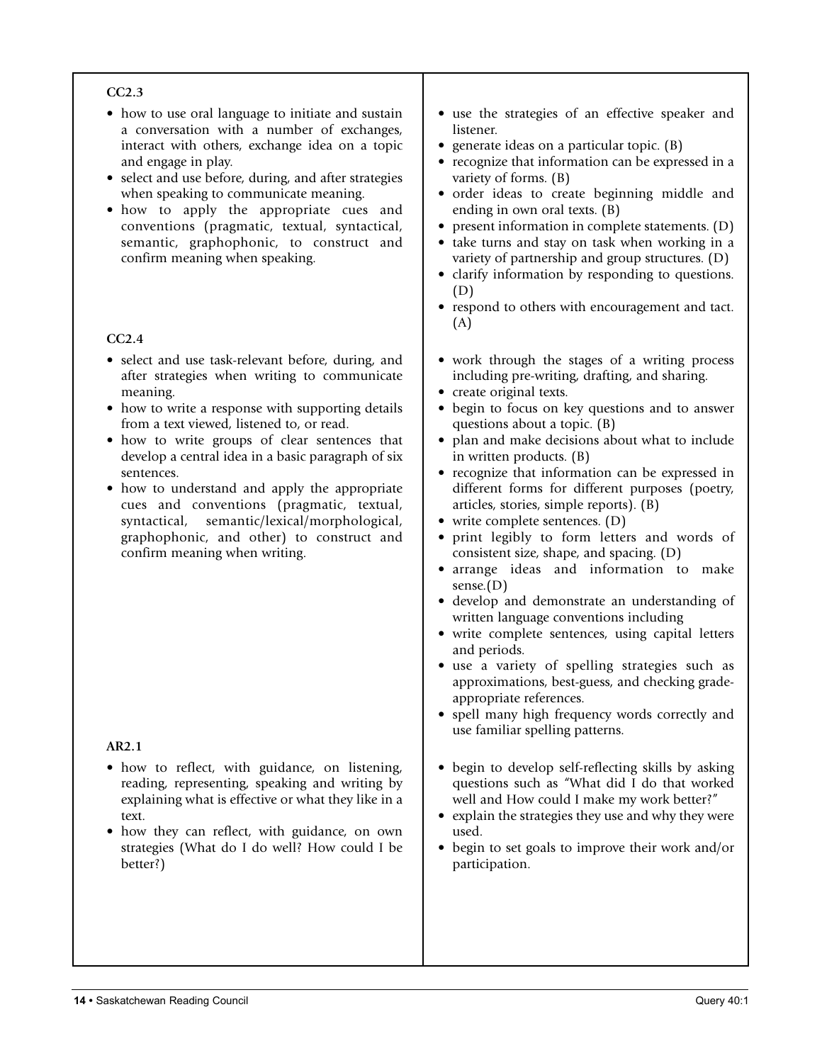| | |
|---|---|
| **CC2.3**<br>• how to use oral language to initiate and sustain a conversation with a number of exchanges, interact with others, exchange idea on a topic and engage in play.<br>• select and use before, during, and after strategies when speaking to communicate meaning.<br>• how to apply the appropriate cues and conventions (pragmatic, textual, syntactical, semantic, graphophonic, to construct and confirm meaning when speaking. | • use the strategies of an effective speaker and listener.<br>• generate ideas on a particular topic. (B)<br>• recognize that information can be expressed in a variety of forms. (B)<br>• order ideas to create beginning middle and ending in own oral texts. (B)<br>• present information in complete statements. (D)<br>• take turns and stay on task when working in a variety of partnership and group structures. (D)<br>• clarify information by responding to questions. (D)<br>• respond to others with encouragement and tact. (A) |
| **CC2.4**<br>• select and use task-relevant before, during, and after strategies when writing to communicate meaning.<br>• how to write a response with supporting details from a text viewed, listened to, or read.<br>• how to write groups of clear sentences that develop a central idea in a basic paragraph of six sentences.<br>• how to understand and apply the appropriate cues and conventions (pragmatic, textual, syntactical, semantic/lexical/morphological, graphophonic, and other) to construct and confirm meaning when writing. | • work through the stages of a writing process including pre-writing, drafting, and sharing.<br>• create original texts.<br>• begin to focus on key questions and to answer questions about a topic. (B)<br>• plan and make decisions about what to include in written products. (B)<br>• recognize that information can be expressed in different forms for different purposes (poetry, articles, stories, simple reports). (B)<br>• write complete sentences. (D)<br>• print legibly to form letters and words of consistent size, shape, and spacing. (D)<br>• arrange ideas and information to make sense.(D)<br>• develop and demonstrate an understanding of written language conventions including<br>• write complete sentences, using capital letters and periods.<br>• use a variety of spelling strategies such as approximations, best-guess, and checking grade-appropriate references.<br>• spell many high frequency words correctly and use familiar spelling patterns. |
| **AR2.1**<br>• how to reflect, with guidance, on listening, reading, representing, speaking and writing by explaining what is effective or what they like in a text.<br>• how they can reflect, with guidance, on own strategies (What do I do well? How could I be better?) | • begin to develop self-reflecting skills by asking questions such as "What did I do that worked well and How could I make my work better?"<br>• explain the strategies they use and why they were used.<br>• begin to set goals to improve their work and/or participation. |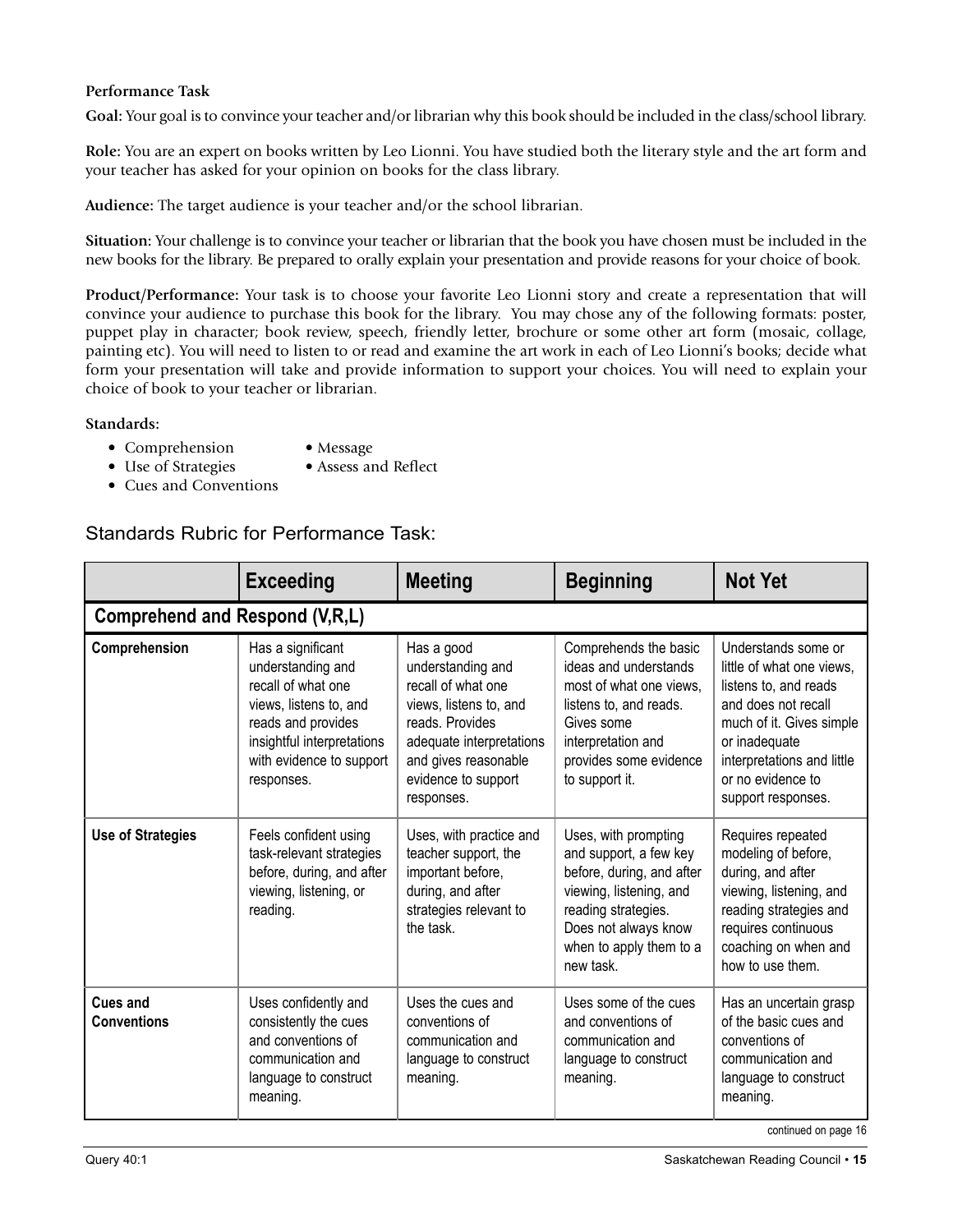**Performance Task**

**Goal:** Your goal is to convince your teacher and/or librarian why this book should be included in the class/school library.

**Role:** You are an expert on books written by Leo Lionni. You have studied both the literary style and the art form and your teacher has asked for your opinion on books for the class library.

**Audience:** The target audience is your teacher and/or the school librarian.

**Situation:** Your challenge is to convince your teacher or librarian that the book you have chosen must be included in the new books for the library. Be prepared to orally explain your presentation and provide reasons for your choice of book.

**Product/Performance:** Your task is to choose your favorite Leo Lionni story and create a representation that will convince your audience to purchase this book for the library. You may chose any of the following formats: poster, puppet play in character; book review, speech, friendly letter, brochure or some other art form (mosaic, collage, painting etc). You will need to listen to or read and examine the art work in each of Leo Lionni's books; decide what form your presentation will take and provide information to support your choices. You will need to explain your choice of book to your teacher or librarian.

**Standards:**

- Comprehension
- Use of Strategies
- Cues and Conventions
- Message
- Assess and Reflect

## Standards Rubric for Performance Task:

| | **Exceeding** | **Meeting** | **Beginning** | **Not Yet** |
|---|---|---|---|---|
| **Comprehend and Respond (V,R,L)** | | | | |
| **Comprehension** | Has a significant understanding and recall of what one views, listens to, and reads and provides insightful interpretations with evidence to support responses. | Has a good understanding and recall of what one views, listens to, and reads. Provides adequate interpretations and gives reasonable evidence to support responses. | Comprehends the basic ideas and understands most of what one views, listens to, and reads. Gives some interpretation and provides some evidence to support it. | Understands some or little of what one views, listens to, and reads and does not recall much of it. Gives simple or inadequate interpretations and little or no evidence to support responses. |
| **Use of Strategies** | Feels confident using task-relevant strategies before, during, and after viewing, listening, or reading. | Uses, with practice and teacher support, the important before, during, and after strategies relevant to the task. | Uses, with prompting and support, a few key before, during, and after viewing, listening, and reading strategies. Does not always know when to apply them to a new task. | Requires repeated modeling of before, during, and after viewing, listening, and reading strategies and requires continuous coaching on when and how to use them. |
| **Cues and Conventions** | Uses confidently and consistently the cues and conventions of communication and language to construct meaning. | Uses the cues and conventions of communication and language to construct meaning. | Uses some of the cues and conventions of communication and language to construct meaning. | Has an uncertain grasp of the basic cues and conventions of communication and language to construct meaning. |

continued on page 16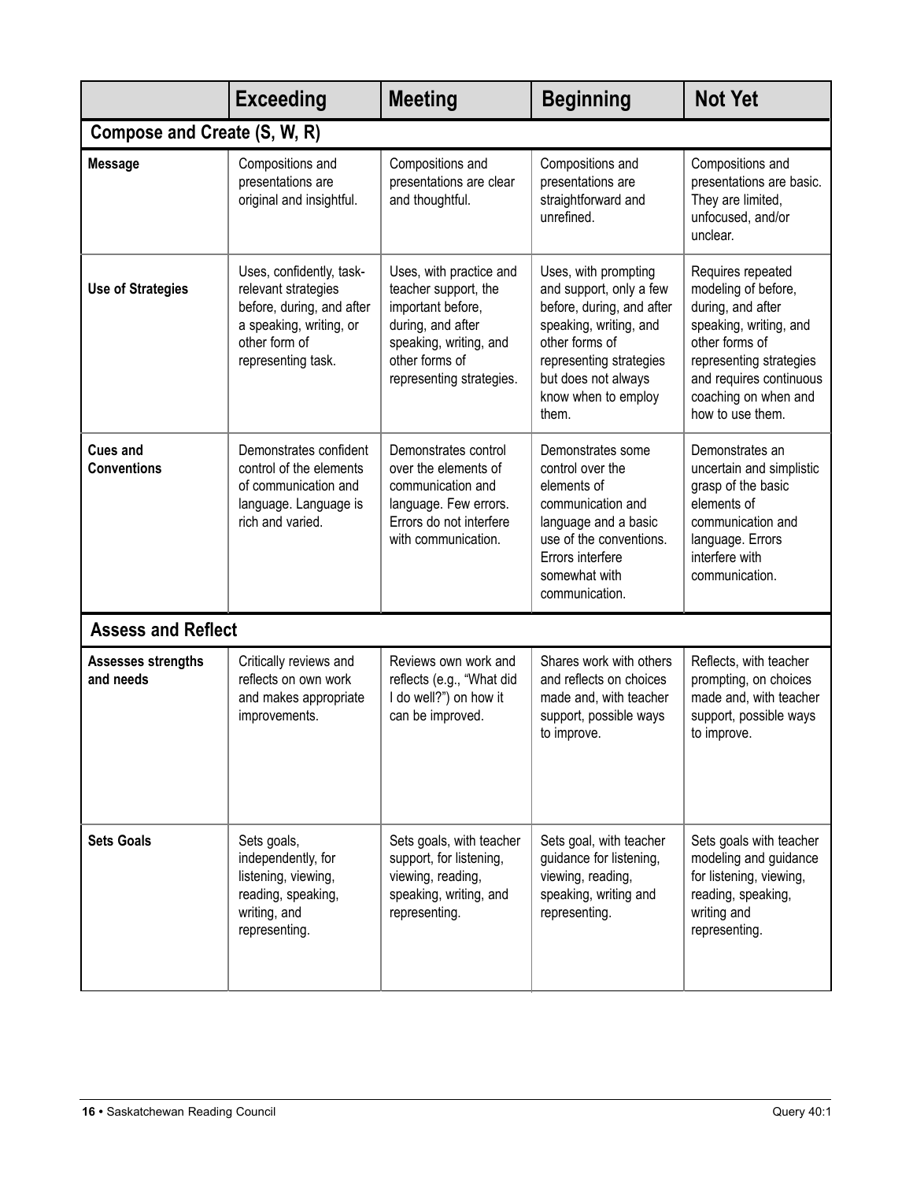| | **Exceeding** | **Meeting** | **Beginning** | **Not Yet** |
|---|---|---|---|---|
| **Compose and Create (S, W, R)** | | | | |
| **Message** | Compositions and presentations are original and insightful. | Compositions and presentations are clear and thoughtful. | Compositions and presentations are straightforward and unrefined. | Compositions and presentations are basic. They are limited, unfocused, and/or unclear. |
| **Use of Strategies** | Uses, confidently, task-relevant strategies before, during, and after a speaking, writing, or other form of representing task. | Uses, with practice and teacher support, the important before, during, and after speaking, writing, and other forms of representing strategies. | Uses, with prompting and support, only a few before, during, and after speaking, writing, and other forms of representing strategies but does not always know when to employ them. | Requires repeated modeling of before, during, and after speaking, writing, and other forms of representing strategies and requires continuous coaching on when and how to use them. |
| **Cues and Conventions** | Demonstrates confident control of the elements of communication and language. Language is rich and varied. | Demonstrates control over the elements of communication and language. Few errors. Errors do not interfere with communication. | Demonstrates some control over the elements of communication and language and a basic use of the conventions. Errors interfere somewhat with communication. | Demonstrates an uncertain and simplistic grasp of the basic elements of communication and language. Errors interfere with communication. |
| **Assess and Reflect** | | | | |
| **Assesses strengths and needs** | Critically reviews and reflects on own work and makes appropriate improvements. | Reviews own work and reflects (e.g., "What did I do well?") on how it can be improved. | Shares work with others and reflects on choices made and, with teacher support, possible ways to improve. | Reflects, with teacher prompting, on choices made and, with teacher support, possible ways to improve. |
| **Sets Goals** | Sets goals, independently, for listening, viewing, reading, speaking, writing, and representing. | Sets goals, with teacher support, for listening, viewing, reading, speaking, writing, and representing. | Sets goal, with teacher guidance for listening, viewing, reading, speaking, writing and representing. | Sets goals with teacher modeling and guidance for listening, viewing, reading, speaking, writing and representing. |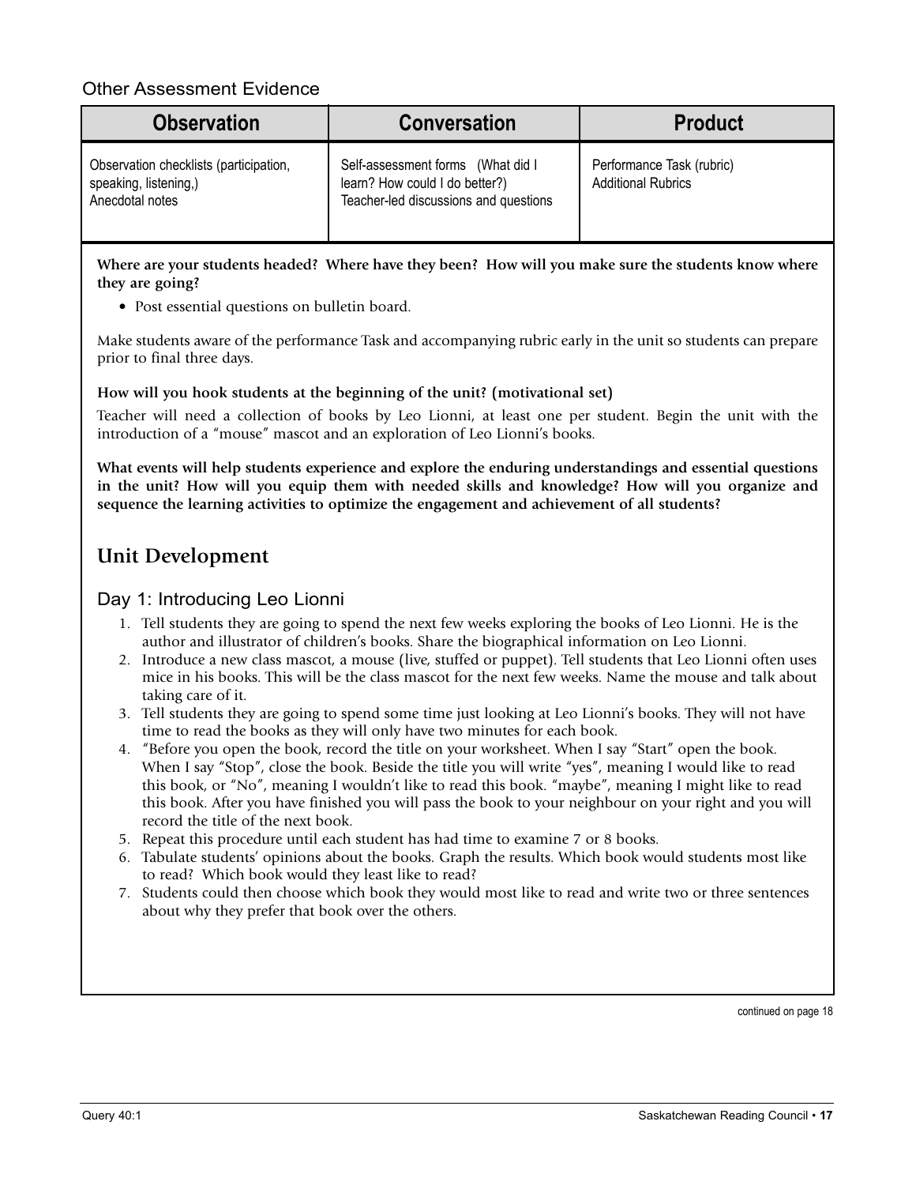Other Assessment Evidence

| Observation | Conversation | Product |
| --- | --- | --- |
| Observation checklists (participation, speaking, listening,) Anecdotal notes | Self-assessment forms (What did I learn? How could I do better?) Teacher-led discussions and questions | Performance Task (rubric) Additional Rubrics |

**Where are your students headed? Where have they been? How will you make sure the students know where they are going?**

- Post essential questions on bulletin board.

Make students aware of the performance Task and accompanying rubric early in the unit so students can prepare prior to final three days.

**How will you hook students at the beginning of the unit? (motivational set)**

Teacher will need a collection of books by Leo Lionni, at least one per student. Begin the unit with the introduction of a "mouse" mascot and an exploration of Leo Lionni's books.

**What events will help students experience and explore the enduring understandings and essential questions in the unit? How will you equip them with needed skills and knowledge? How will you organize and sequence the learning activities to optimize the engagement and achievement of all students?**

## Unit Development

### Day 1: Introducing Leo Lionni

1. Tell students they are going to spend the next few weeks exploring the books of Leo Lionni. He is the author and illustrator of children's books. Share the biographical information on Leo Lionni.
2. Introduce a new class mascot, a mouse (live, stuffed or puppet). Tell students that Leo Lionni often uses mice in his books. This will be the class mascot for the next few weeks. Name the mouse and talk about taking care of it.
3. Tell students they are going to spend some time just looking at Leo Lionni's books. They will not have time to read the books as they will only have two minutes for each book.
4. "Before you open the book, record the title on your worksheet. When I say "Start" open the book. When I say "Stop", close the book. Beside the title you will write "yes", meaning I would like to read this book, or "No", meaning I wouldn't like to read this book. "maybe", meaning I might like to read this book. After you have finished you will pass the book to your neighbour on your right and you will record the title of the next book.
5. Repeat this procedure until each student has had time to examine 7 or 8 books.
6. Tabulate students' opinions about the books. Graph the results. Which book would students most like to read? Which book would they least like to read?
7. Students could then choose which book they would most like to read and write two or three sentences about why they prefer that book over the others.

continued on page 18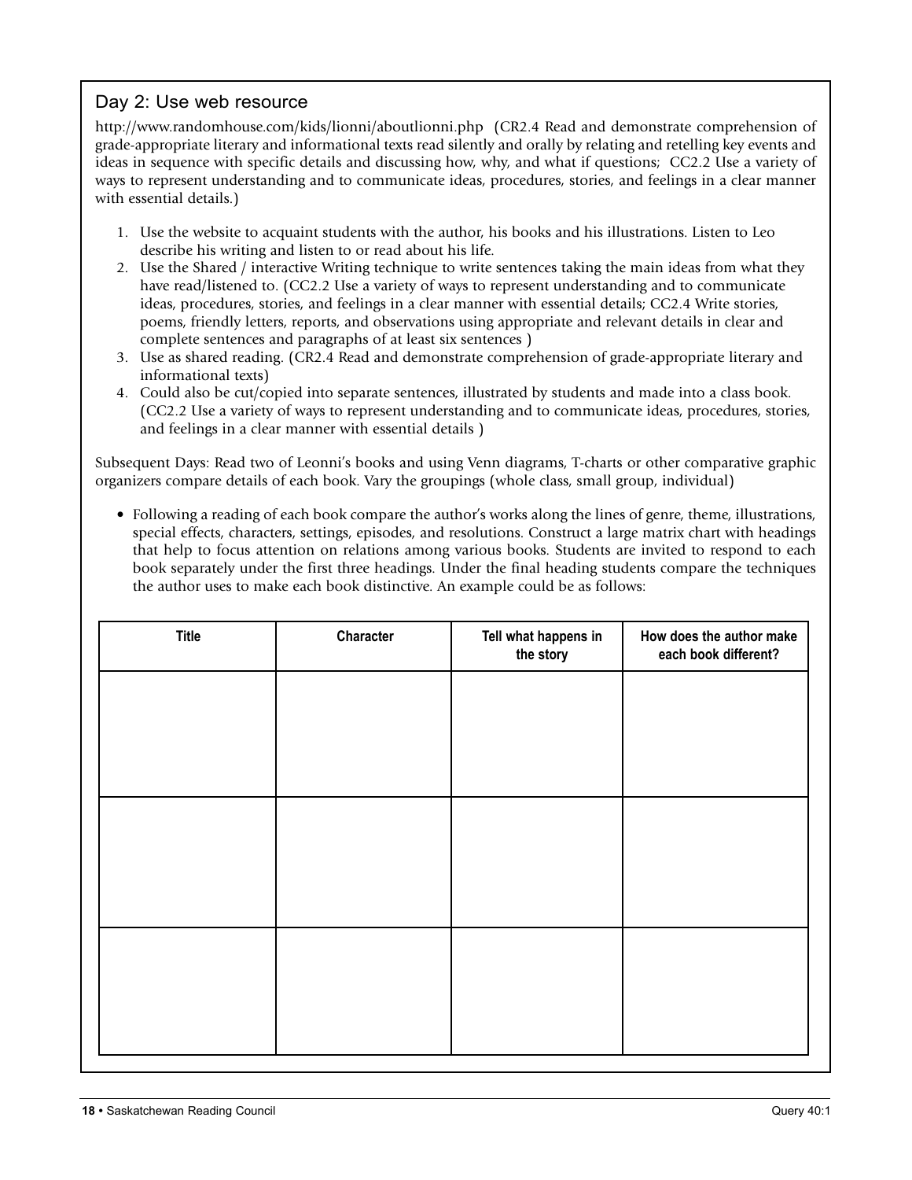## Day 2: Use web resource

http://www.randomhouse.com/kids/lionni/aboutlionni.php (CR2.4 Read and demonstrate comprehension of grade-appropriate literary and informational texts read silently and orally by relating and retelling key events and ideas in sequence with specific details and discussing how, why, and what if questions; CC2.2 Use a variety of ways to represent understanding and to communicate ideas, procedures, stories, and feelings in a clear manner with essential details.)

1. Use the website to acquaint students with the author, his books and his illustrations. Listen to Leo describe his writing and listen to or read about his life.
2. Use the Shared / interactive Writing technique to write sentences taking the main ideas from what they have read/listened to. (CC2.2 Use a variety of ways to represent understanding and to communicate ideas, procedures, stories, and feelings in a clear manner with essential details; CC2.4 Write stories, poems, friendly letters, reports, and observations using appropriate and relevant details in clear and complete sentences and paragraphs of at least six sentences )
3. Use as shared reading. (CR2.4 Read and demonstrate comprehension of grade-appropriate literary and informational texts)
4. Could also be cut/copied into separate sentences, illustrated by students and made into a class book. (CC2.2 Use a variety of ways to represent understanding and to communicate ideas, procedures, stories, and feelings in a clear manner with essential details )

Subsequent Days: Read two of Leonni's books and using Venn diagrams, T-charts or other comparative graphic organizers compare details of each book. Vary the groupings (whole class, small group, individual)

- Following a reading of each book compare the author's works along the lines of genre, theme, illustrations, special effects, characters, settings, episodes, and resolutions. Construct a large matrix chart with headings that help to focus attention on relations among various books. Students are invited to respond to each book separately under the first three headings. Under the final heading students compare the techniques the author uses to make each book distinctive. An example could be as follows:

| Title | Character | Tell what happens in the story | How does the author make each book different? |
|---|---|---|---|
| | | | |
| | | | |
| | | | |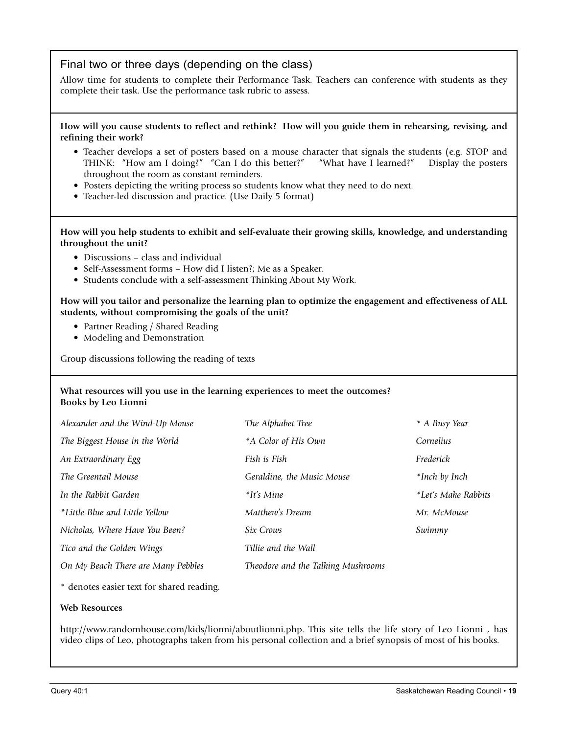## Final two or three days (depending on the class)

Allow time for students to complete their Performance Task. Teachers can conference with students as they complete their task. Use the performance task rubric to assess.

**How will you cause students to reflect and rethink? How will you guide them in rehearsing, revising, and refining their work?**

- Teacher develops a set of posters based on a mouse character that signals the students (e.g. STOP and THINK: "How am I doing?" "Can I do this better?" "What have I learned?" Display the posters throughout the room as constant reminders.
- Posters depicting the writing process so students know what they need to do next.
- Teacher-led discussion and practice. (Use Daily 5 format)

**How will you help students to exhibit and self-evaluate their growing skills, knowledge, and understanding throughout the unit?**

- Discussions – class and individual
- Self-Assessment forms – How did I listen?; Me as a Speaker.
- Students conclude with a self-assessment Thinking About My Work.

**How will you tailor and personalize the learning plan to optimize the engagement and effectiveness of ALL students, without compromising the goals of the unit?**

- Partner Reading / Shared Reading
- Modeling and Demonstration

Group discussions following the reading of texts

**What resources will you use in the learning experiences to meet the outcomes?**
**Books by Leo Lionni**

*Alexander and the Wind-Up Mouse*
*The Alphabet Tree*
** A Busy Year*
*The Biggest House in the World*
**A Color of His Own*
*Cornelius*
*An Extraordinary Egg*
*Fish is Fish*
*Frederick*
*The Greentail Mouse*
*Geraldine, the Music Mouse*
**Inch by Inch*
*In the Rabbit Garden*
**It's Mine*
**Let's Make Rabbits*
**Little Blue and Little Yellow*
*Matthew's Dream*
*Mr. McMouse*
*Nicholas, Where Have You Been?*
*Six Crows*
*Swimmy*
*Tico and the Golden Wings*
*Tillie and the Wall*
*On My Beach There are Many Pebbles*
*Theodore and the Talking Mushrooms*

* denotes easier text for shared reading.

**Web Resources**

http://www.randomhouse.com/kids/lionni/aboutlionni.php. This site tells the life story of Leo Lionni , has video clips of Leo, photographs taken from his personal collection and a brief synopsis of most of his books.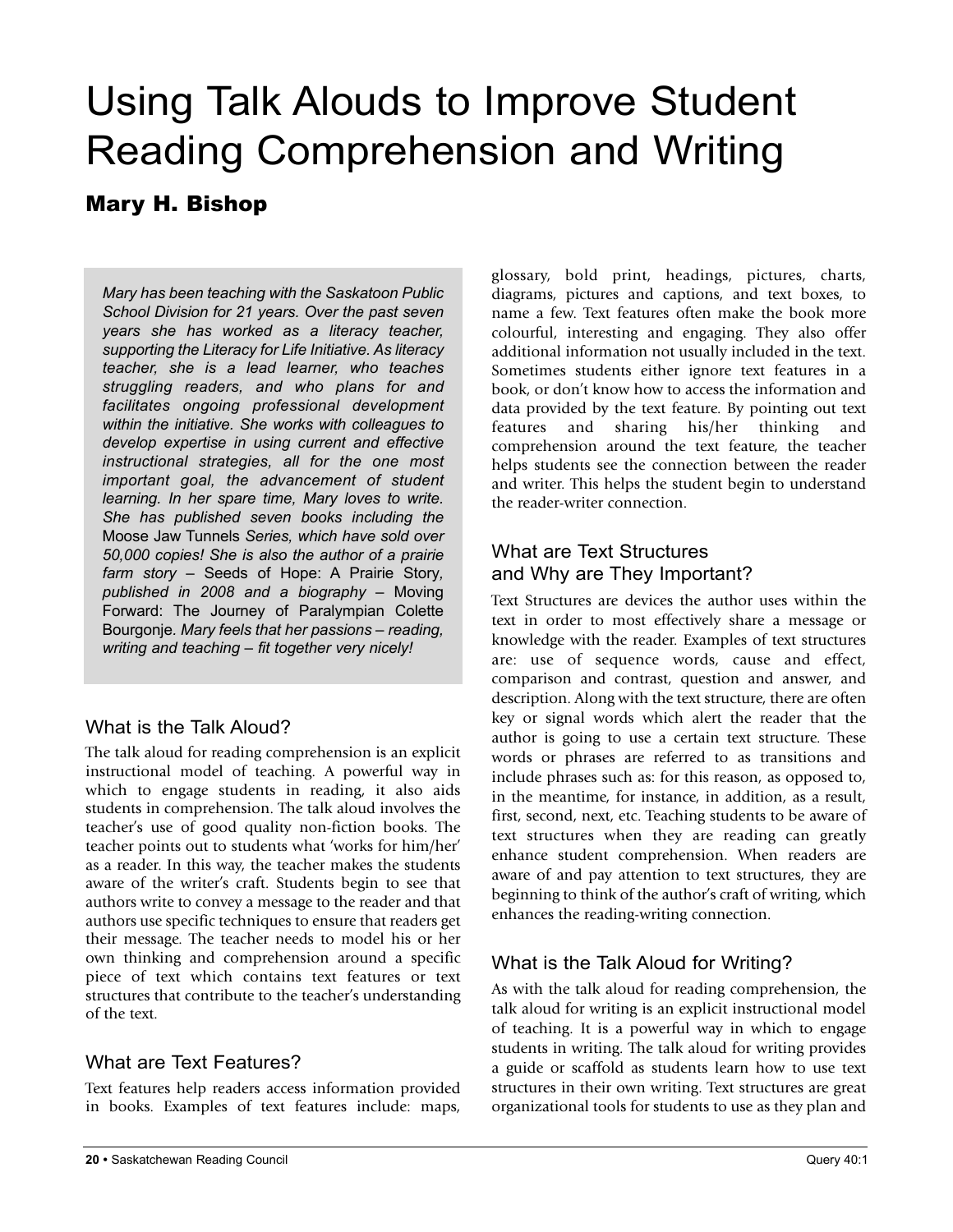# Using Talk Alouds to Improve Student Reading Comprehension and Writing

## Mary H. Bishop

*Mary has been teaching with the Saskatoon Public School Division for 21 years. Over the past seven years she has worked as a literacy teacher, supporting the Literacy for Life Initiative. As literacy teacher, she is a lead learner, who teaches struggling readers, and who plans for and facilitates ongoing professional development within the initiative. She works with colleagues to develop expertise in using current and effective instructional strategies, all for the one most important goal, the advancement of student learning. In her spare time, Mary loves to write. She has published seven books including the* Moose Jaw Tunnels *Series, which have sold over 50,000 copies! She is also the author of a prairie farm story –* Seeds of Hope: A Prairie Story, *published in 2008 and a biography –* Moving Forward: The Journey of Paralympian Colette Bourgonje. *Mary feels that her passions – reading, writing and teaching – fit together very nicely!*

### What is the Talk Aloud?

The talk aloud for reading comprehension is an explicit instructional model of teaching. A powerful way in which to engage students in reading, it also aids students in comprehension. The talk aloud involves the teacher's use of good quality non-fiction books. The teacher points out to students what 'works for him/her' as a reader. In this way, the teacher makes the students aware of the writer's craft. Students begin to see that authors write to convey a message to the reader and that authors use specific techniques to ensure that readers get their message. The teacher needs to model his or her own thinking and comprehension around a specific piece of text which contains text features or text structures that contribute to the teacher's understanding of the text.

### What are Text Features?

Text features help readers access information provided in books. Examples of text features include: maps, glossary, bold print, headings, pictures, charts, diagrams, pictures and captions, and text boxes, to name a few. Text features often make the book more colourful, interesting and engaging. They also offer additional information not usually included in the text. Sometimes students either ignore text features in a book, or don't know how to access the information and data provided by the text feature. By pointing out text features and sharing his/her thinking and comprehension around the text feature, the teacher helps students see the connection between the reader and writer. This helps the student begin to understand the reader-writer connection.

### What are Text Structures and Why are They Important?

Text Structures are devices the author uses within the text in order to most effectively share a message or knowledge with the reader. Examples of text structures are: use of sequence words, cause and effect, comparison and contrast, question and answer, and description. Along with the text structure, there are often key or signal words which alert the reader that the author is going to use a certain text structure. These words or phrases are referred to as transitions and include phrases such as: for this reason, as opposed to, in the meantime, for instance, in addition, as a result, first, second, next, etc. Teaching students to be aware of text structures when they are reading can greatly enhance student comprehension. When readers are aware of and pay attention to text structures, they are beginning to think of the author's craft of writing, which enhances the reading-writing connection.

### What is the Talk Aloud for Writing?

As with the talk aloud for reading comprehension, the talk aloud for writing is an explicit instructional model of teaching. It is a powerful way in which to engage students in writing. The talk aloud for writing provides a guide or scaffold as students learn how to use text structures in their own writing. Text structures are great organizational tools for students to use as they plan and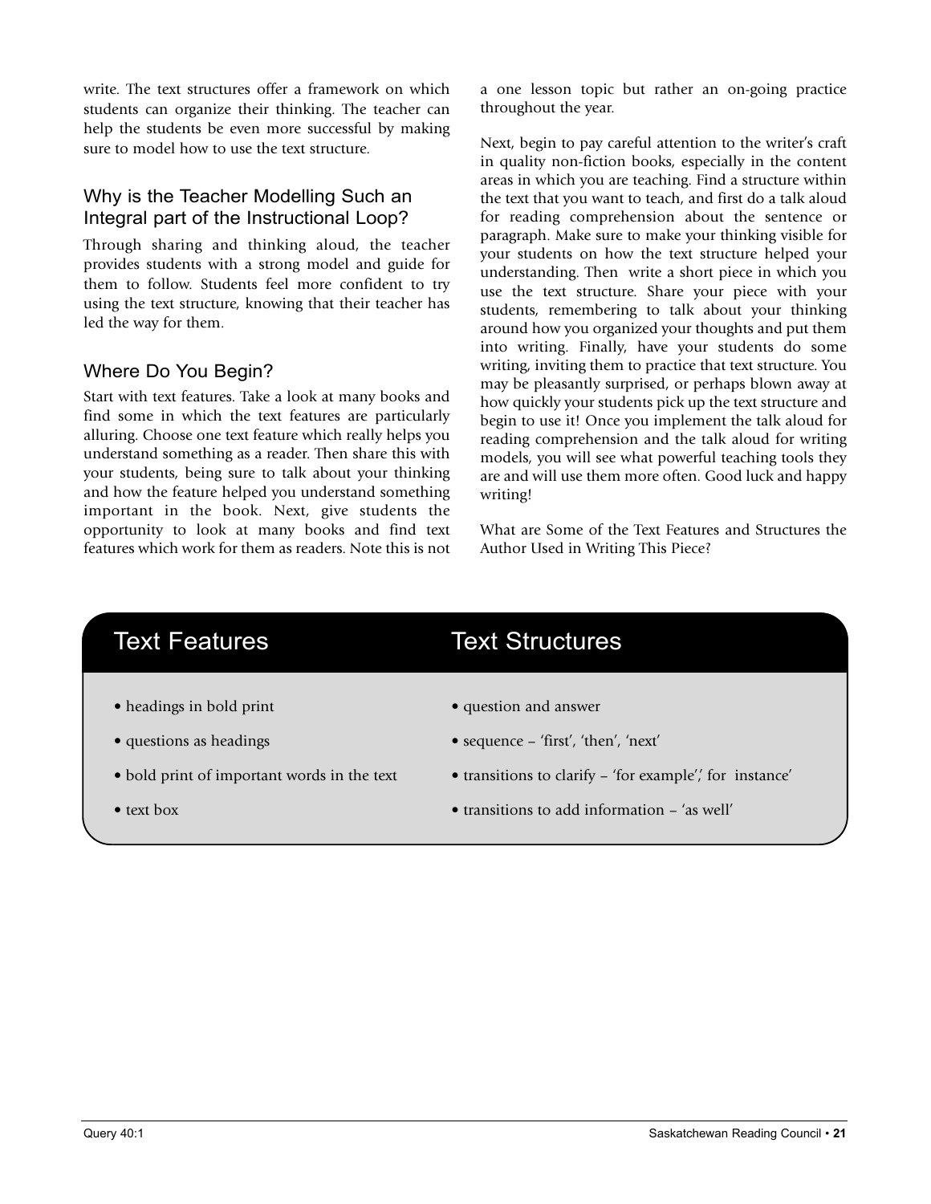write. The text structures offer a framework on which students can organize their thinking. The teacher can help the students be even more successful by making sure to model how to use the text structure.

## Why is the Teacher Modelling Such an Integral part of the Instructional Loop?

Through sharing and thinking aloud, the teacher provides students with a strong model and guide for them to follow. Students feel more confident to try using the text structure, knowing that their teacher has led the way for them.

## Where Do You Begin?

Start with text features. Take a look at many books and find some in which the text features are particularly alluring. Choose one text feature which really helps you understand something as a reader. Then share this with your students, being sure to talk about your thinking and how the feature helped you understand something important in the book. Next, give students the opportunity to look at many books and find text features which work for them as readers. Note this is not a one lesson topic but rather an on-going practice throughout the year.

Next, begin to pay careful attention to the writer's craft in quality non-fiction books, especially in the content areas in which you are teaching. Find a structure within the text that you want to teach, and first do a talk aloud for reading comprehension about the sentence or paragraph. Make sure to make your thinking visible for your students on how the text structure helped your understanding. Then write a short piece in which you use the text structure. Share your piece with your students, remembering to talk about your thinking around how you organized your thoughts and put them into writing. Finally, have your students do some writing, inviting them to practice that text structure. You may be pleasantly surprised, or perhaps blown away at how quickly your students pick up the text structure and begin to use it! Once you implement the talk aloud for reading comprehension and the talk aloud for writing models, you will see what powerful teaching tools they are and will use them more often. Good luck and happy writing!

What are Some of the Text Features and Structures the Author Used in Writing This Piece?

| Text Features | Text Structures |
| --- | --- |
| • headings in bold print | • question and answer |
| • questions as headings | • sequence – 'first', 'then', 'next' |
| • bold print of important words in the text | • transitions to clarify – 'for example', for instance' |
| • text box | • transitions to add information – 'as well' |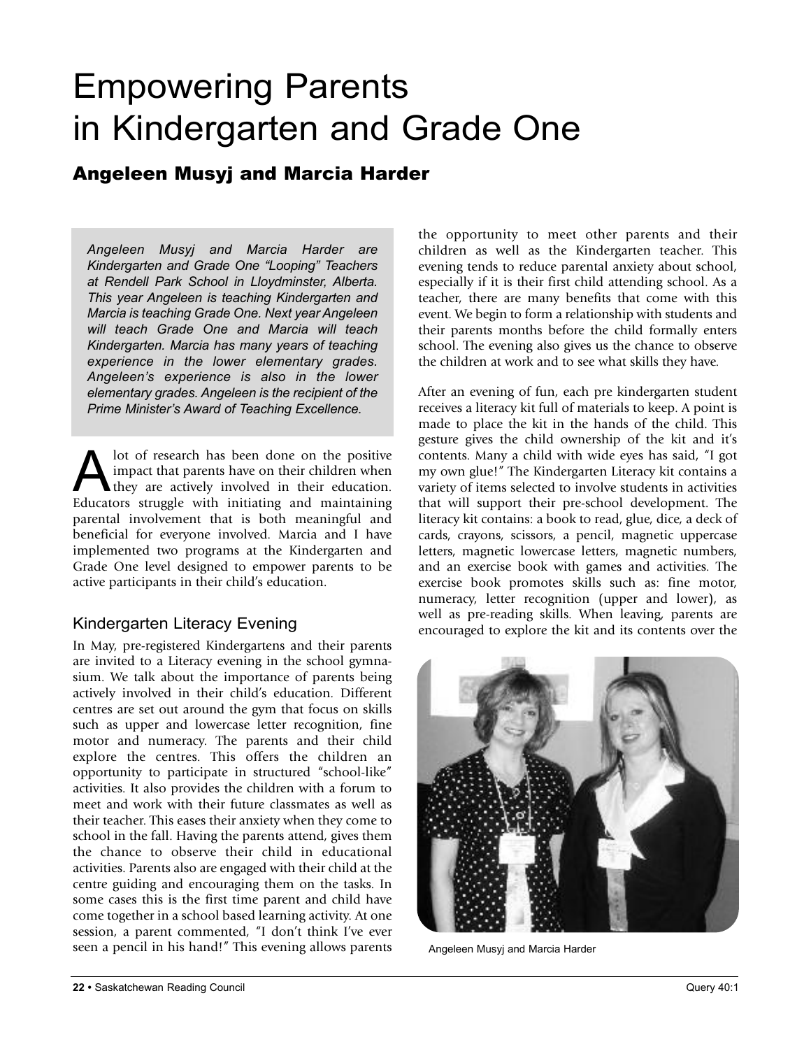# Empowering Parents in Kindergarten and Grade One

## Angeleen Musyj and Marcia Harder

*Angeleen Musyj and Marcia Harder are Kindergarten and Grade One "Looping" Teachers at Rendell Park School in Lloydminster, Alberta. This year Angeleen is teaching Kindergarten and Marcia is teaching Grade One. Next year Angeleen will teach Grade One and Marcia will teach Kindergarten. Marcia has many years of teaching experience in the lower elementary grades. Angeleen's experience is also in the lower elementary grades. Angeleen is the recipient of the Prime Minister's Award of Teaching Excellence.*

A lot of research has been done on the positive impact that parents have on their children when they are actively involved in their education. Educators struggle with initiating and maintaining parental involvement that is both meaningful and beneficial for everyone involved. Marcia and I have implemented two programs at the Kindergarten and Grade One level designed to empower parents to be active participants in their child's education.

### Kindergarten Literacy Evening

In May, pre-registered Kindergartens and their parents are invited to a Literacy evening in the school gymnasium. We talk about the importance of parents being actively involved in their child's education. Different centres are set out around the gym that focus on skills such as upper and lowercase letter recognition, fine motor and numeracy. The parents and their child explore the centres. This offers the children an opportunity to participate in structured "school-like" activities. It also provides the children with a forum to meet and work with their future classmates as well as their teacher. This eases their anxiety when they come to school in the fall. Having the parents attend, gives them the chance to observe their child in educational activities. Parents also are engaged with their child at the centre guiding and encouraging them on the tasks. In some cases this is the first time parent and child have come together in a school based learning activity. At one session, a parent commented, "I don't think I've ever seen a pencil in his hand!" This evening allows parents the opportunity to meet other parents and their children as well as the Kindergarten teacher. This evening tends to reduce parental anxiety about school, especially if it is their first child attending school. As a teacher, there are many benefits that come with this event. We begin to form a relationship with students and their parents months before the child formally enters school. The evening also gives us the chance to observe the children at work and to see what skills they have.

After an evening of fun, each pre kindergarten student receives a literacy kit full of materials to keep. A point is made to place the kit in the hands of the child. This gesture gives the child ownership of the kit and it's contents. Many a child with wide eyes has said, "I got my own glue!" The Kindergarten Literacy kit contains a variety of items selected to involve students in activities that will support their pre-school development. The literacy kit contains: a book to read, glue, dice, a deck of cards, crayons, scissors, a pencil, magnetic uppercase letters, magnetic lowercase letters, magnetic numbers, and an exercise book with games and activities. The exercise book promotes skills such as: fine motor, numeracy, letter recognition (upper and lower), as well as pre-reading skills. When leaving, parents are encouraged to explore the kit and its contents over the

Angeleen Musyj and Marcia Harder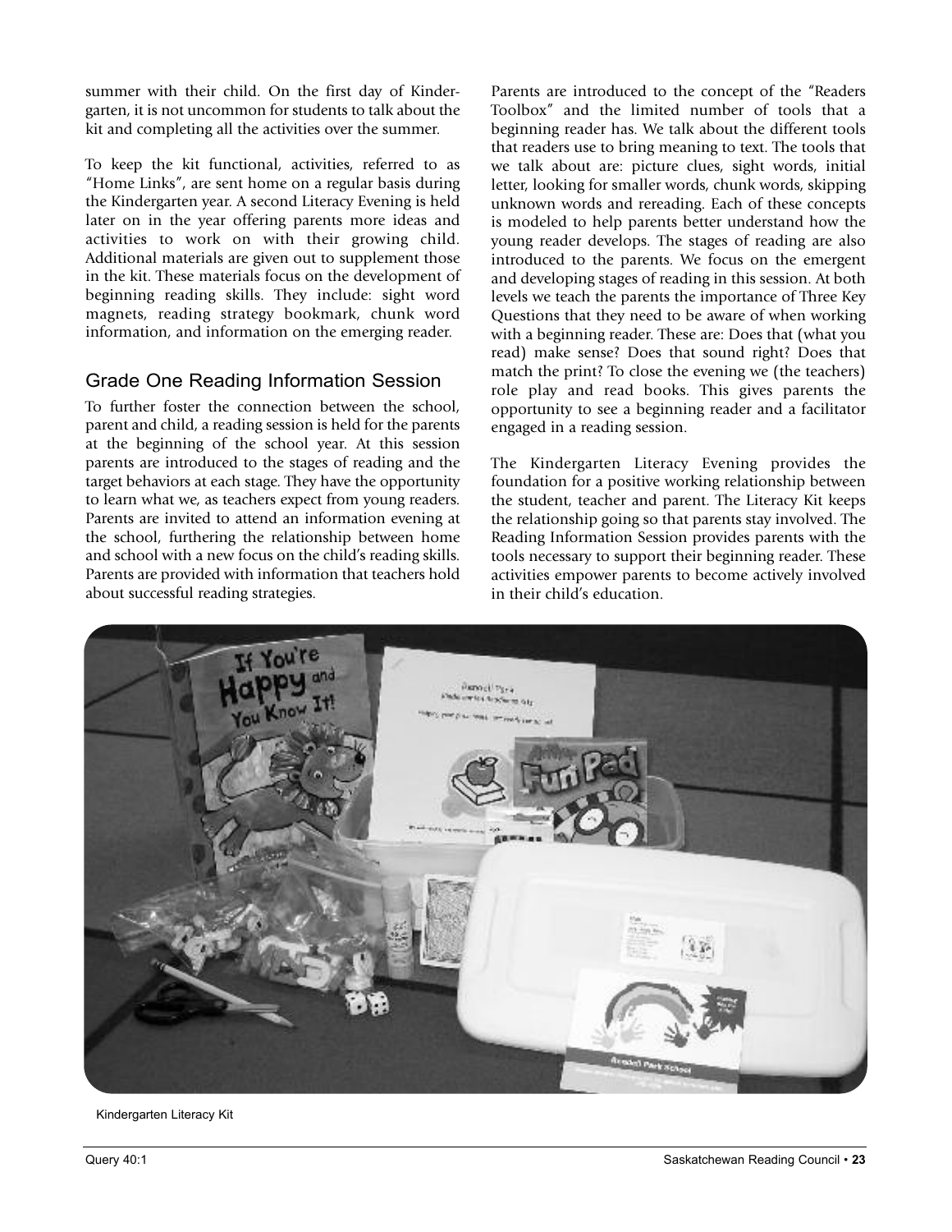summer with their child. On the first day of Kindergarten, it is not uncommon for students to talk about the kit and completing all the activities over the summer.

To keep the kit functional, activities, referred to as "Home Links", are sent home on a regular basis during the Kindergarten year. A second Literacy Evening is held later on in the year offering parents more ideas and activities to work on with their growing child. Additional materials are given out to supplement those in the kit. These materials focus on the development of beginning reading skills. They include: sight word magnets, reading strategy bookmark, chunk word information, and information on the emerging reader.

## Grade One Reading Information Session

To further foster the connection between the school, parent and child, a reading session is held for the parents at the beginning of the school year. At this session parents are introduced to the stages of reading and the target behaviors at each stage. They have the opportunity to learn what we, as teachers expect from young readers. Parents are invited to attend an information evening at the school, furthering the relationship between home and school with a new focus on the child's reading skills. Parents are provided with information that teachers hold about successful reading strategies.

Parents are introduced to the concept of the "Readers Toolbox" and the limited number of tools that a beginning reader has. We talk about the different tools that readers use to bring meaning to text. The tools that we talk about are: picture clues, sight words, initial letter, looking for smaller words, chunk words, skipping unknown words and rereading. Each of these concepts is modeled to help parents better understand how the young reader develops. The stages of reading are also introduced to the parents. We focus on the emergent and developing stages of reading in this session. At both levels we teach the parents the importance of Three Key Questions that they need to be aware of when working with a beginning reader. These are: Does that (what you read) make sense? Does that sound right? Does that match the print? To close the evening we (the teachers) role play and read books. This gives parents the opportunity to see a beginning reader and a facilitator engaged in a reading session.

The Kindergarten Literacy Evening provides the foundation for a positive working relationship between the student, teacher and parent. The Literacy Kit keeps the relationship going so that parents stay involved. The Reading Information Session provides parents with the tools necessary to support their beginning reader. These activities empower parents to become actively involved in their child's education.

Kindergarten Literacy Kit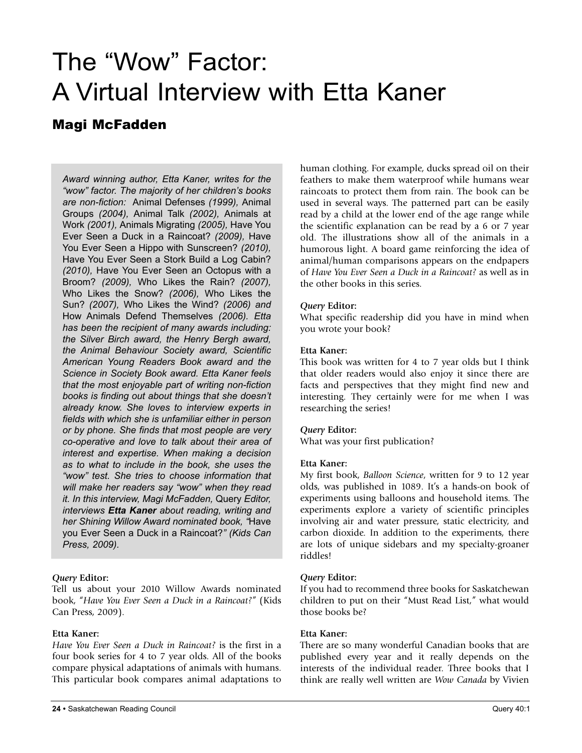# The "Wow" Factor: A Virtual Interview with Etta Kaner

## Magi McFadden

*Award winning author, Etta Kaner, writes for the "wow" factor. The majority of her children's books are non-fiction:* Animal Defenses *(1999),* Animal Groups *(2004),* Animal Talk *(2002),* Animals at Work *(2001),* Animals Migrating *(2005),* Have You Ever Seen a Duck in a Raincoat? *(2009),* Have You Ever Seen a Hippo with Sunscreen? *(2010),* Have You Ever Seen a Stork Build a Log Cabin? *(2010),* Have You Ever Seen an Octopus with a Broom? *(2009),* Who Likes the Rain? *(2007),* Who Likes the Snow? *(2006),* Who Likes the Sun? *(2007),* Who Likes the Wind? *(2006) and* How Animals Defend Themselves *(2006). Etta has been the recipient of many awards including: the Silver Birch award, the Henry Bergh award, the Animal Behaviour Society award, Scientific American Young Readers Book award and the Science in Society Book award. Etta Kaner feels that the most enjoyable part of writing non-fiction books is finding out about things that she doesn't already know. She loves to interview experts in fields with which she is unfamiliar either in person or by phone. She finds that most people are very co-operative and love to talk about their area of interest and expertise. When making a decision as to what to include in the book, she uses the "wow" test. She tries to choose information that will make her readers say "wow" when they read it. In this interview, Magi McFadden,* Query *Editor, interviews* ***Etta Kaner*** *about reading, writing and her Shining Willow Award nominated book, "*Have you Ever Seen a Duck in a Raincoat?*" (Kids Can Press, 2009).*

***Query* Editor:**
Tell us about your 2010 Willow Awards nominated book, "*Have You Ever Seen a Duck in a Raincoat?*" (Kids Can Press, 2009).

**Etta Kaner:**
*Have You Ever Seen a Duck in Raincoat?* is the first in a four book series for 4 to 7 year olds. All of the books compare physical adaptations of animals with humans. This particular book compares animal adaptations to human clothing. For example, ducks spread oil on their feathers to make them waterproof while humans wear raincoats to protect them from rain. The book can be used in several ways. The patterned part can be easily read by a child at the lower end of the age range while the scientific explanation can be read by a 6 or 7 year old. The illustrations show all of the animals in a humorous light. A board game reinforcing the idea of animal/human comparisons appears on the endpapers of *Have You Ever Seen a Duck in a Raincoat?* as well as in the other books in this series.

***Query* Editor:**
What specific readership did you have in mind when you wrote your book?

**Etta Kaner:**
This book was written for 4 to 7 year olds but I think that older readers would also enjoy it since there are facts and perspectives that they might find new and interesting. They certainly were for me when I was researching the series!

***Query* Editor:**
What was your first publication?

**Etta Kaner:**
My first book, *Balloon Science*, written for 9 to 12 year olds, was published in 1089. It's a hands-on book of experiments using balloons and household items. The experiments explore a variety of scientific principles involving air and water pressure, static electricity, and carbon dioxide. In addition to the experiments, there are lots of unique sidebars and my specialty-groaner riddles!

***Query* Editor:**
If you had to recommend three books for Saskatchewan children to put on their "Must Read List," what would those books be?

**Etta Kaner:**
There are so many wonderful Canadian books that are published every year and it really depends on the interests of the individual reader. Three books that I think are really well written are *Wow Canada* by Vivien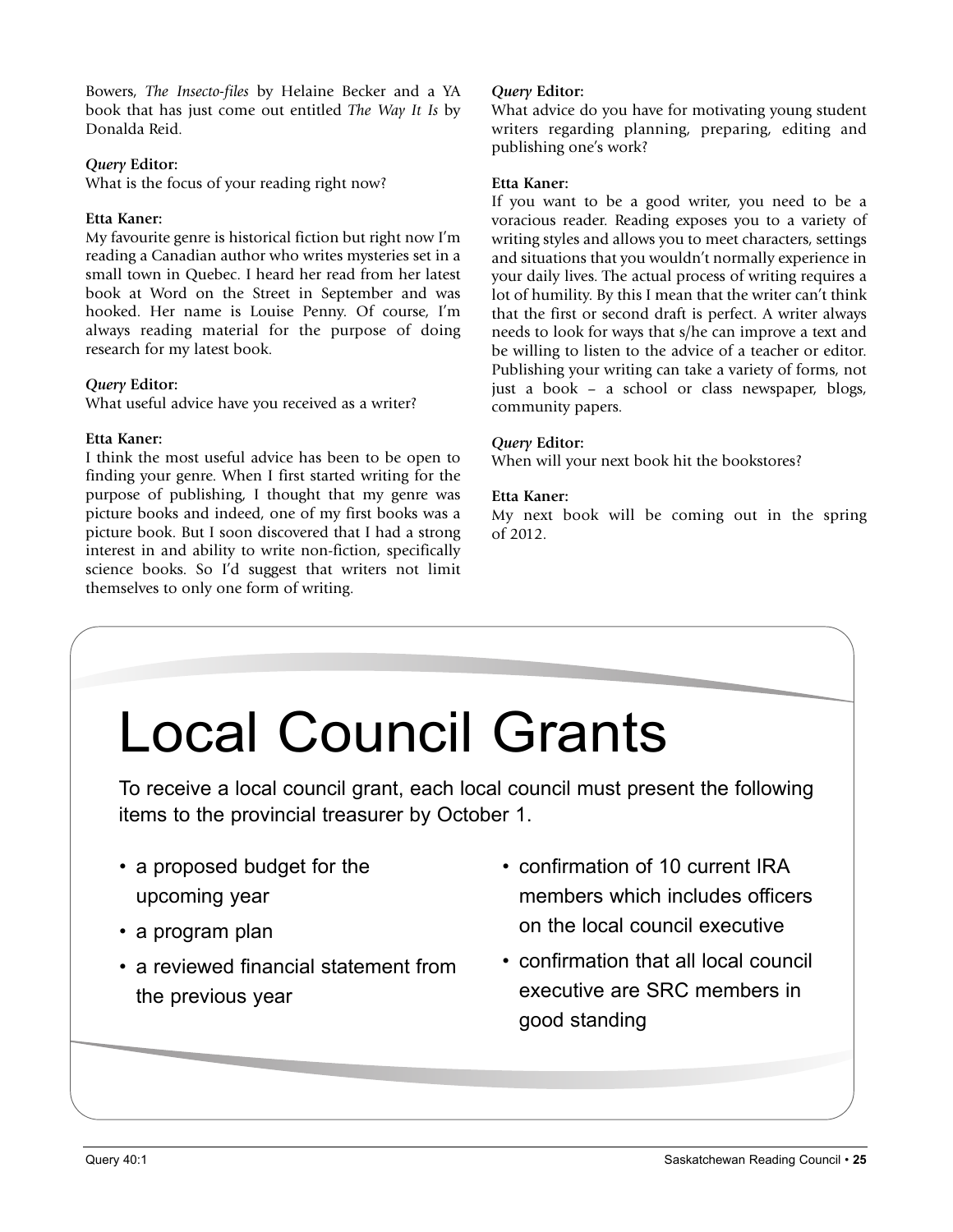Bowers, *The Insecto-files* by Helaine Becker and a YA book that has just come out entitled *The Way It Is* by Donalda Reid.

***Query* Editor:**
What is the focus of your reading right now?

**Etta Kaner:**
My favourite genre is historical fiction but right now I'm reading a Canadian author who writes mysteries set in a small town in Quebec. I heard her read from her latest book at Word on the Street in September and was hooked. Her name is Louise Penny. Of course, I'm always reading material for the purpose of doing research for my latest book.

***Query* Editor:**
What useful advice have you received as a writer?

**Etta Kaner:**
I think the most useful advice has been to be open to finding your genre. When I first started writing for the purpose of publishing, I thought that my genre was picture books and indeed, one of my first books was a picture book. But I soon discovered that I had a strong interest in and ability to write non-fiction, specifically science books. So I'd suggest that writers not limit themselves to only one form of writing.

***Query* Editor:**
What advice do you have for motivating young student writers regarding planning, preparing, editing and publishing one's work?

**Etta Kaner:**
If you want to be a good writer, you need to be a voracious reader. Reading exposes you to a variety of writing styles and allows you to meet characters, settings and situations that you wouldn't normally experience in your daily lives. The actual process of writing requires a lot of humility. By this I mean that the writer can't think that the first or second draft is perfect. A writer always needs to look for ways that s/he can improve a text and be willing to listen to the advice of a teacher or editor. Publishing your writing can take a variety of forms, not just a book – a school or class newspaper, blogs, community papers.

***Query* Editor:**
When will your next book hit the bookstores?

**Etta Kaner:**
My next book will be coming out in the spring of 2012.

# Local Council Grants

To receive a local council grant, each local council must present the following items to the provincial treasurer by October 1.

- a proposed budget for the upcoming year
- a program plan
- a reviewed financial statement from the previous year
- confirmation of 10 current IRA members which includes officers on the local council executive
- confirmation that all local council executive are SRC members in good standing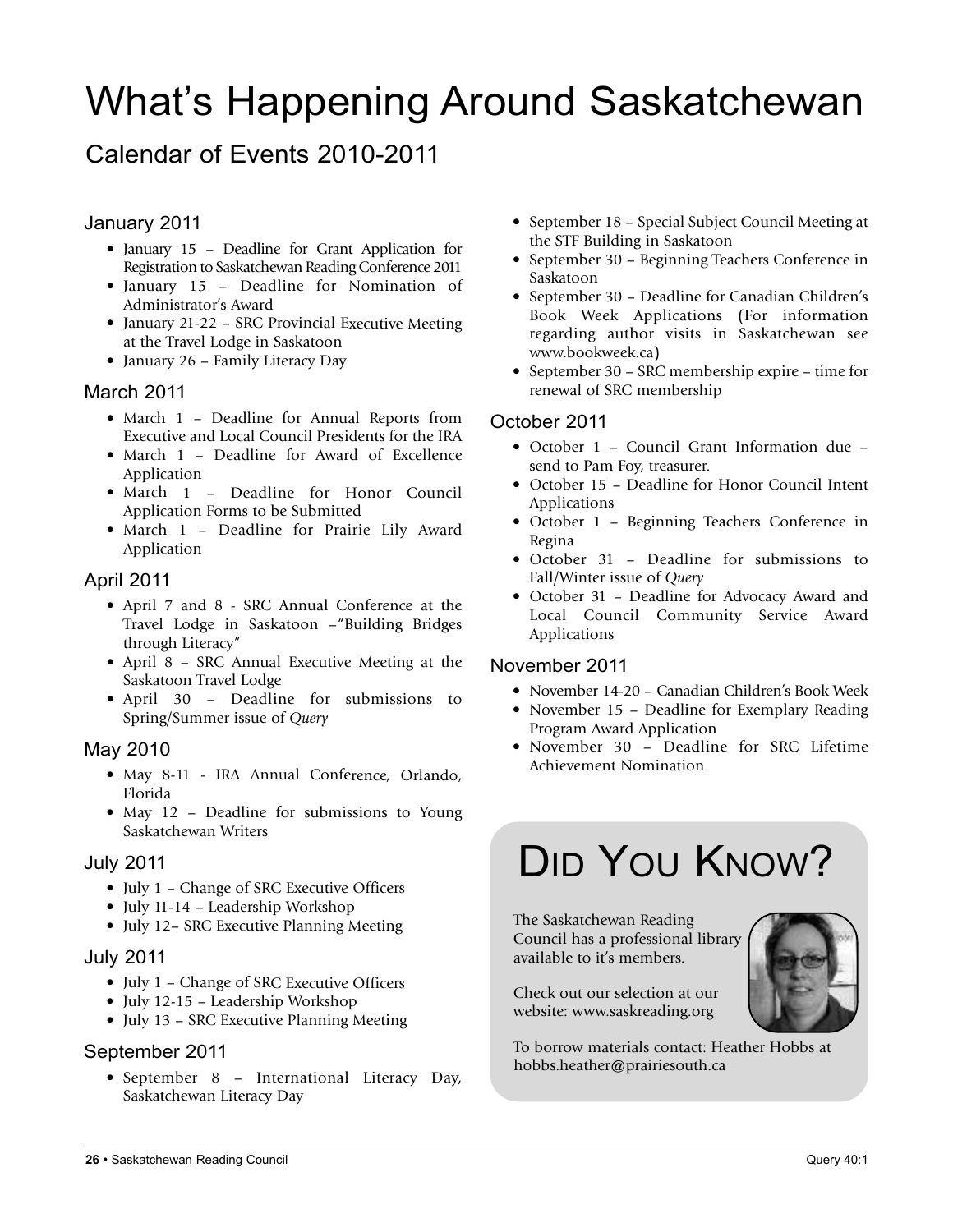# What's Happening Around Saskatchewan

## Calendar of Events 2010-2011

### January 2011

- January 15 – Deadline for Grant Application for Registration to Saskatchewan Reading Conference 2011
- January 15 – Deadline for Nomination of Administrator's Award
- January 21-22 – SRC Provincial Executive Meeting at the Travel Lodge in Saskatoon
- January 26 – Family Literacy Day

### March 2011

- March 1 – Deadline for Annual Reports from Executive and Local Council Presidents for the IRA
- March 1 – Deadline for Award of Excellence Application
- March 1 – Deadline for Honor Council Application Forms to be Submitted
- March 1 – Deadline for Prairie Lily Award Application

### April 2011

- April 7 and 8 - SRC Annual Conference at the Travel Lodge in Saskatoon –"Building Bridges through Literacy"
- April 8 – SRC Annual Executive Meeting at the Saskatoon Travel Lodge
- April 30 – Deadline for submissions to Spring/Summer issue of *Query*

### May 2010

- May 8-11 - IRA Annual Conference, Orlando, Florida
- May 12 – Deadline for submissions to Young Saskatchewan Writers

### July 2011

- July 1 – Change of SRC Executive Officers
- July 11-14 – Leadership Workshop
- July 12– SRC Executive Planning Meeting

### July 2011

- July 1 – Change of SRC Executive Officers
- July 12-15 – Leadership Workshop
- July 13 – SRC Executive Planning Meeting

### September 2011

- September 8 – International Literacy Day, Saskatchewan Literacy Day
- September 18 – Special Subject Council Meeting at the STF Building in Saskatoon
- September 30 – Beginning Teachers Conference in Saskatoon
- September 30 – Deadline for Canadian Children's Book Week Applications (For information regarding author visits in Saskatchewan see www.bookweek.ca)
- September 30 – SRC membership expire – time for renewal of SRC membership

### October 2011

- October 1 – Council Grant Information due – send to Pam Foy, treasurer.
- October 15 – Deadline for Honor Council Intent Applications
- October 1 – Beginning Teachers Conference in Regina
- October 31 – Deadline for submissions to Fall/Winter issue of *Query*
- October 31 – Deadline for Advocacy Award and Local Council Community Service Award Applications

### November 2011

- November 14-20 – Canadian Children's Book Week
- November 15 – Deadline for Exemplary Reading Program Award Application
- November 30 – Deadline for SRC Lifetime Achievement Nomination

## Did You Know?

The Saskatchewan Reading Council has a professional library available to it's members.

Check out our selection at our website: www.saskreading.org

To borrow materials contact: Heather Hobbs at hobbs.heather@prairiesouth.ca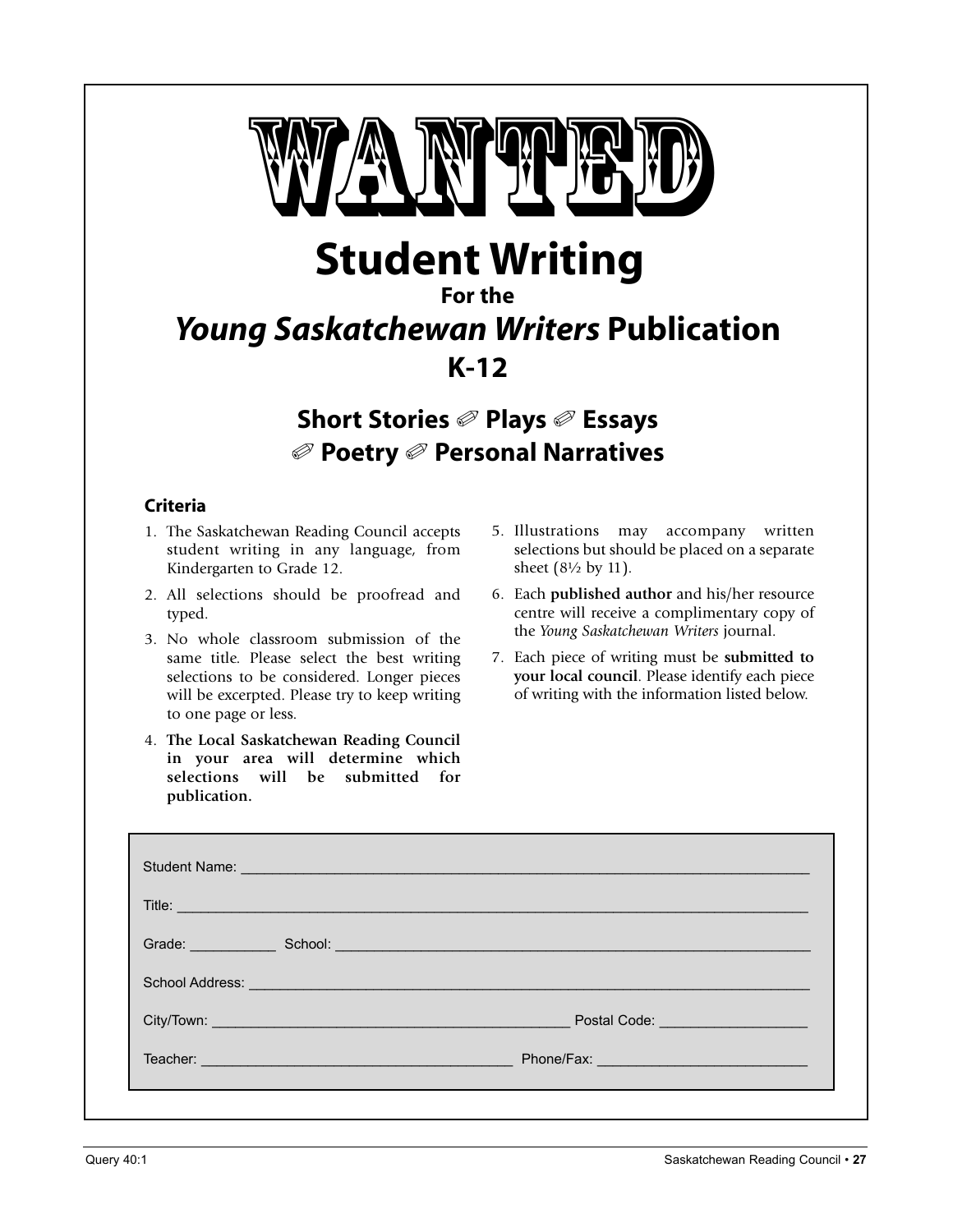# WANTED

## Student Writing

### For the

## *Young Saskatchewan Writers* Publication

### K-12

### Short Stories ✐ Plays ✐ Essays ✐ Poetry ✐ Personal Narratives

#### Criteria

1. The Saskatchewan Reading Council accepts student writing in any language, from Kindergarten to Grade 12.
2. All selections should be proofread and typed.
3. No whole classroom submission of the same title. Please select the best writing selections to be considered. Longer pieces will be excerpted. Please try to keep writing to one page or less.
4. **The Local Saskatchewan Reading Council in your area will determine which selections will be submitted for publication.**
5. Illustrations may accompany written selections but should be placed on a separate sheet (8½ by 11).
6. Each **published author** and his/her resource centre will receive a complimentary copy of the *Young Saskatchewan Writers* journal.
7. Each piece of writing must be **submitted to your local council**. Please identify each piece of writing with the information listed below.

Student Name: ______________________________________________

Title: ______________________________________________

Grade: __________ School: ______________________________________________

School Address: ______________________________________________

City/Town: ______________________________ Postal Code: __________________

Teacher: ______________________________ Phone/Fax: __________________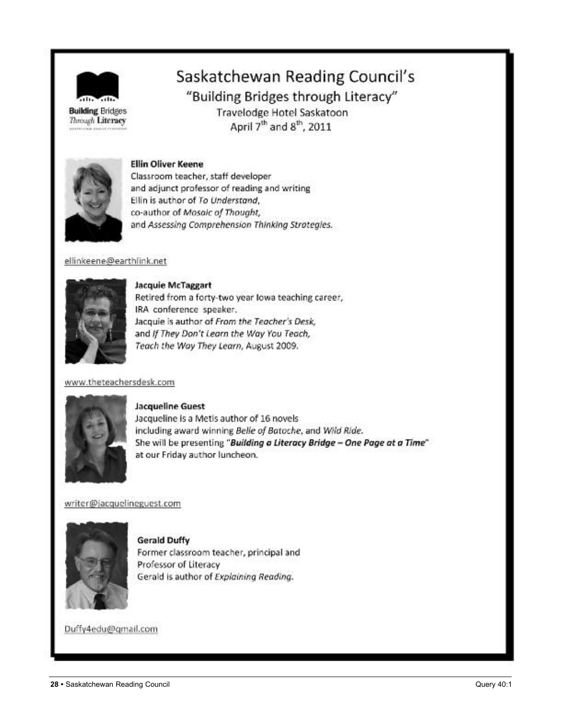# Saskatchewan Reading Council's

## "Building Bridges through Literacy"

Travelodge Hotel Saskatoon
April 7th and 8th, 2011

**Ellin Oliver Keene**
Classroom teacher, staff developer
and adjunct professor of reading and writing
Ellin is author of *To Understand*,
co-author of *Mosaic of Thought*,
and *Assessing Comprehension Thinking Strategies*.

ellinkeene@earthlink.net

**Jacquie McTaggart**
Retired from a forty-two year Iowa teaching career,
IRA conference speaker.
Jacquie is author of *From the Teacher's Desk*,
and *If They Don't Learn the Way You Teach, Teach the Way They Learn*, August 2009.

www.theteachersdesk.com

**Jacqueline Guest**
Jacqueline is a Metis author of 16 novels
including award winning *Belle of Batoche*, and *Wild Ride*.
She will be presenting "***Building a Literacy Bridge – One Page at a Time***"
at our Friday author luncheon.

writer@jacquelineguest.com

**Gerald Duffy**
Former classroom teacher, principal and
Professor of Literacy
Gerald is author of *Explaining Reading*.

Duffy4edu@gmail.com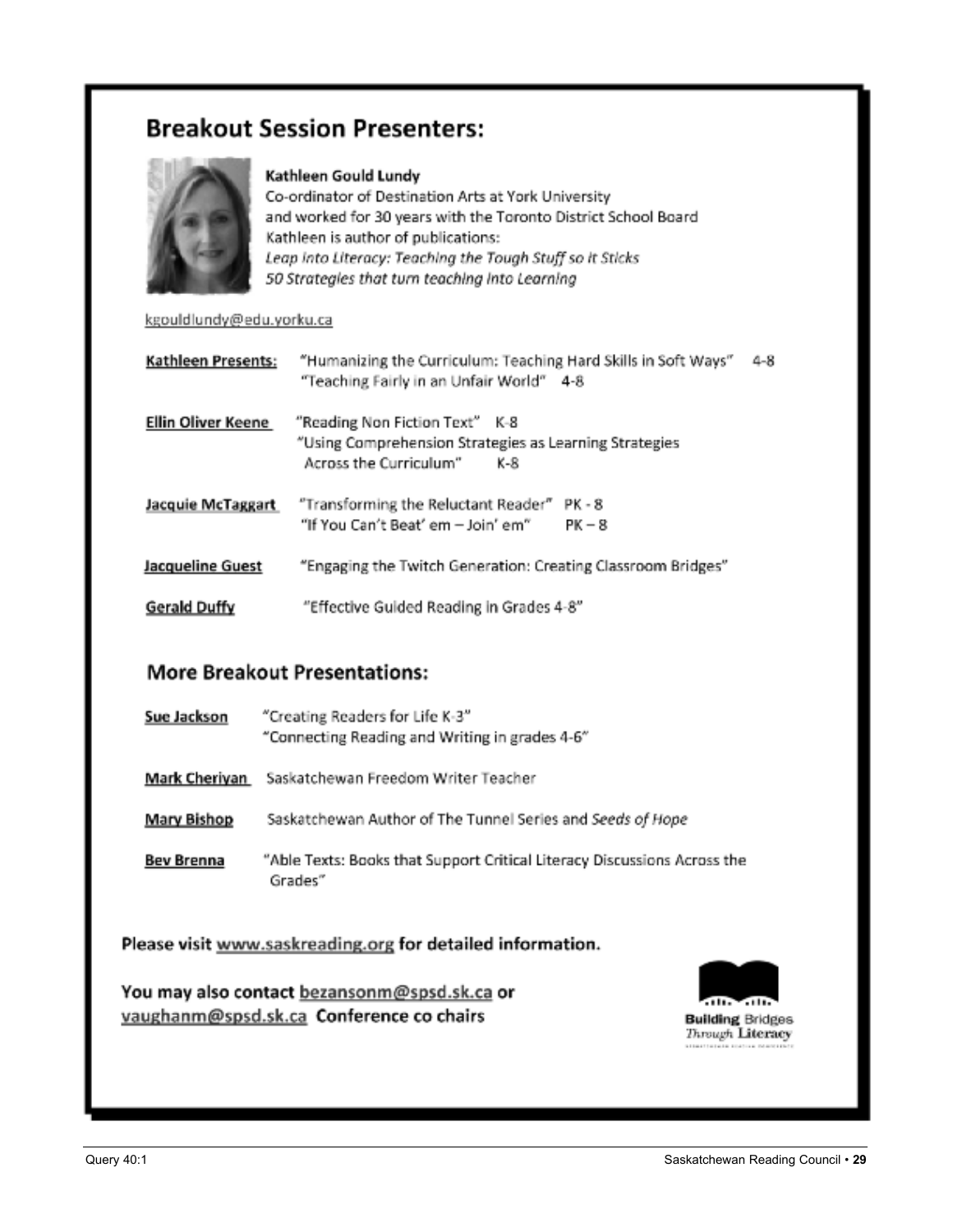## Breakout Session Presenters:

**Kathleen Gould Lundy**
Co-ordinator of Destination Arts at York University
and worked for 30 years with the Toronto District School Board
Kathleen is author of publications:
*Leap into Literacy: Teaching the Tough Stuff so it Sticks*
*50 Strategies that turn teaching into Learning*

kgouldlundy@edu.yorku.ca

**Kathleen Presents:** "Humanizing the Curriculum: Teaching Hard Skills in Soft Ways" 4-8
"Teaching Fairly in an Unfair World" 4-8

**Ellin Oliver Keene** "Reading Non Fiction Text" K-8
"Using Comprehension Strategies as Learning Strategies Across the Curriculum" K-8

**Jacquie McTaggart** "Transforming the Reluctant Reader" PK - 8
"If You Can't Beat' em – Join' em" PK – 8

**Jacqueline Guest** "Engaging the Twitch Generation: Creating Classroom Bridges"

**Gerald Duffy** "Effective Guided Reading in Grades 4-8"

## More Breakout Presentations:

**Sue Jackson** "Creating Readers for Life K-3"
"Connecting Reading and Writing in grades 4-6"

**Mark Cheriyan** Saskatchewan Freedom Writer Teacher

**Mary Bishop** Saskatchewan Author of The Tunnel Series and *Seeds of Hope*

**Bev Brenna** "Able Texts: Books that Support Critical Literacy Discussions Across the Grades"

**Please visit www.saskreading.org for detailed information.**

**You may also contact bezansonm@spsd.sk.ca or vaughanm@spsd.sk.ca Conference co chairs**

Building Bridges Through Literacy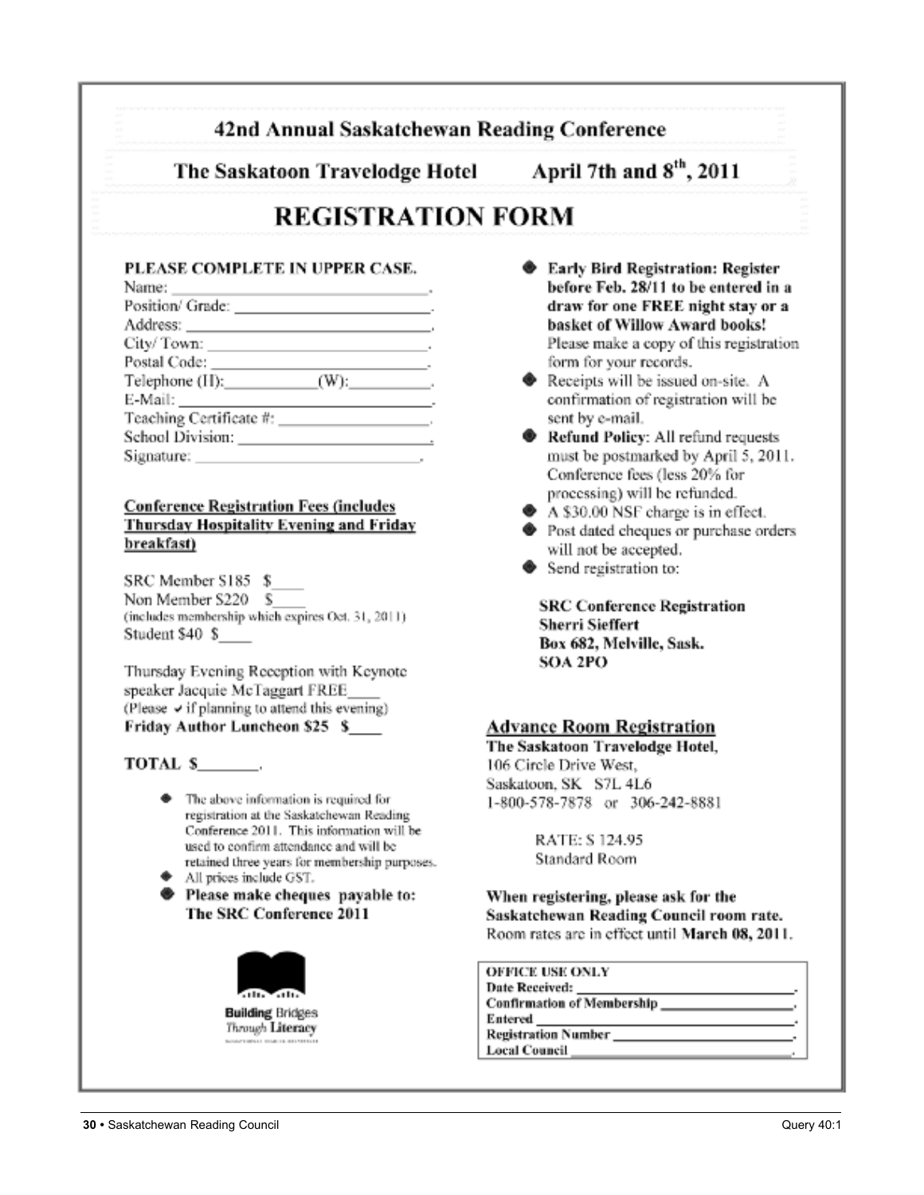# 42nd Annual Saskatchewan Reading Conference

## The Saskatoon Travelodge Hotel April 7th and 8th, 2011

# REGISTRATION FORM

**PLEASE COMPLETE IN UPPER CASE.**

Name: ______________________.
Position/ Grade: ______________________.
Address: ______________________.
City/ Town: ______________________.
Postal Code: ______________________.
Telephone (H):__________(W):__________.
E-Mail: ______________________.
Teaching Certificate #: ______________________.
School Division: ______________________.
Signature: ______________________.

**Conference Registration Fees (includes Thursday Hospitality Evening and Friday breakfast)**

SRC Member $185 $____
Non Member $220 $____
(includes membership which expires Oct. 31, 2011)
Student $40 $____

Thursday Evening Reception with Keynote speaker Jacquie McTaggart FREE____
(Please ✓ if planning to attend this evening)
**Friday Author Luncheon $25 $____**

**TOTAL $________.**

- The above information is required for registration at the Saskatchewan Reading Conference 2011. This information will be used to confirm attendance and will be retained three years for membership purposes.
- All prices include GST.
- **Please make cheques payable to: The SRC Conference 2011**

**Building** Bridges
*Through* **Literacy**

- **Early Bird Registration: Register before Feb. 28/11 to be entered in a draw for one FREE night stay or a basket of Willow Award books!** Please make a copy of this registration form for your records.
- Receipts will be issued on-site. A confirmation of registration will be sent by e-mail.
- **Refund Policy**: All refund requests must be postmarked by April 5, 2011. Conference fees (less 20% for processing) will be refunded.
- A $30.00 NSF charge is in effect.
- Post dated cheques or purchase orders will not be accepted.
- Send registration to:

**SRC Conference Registration**
**Sherri Sieffert**
**Box 682, Melville, Sask.**
**SOA 2PO**

## Advance Room Registration

**The Saskatoon Travelodge Hotel,**
106 Circle Drive West,
Saskatoon, SK S7L 4L6
1-800-578-7878 or 306-242-8881

RATE: $ 124.95
Standard Room

**When registering, please ask for the Saskatchewan Reading Council room rate.** Room rates are in effect until **March 08, 2011**.

**OFFICE USE ONLY**
**Date Received:** ______________________.
**Confirmation of Membership** ______________________.
**Entered** ______________________.
**Registration Number** ______________________.
**Local Council** ______________________.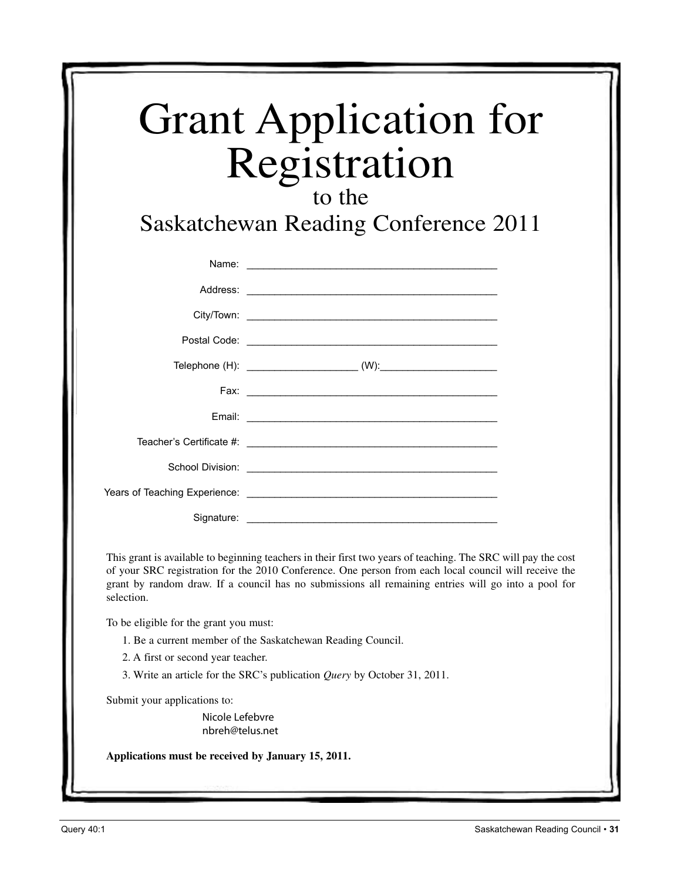# Grant Application for Registration

## to the Saskatchewan Reading Conference 2011

Name: _______________________________________________

Address: _______________________________________________

City/Town: _______________________________________________

Postal Code: _______________________________________________

Telephone (H): ____________________ (W):_____________________

Fax: _______________________________________________

Email: _______________________________________________

Teacher's Certificate #: _______________________________________________

School Division: _______________________________________________

Years of Teaching Experience: _______________________________________________

Signature: _______________________________________________

This grant is available to beginning teachers in their first two years of teaching. The SRC will pay the cost of your SRC registration for the 2010 Conference. One person from each local council will receive the grant by random draw. If a council has no submissions all remaining entries will go into a pool for selection.

To be eligible for the grant you must:

1. Be a current member of the Saskatchewan Reading Council.
2. A first or second year teacher.
3. Write an article for the SRC's publication *Query* by October 31, 2011.

Submit your applications to:

Nicole Lefebvre
nbreh@telus.net

**Applications must be received by January 15, 2011.**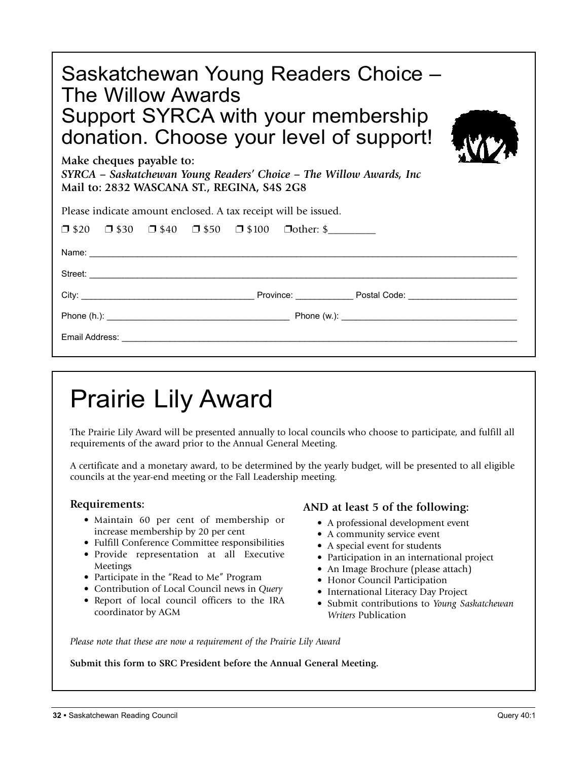# Saskatchewan Young Readers Choice – The Willow Awards

## Support SYRCA with your membership donation. Choose your level of support!

**Make cheques payable to:**
***SYRCA – Saskatchewan Young Readers' Choice – The Willow Awards, Inc***
**Mail to: 2832 WASCANA ST., REGINA, S4S 2G8**

Please indicate amount enclosed. A tax receipt will be issued.

❒ $20 ❒ $30 ❒ $40 ❒ $50 ❒ $100 ❒other: $_________

Name: ______________________________________________________________

Street: ______________________________________________________________

City: ______________________ Province: ___________ Postal Code: ______________________

Phone (h.): ______________________________ Phone (w.): ______________________________

Email Address: ______________________________________________________________

# Prairie Lily Award

The Prairie Lily Award will be presented annually to local councils who choose to participate, and fulfill all requirements of the award prior to the Annual General Meeting.

A certificate and a monetary award, to be determined by the yearly budget, will be presented to all eligible councils at the year-end meeting or the Fall Leadership meeting.

### Requirements:

- Maintain 60 per cent of membership or increase membership by 20 per cent
- Fulfill Conference Committee responsibilities
- Provide representation at all Executive Meetings
- Participate in the "Read to Me" Program
- Contribution of Local Council news in *Query*
- Report of local council officers to the IRA coordinator by AGM

### AND at least 5 of the following:

- A professional development event
- A community service event
- A special event for students
- Participation in an international project
- An Image Brochure (please attach)
- Honor Council Participation
- International Literacy Day Project
- Submit contributions to *Young Saskatchewan Writers* Publication

*Please note that these are now a requirement of the Prairie Lily Award*

**Submit this form to SRC President before the Annual General Meeting.**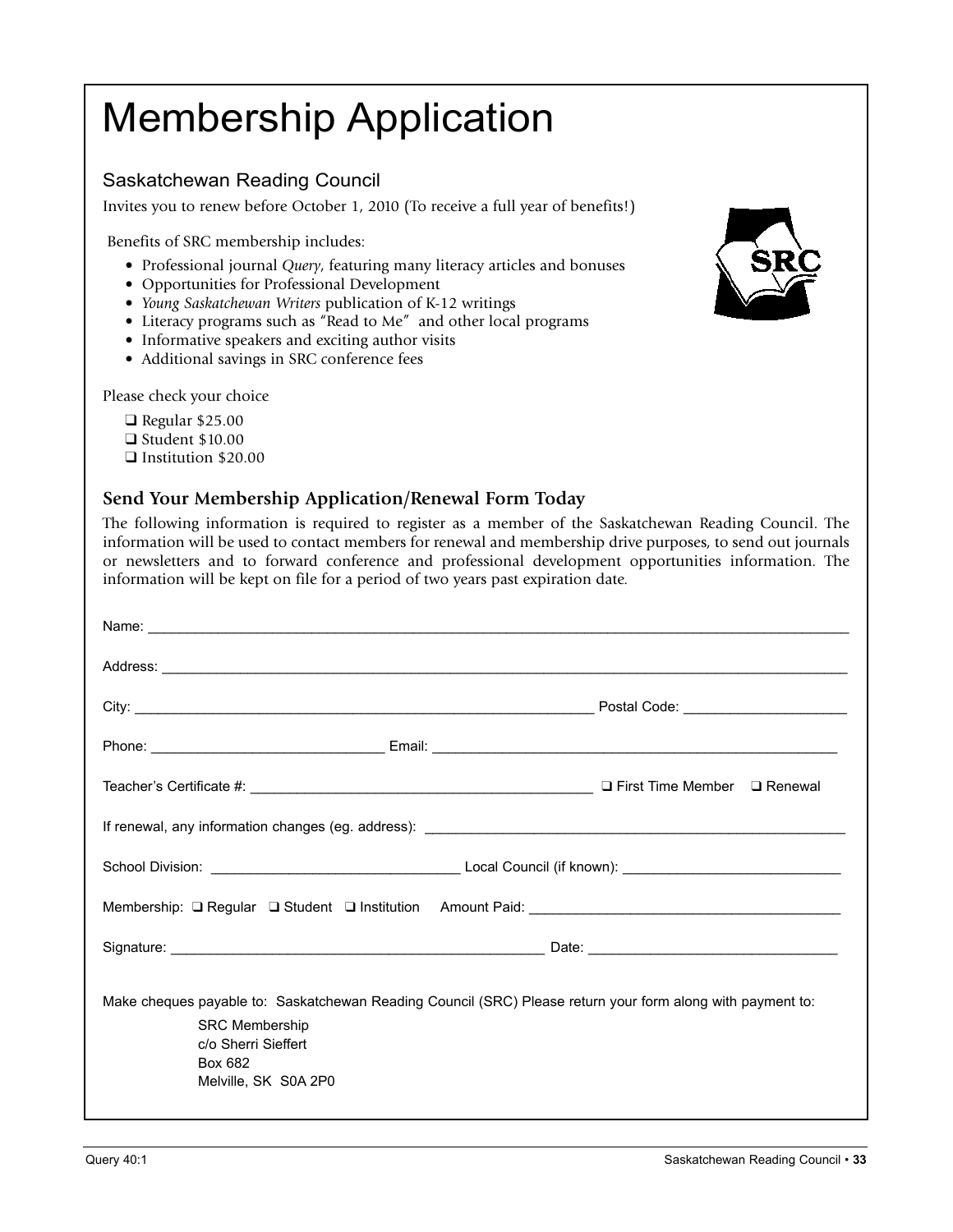# Membership Application

## Saskatchewan Reading Council

Invites you to renew before October 1, 2010 (To receive a full year of benefits!)

Benefits of SRC membership includes:

- Professional journal *Query*, featuring many literacy articles and bonuses
- Opportunities for Professional Development
- *Young Saskatchewan Writers* publication of K-12 writings
- Literacy programs such as "Read to Me" and other local programs
- Informative speakers and exciting author visits
- Additional savings in SRC conference fees

Please check your choice

- ❑ Regular $25.00
- ❑ Student $10.00
- ❑ Institution $20.00

### Send Your Membership Application/Renewal Form Today

The following information is required to register as a member of the Saskatchewan Reading Council. The information will be used to contact members for renewal and membership drive purposes, to send out journals or newsletters and to forward conference and professional development opportunities information. The information will be kept on file for a period of two years past expiration date.

Name: ______________________________________________

Address: ______________________________________________

City: ______________________________ Postal Code: ____________

Phone: ________________ Email: ______________________________

Teacher's Certificate #: ________________________ ❑ First Time Member ❑ Renewal

If renewal, any information changes (eg. address): ______________________________

School Division: ________________ Local Council (if known): ________________

Membership: ❑ Regular ❑ Student ❑ Institution Amount Paid: ____________________

Signature: ____________________________ Date: ________________

Make cheques payable to: Saskatchewan Reading Council (SRC) Please return your form along with payment to:

SRC Membership
c/o Sherri Sieffert
Box 682
Melville, SK S0A 2P0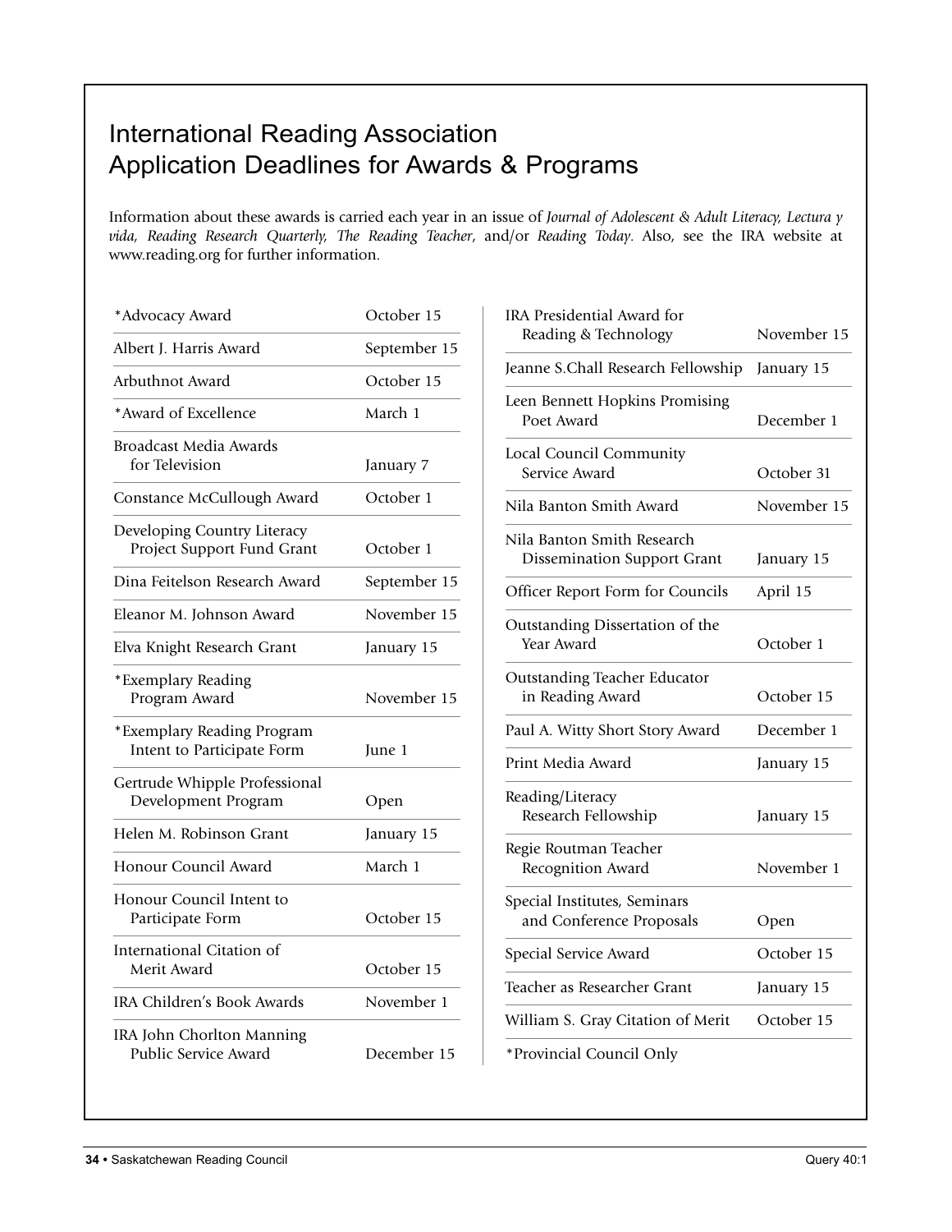# International Reading Association
# Application Deadlines for Awards & Programs

Information about these awards is carried each year in an issue of *Journal of Adolescent & Adult Literacy, Lectura y vida, Reading Research Quarterly, The Reading Teacher*, and/or *Reading Today*. Also, see the IRA website at www.reading.org for further information.

| Award / Program | Deadline |
|---|---|
| *Advocacy Award | October 15 |
| Albert J. Harris Award | September 15 |
| Arbuthnot Award | October 15 |
| *Award of Excellence | March 1 |
| Broadcast Media Awards for Television | January 7 |
| Constance McCullough Award | October 1 |
| Developing Country Literacy Project Support Fund Grant | October 1 |
| Dina Feitelson Research Award | September 15 |
| Eleanor M. Johnson Award | November 15 |
| Elva Knight Research Grant | January 15 |
| *Exemplary Reading Program Award | November 15 |
| *Exemplary Reading Program Intent to Participate Form | June 1 |
| Gertrude Whipple Professional Development Program | Open |
| Helen M. Robinson Grant | January 15 |
| Honour Council Award | March 1 |
| Honour Council Intent to Participate Form | October 15 |
| International Citation of Merit Award | October 15 |
| IRA Children's Book Awards | November 1 |
| IRA John Chorlton Manning Public Service Award | December 15 |
| IRA Presidential Award for Reading & Technology | November 15 |
| Jeanne S.Chall Research Fellowship | January 15 |
| Leen Bennett Hopkins Promising Poet Award | December 1 |
| Local Council Community Service Award | October 31 |
| Nila Banton Smith Award | November 15 |
| Nila Banton Smith Research Dissemination Support Grant | January 15 |
| Officer Report Form for Councils | April 15 |
| Outstanding Dissertation of the Year Award | October 1 |
| Outstanding Teacher Educator in Reading Award | October 15 |
| Paul A. Witty Short Story Award | December 1 |
| Print Media Award | January 15 |
| Reading/Literacy Research Fellowship | January 15 |
| Regie Routman Teacher Recognition Award | November 1 |
| Special Institutes, Seminars and Conference Proposals | Open |
| Special Service Award | October 15 |
| Teacher as Researcher Grant | January 15 |
| William S. Gray Citation of Merit | October 15 |

*Provincial Council Only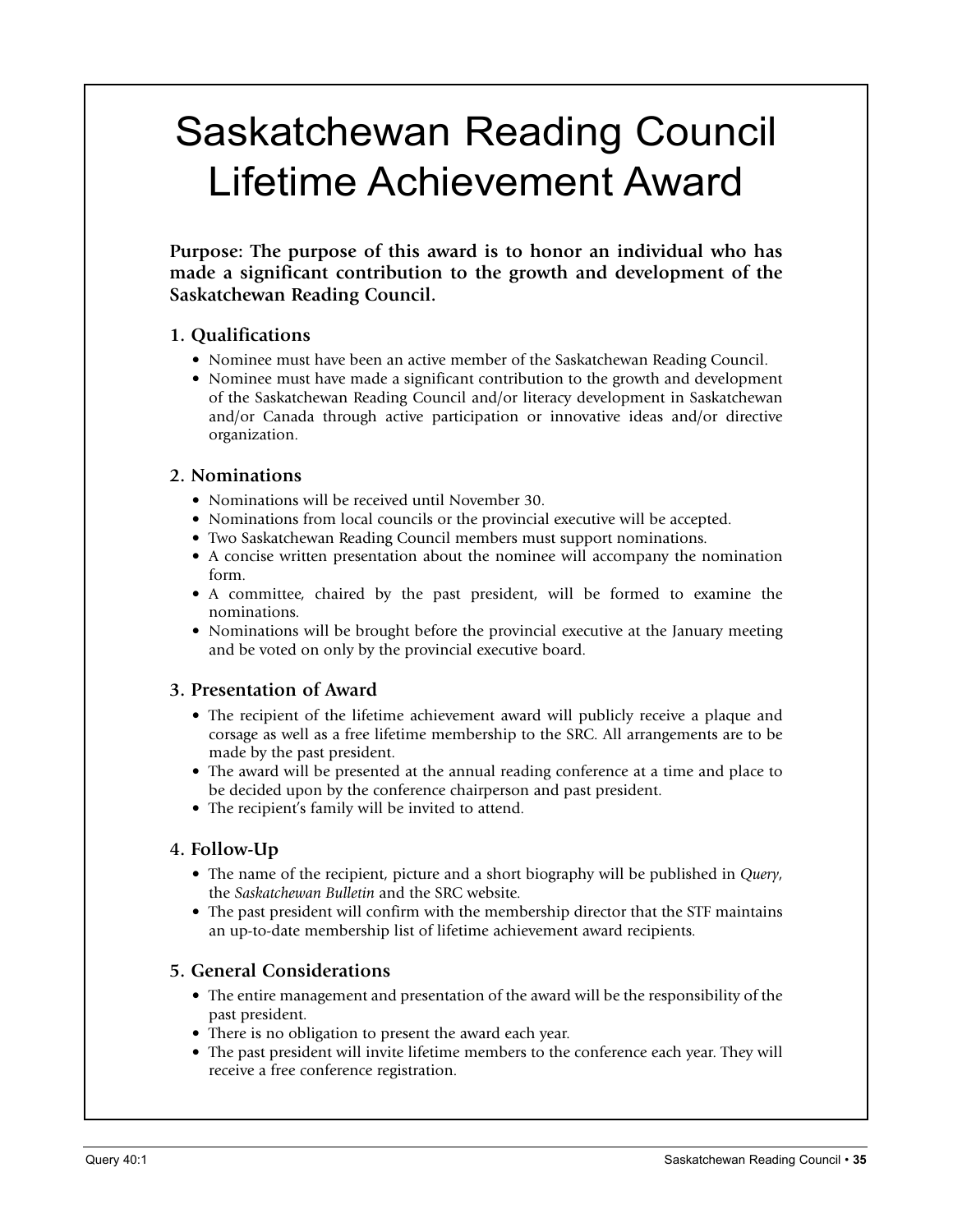# Saskatchewan Reading Council Lifetime Achievement Award

**Purpose: The purpose of this award is to honor an individual who has made a significant contribution to the growth and development of the Saskatchewan Reading Council.**

## 1. Qualifications

- Nominee must have been an active member of the Saskatchewan Reading Council.
- Nominee must have made a significant contribution to the growth and development of the Saskatchewan Reading Council and/or literacy development in Saskatchewan and/or Canada through active participation or innovative ideas and/or directive organization.

## 2. Nominations

- Nominations will be received until November 30.
- Nominations from local councils or the provincial executive will be accepted.
- Two Saskatchewan Reading Council members must support nominations.
- A concise written presentation about the nominee will accompany the nomination form.
- A committee, chaired by the past president, will be formed to examine the nominations.
- Nominations will be brought before the provincial executive at the January meeting and be voted on only by the provincial executive board.

## 3. Presentation of Award

- The recipient of the lifetime achievement award will publicly receive a plaque and corsage as well as a free lifetime membership to the SRC. All arrangements are to be made by the past president.
- The award will be presented at the annual reading conference at a time and place to be decided upon by the conference chairperson and past president.
- The recipient's family will be invited to attend.

## 4. Follow-Up

- The name of the recipient, picture and a short biography will be published in *Query*, the *Saskatchewan Bulletin* and the SRC website.
- The past president will confirm with the membership director that the STF maintains an up-to-date membership list of lifetime achievement award recipients.

## 5. General Considerations

- The entire management and presentation of the award will be the responsibility of the past president.
- There is no obligation to present the award each year.
- The past president will invite lifetime members to the conference each year. They will receive a free conference registration.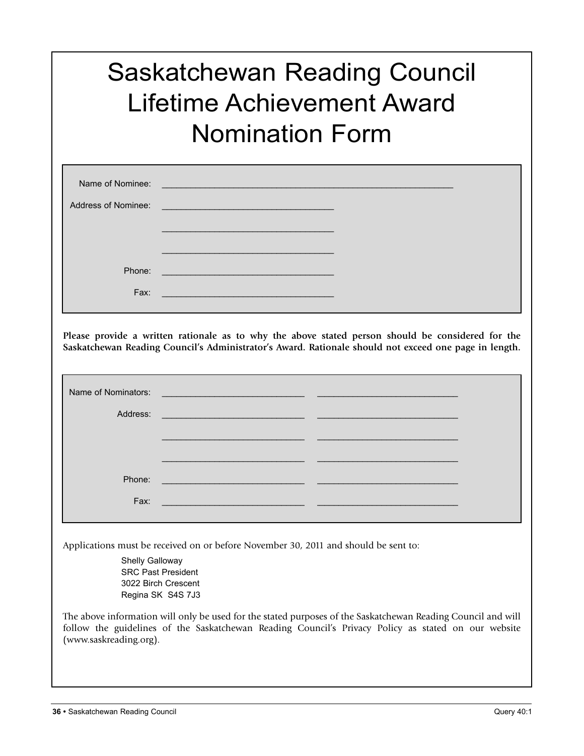# Saskatchewan Reading Council Lifetime Achievement Award Nomination Form

Name of Nominee: ____________________________________________________________

Address of Nominee: ___________________________________

___________________________________

___________________________________

Phone: ___________________________________

Fax: ___________________________________

**Please provide a written rationale as to why the above stated person should be considered for the Saskatchewan Reading Council's Administrator's Award. Rationale should not exceed one page in length.**

Name of Nominators: _____________________________ _____________________________

Address: _____________________________ _____________________________

_____________________________ _____________________________

_____________________________ _____________________________

Phone: _____________________________ _____________________________

Fax: _____________________________ _____________________________

Applications must be received on or before November 30, 2011 and should be sent to:

Shelly Galloway
SRC Past President
3022 Birch Crescent
Regina SK S4S 7J3

The above information will only be used for the stated purposes of the Saskatchewan Reading Council and will follow the guidelines of the Saskatchewan Reading Council's Privacy Policy as stated on our website (www.saskreading.org).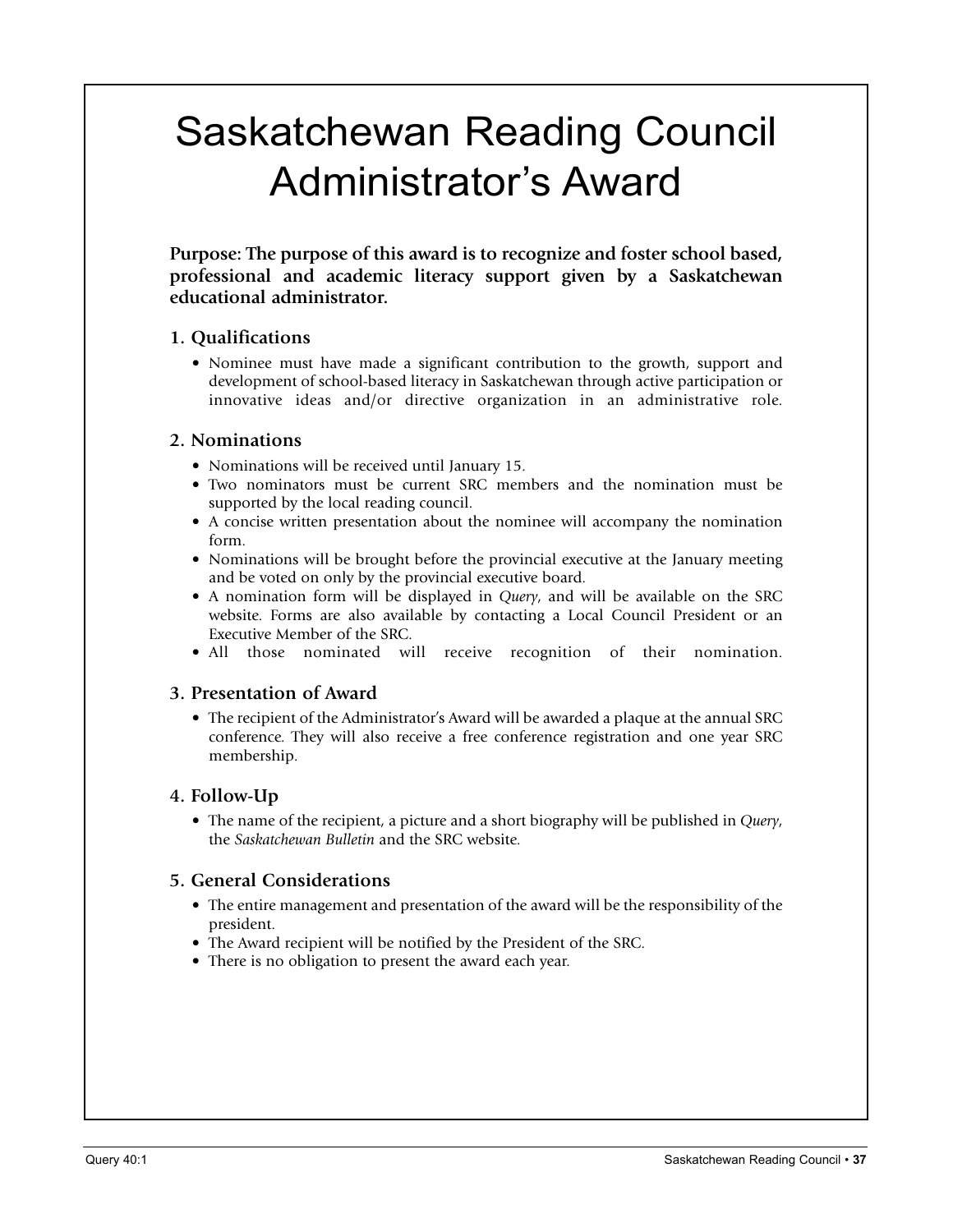# Saskatchewan Reading Council Administrator's Award

**Purpose: The purpose of this award is to recognize and foster school based, professional and academic literacy support given by a Saskatchewan educational administrator.**

## 1. Qualifications

- Nominee must have made a significant contribution to the growth, support and development of school-based literacy in Saskatchewan through active participation or innovative ideas and/or directive organization in an administrative role.

## 2. Nominations

- Nominations will be received until January 15.
- Two nominators must be current SRC members and the nomination must be supported by the local reading council.
- A concise written presentation about the nominee will accompany the nomination form.
- Nominations will be brought before the provincial executive at the January meeting and be voted on only by the provincial executive board.
- A nomination form will be displayed in *Query*, and will be available on the SRC website. Forms are also available by contacting a Local Council President or an Executive Member of the SRC.
- All those nominated will receive recognition of their nomination.

## 3. Presentation of Award

- The recipient of the Administrator's Award will be awarded a plaque at the annual SRC conference. They will also receive a free conference registration and one year SRC membership.

## 4. Follow-Up

- The name of the recipient, a picture and a short biography will be published in *Query*, the *Saskatchewan Bulletin* and the SRC website.

## 5. General Considerations

- The entire management and presentation of the award will be the responsibility of the president.
- The Award recipient will be notified by the President of the SRC.
- There is no obligation to present the award each year.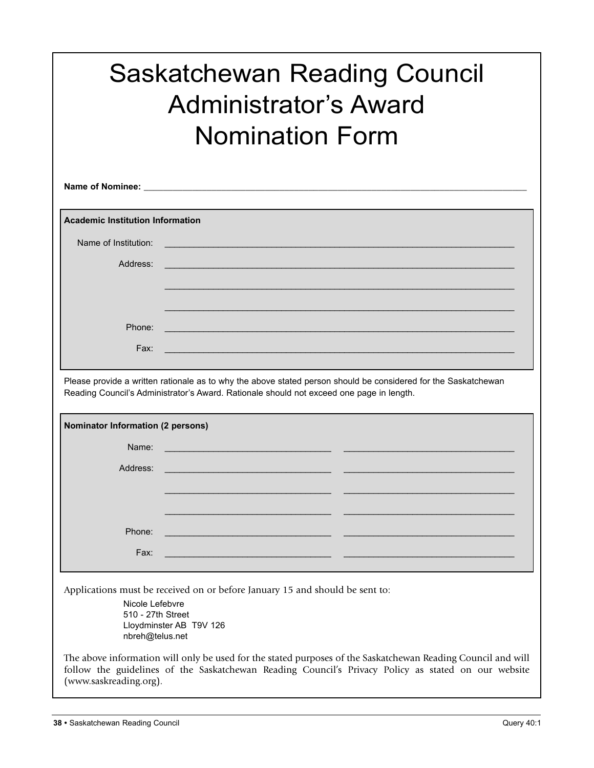# Saskatchewan Reading Council Administrator's Award Nomination Form

**Name of Nominee:** ______________________________________________________________________________

**Academic Institution Information**

Name of Institution: ______________________________________________________________________

Address: ______________________________________________________________________

______________________________________________________________________

______________________________________________________________________

Phone: ______________________________________________________________________

Fax: ______________________________________________________________________

Please provide a written rationale as to why the above stated person should be considered for the Saskatchewan Reading Council's Administrator's Award. Rationale should not exceed one page in length.

**Nominator Information (2 persons)**

| | | |
|---|---|---|
| Name: | ______________________________ | ______________________________ |
| Address: | ______________________________ | ______________________________ |
| | ______________________________ | ______________________________ |
| | ______________________________ | ______________________________ |
| Phone: | ______________________________ | ______________________________ |
| Fax: | ______________________________ | ______________________________ |

Applications must be received on or before January 15 and should be sent to:

Nicole Lefebvre
510 - 27th Street
Lloydminster AB T9V 126
nbreh@telus.net

The above information will only be used for the stated purposes of the Saskatchewan Reading Council and will follow the guidelines of the Saskatchewan Reading Council's Privacy Policy as stated on our website (www.saskreading.org).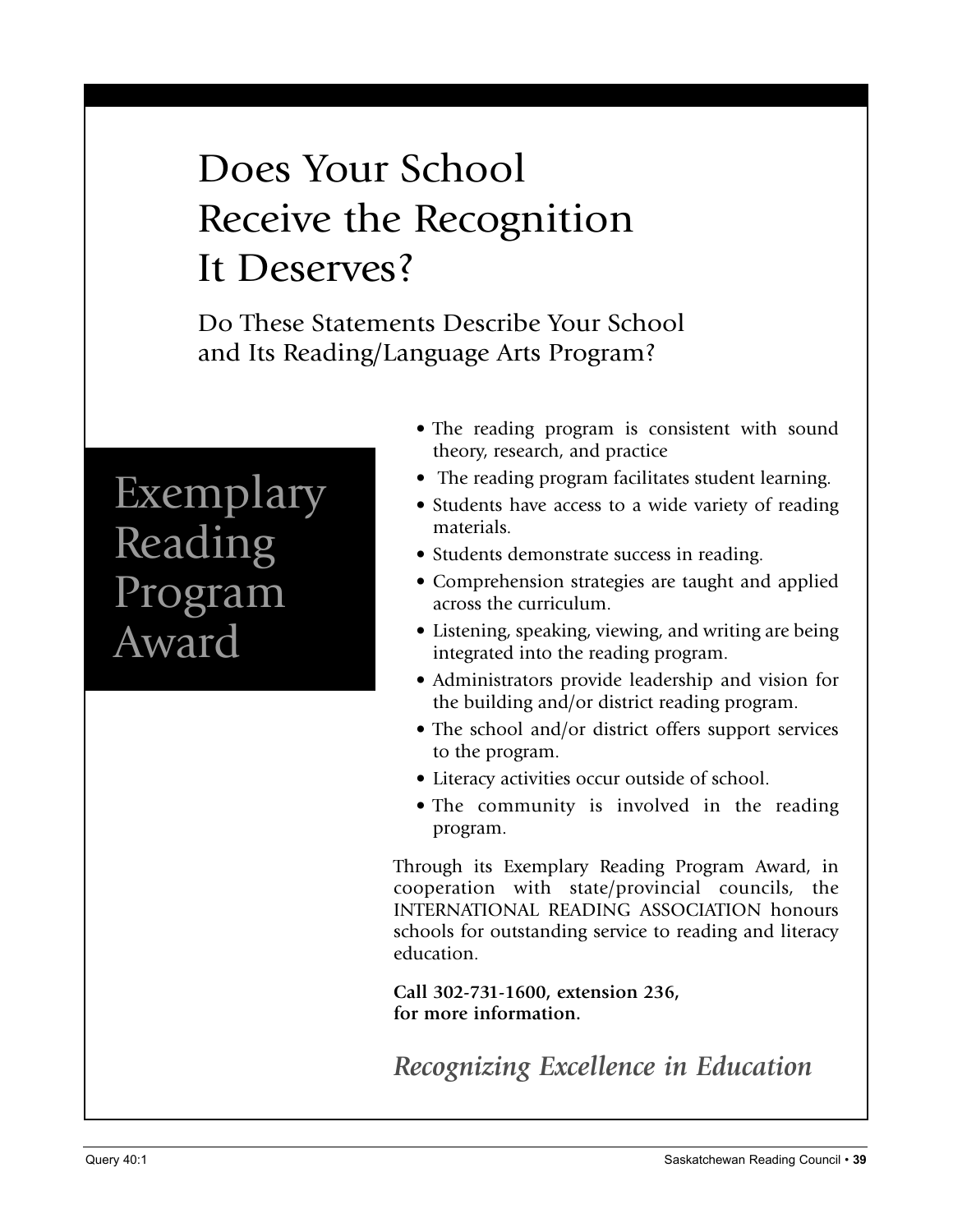# Does Your School Receive the Recognition It Deserves?

## Do These Statements Describe Your School and Its Reading/Language Arts Program?

## Exemplary Reading Program Award

- The reading program is consistent with sound theory, research, and practice
- The reading program facilitates student learning.
- Students have access to a wide variety of reading materials.
- Students demonstrate success in reading.
- Comprehension strategies are taught and applied across the curriculum.
- Listening, speaking, viewing, and writing are being integrated into the reading program.
- Administrators provide leadership and vision for the building and/or district reading program.
- The school and/or district offers support services to the program.
- Literacy activities occur outside of school.
- The community is involved in the reading program.

Through its Exemplary Reading Program Award, in cooperation with state/provincial councils, the INTERNATIONAL READING ASSOCIATION honours schools for outstanding service to reading and literacy education.

**Call 302-731-1600, extension 236, for more information.**

***Recognizing Excellence in Education***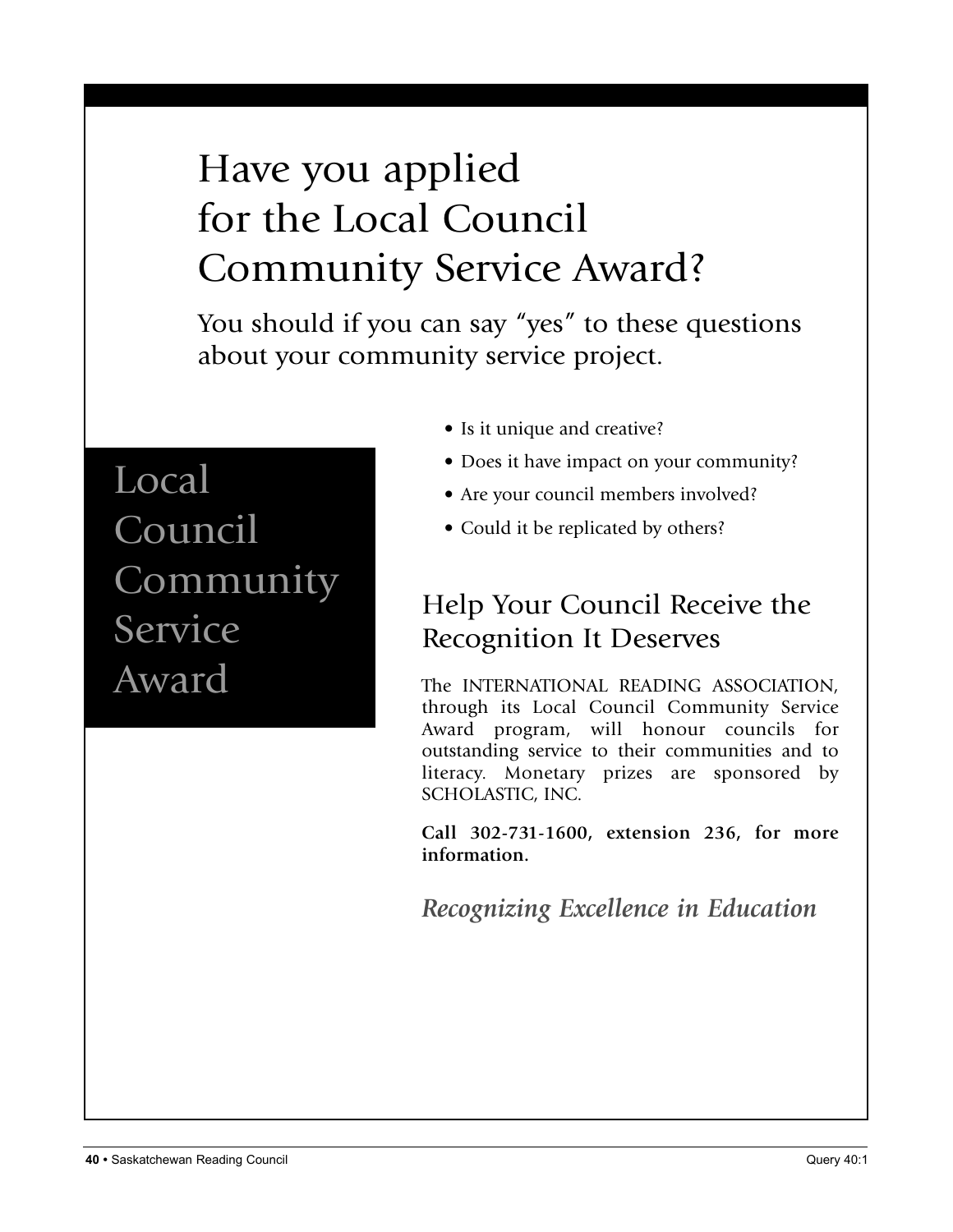# Have you applied for the Local Council Community Service Award?

You should if you can say "yes" to these questions about your community service project.

## Local Council Community Service Award

- Is it unique and creative?
- Does it have impact on your community?
- Are your council members involved?
- Could it be replicated by others?

## Help Your Council Receive the Recognition It Deserves

The INTERNATIONAL READING ASSOCIATION, through its Local Council Community Service Award program, will honour councils for outstanding service to their communities and to literacy. Monetary prizes are sponsored by SCHOLASTIC, INC.

**Call 302-731-1600, extension 236, for more information.**

*Recognizing Excellence in Education*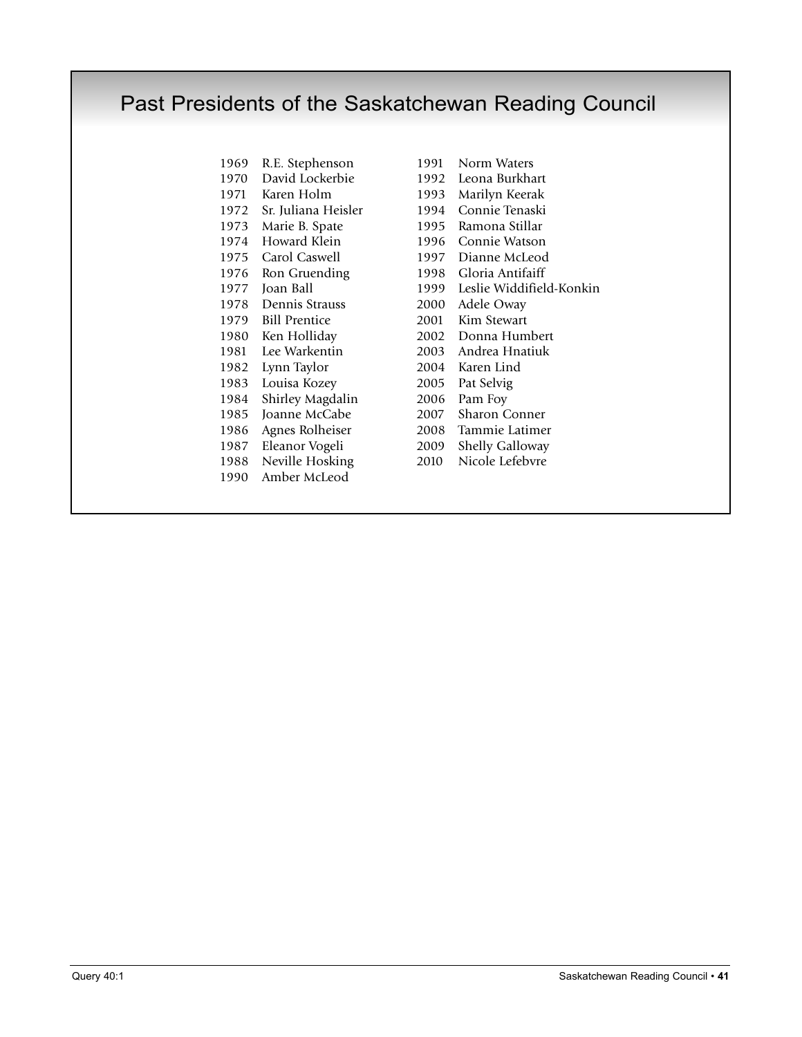# Past Presidents of the Saskatchewan Reading Council

1969 R.E. Stephenson
1970 David Lockerbie
1971 Karen Holm
1972 Sr. Juliana Heisler
1973 Marie B. Spate
1974 Howard Klein
1975 Carol Caswell
1976 Ron Gruending
1977 Joan Ball
1978 Dennis Strauss
1979 Bill Prentice
1980 Ken Holliday
1981 Lee Warkentin
1982 Lynn Taylor
1983 Louisa Kozey
1984 Shirley Magdalin
1985 Joanne McCabe
1986 Agnes Rolheiser
1987 Eleanor Vogeli
1988 Neville Hosking
1990 Amber McLeod
1991 Norm Waters
1992 Leona Burkhart
1993 Marilyn Keerak
1994 Connie Tenaski
1995 Ramona Stillar
1996 Connie Watson
1997 Dianne McLeod
1998 Gloria Antifaiff
1999 Leslie Widdifield-Konkin
2000 Adele Oway
2001 Kim Stewart
2002 Donna Humbert
2003 Andrea Hnatiuk
2004 Karen Lind
2005 Pat Selvig
2006 Pam Foy
2007 Sharon Conner
2008 Tammie Latimer
2009 Shelly Galloway
2010 Nicole Lefebvre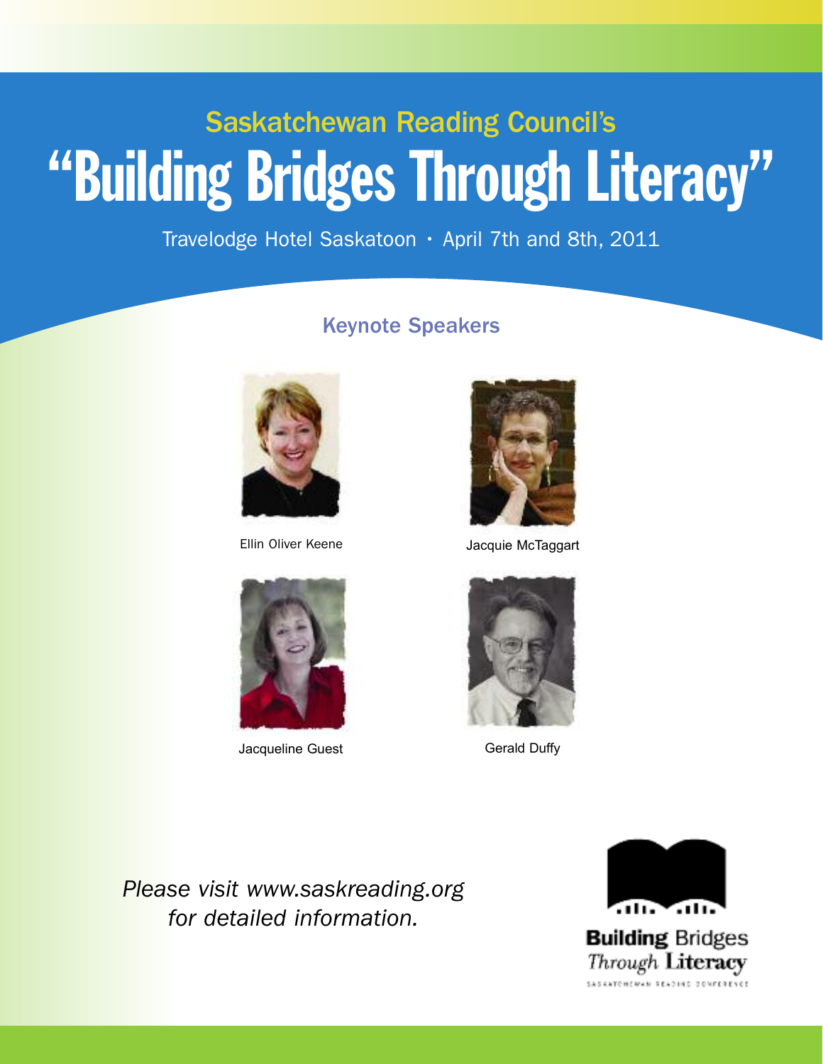Saskatchewan Reading Council's

# "Building Bridges Through Literacy"

Travelodge Hotel Saskatoon • April 7th and 8th, 2011

## Keynote Speakers

Ellin Oliver Keene

Jacquie McTaggart

Jacqueline Guest

Gerald Duffy

*Please visit www.saskreading.org for detailed information.*

**Building** Bridges
*Through* **Literacy**
SASKATCHEWAN READING CONFERENCE